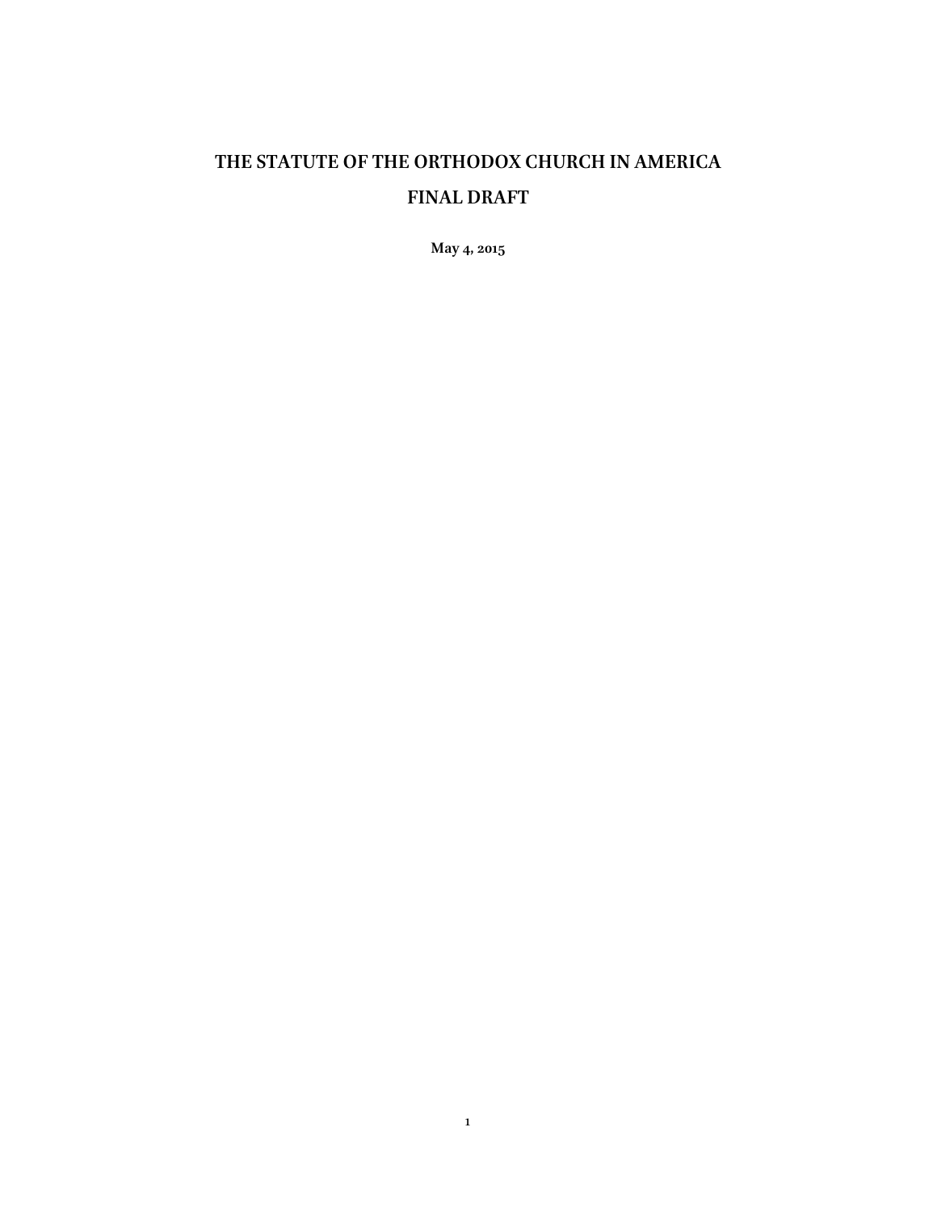# THE STATUTE OF THE ORTHODOX CHURCH IN AMERICA

# FINAL DRAFT

**May 4, 2015**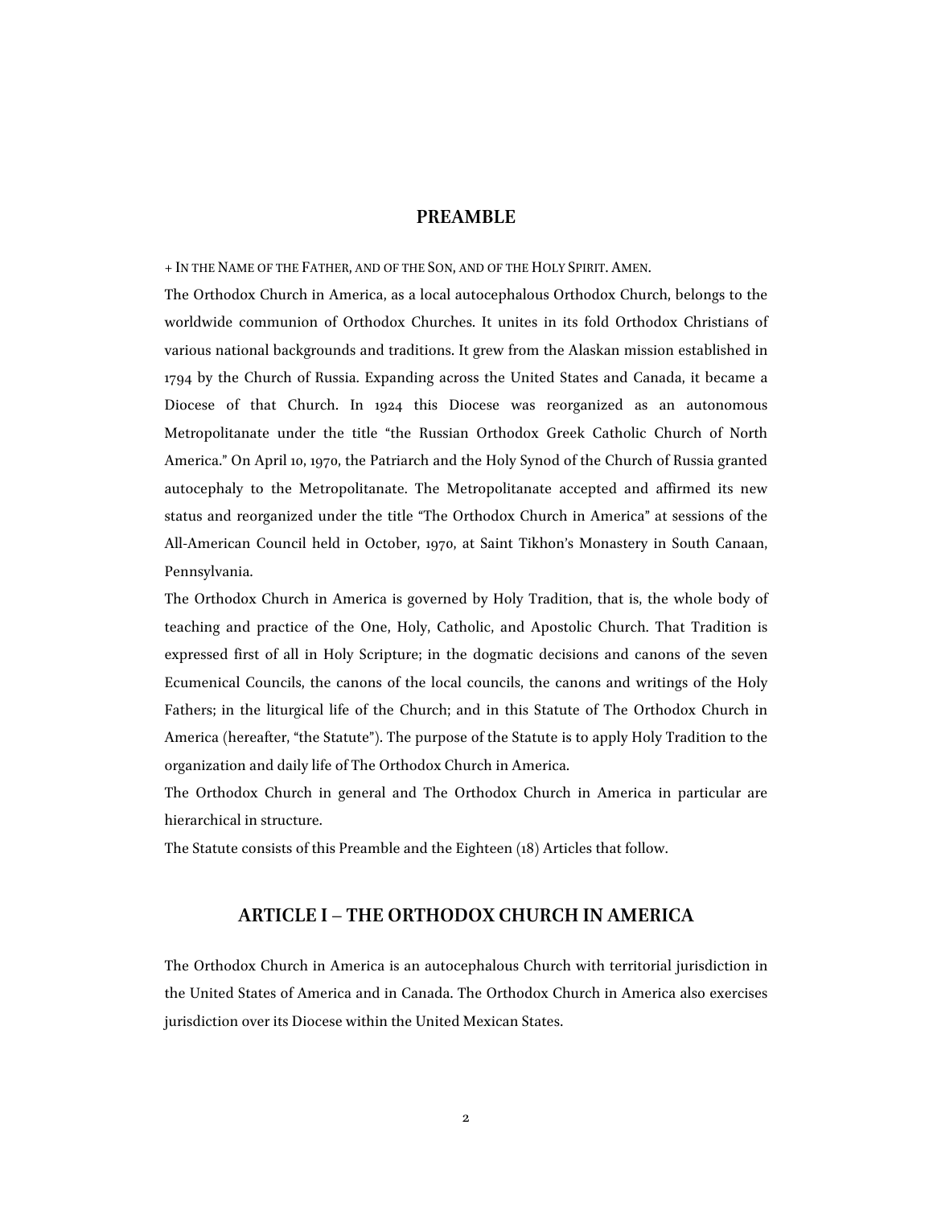## PREAMBLE

+ IN THE NAME OF THE FATHER, AND OF THE SON, AND OF THE HOLY SPIRIT. AMEN.

The Orthodox Church in America, as a local autocephalous Orthodox Church, belongs to the worldwide communion of Orthodox Churches. It unites in its fold Orthodox Christians of various national backgrounds and traditions. It grew from the Alaskan mission established in 1794 by the Church of Russia. Expanding across the United States and Canada, it became a Diocese of that Church. In 1924 this Diocese was reorganized as an autonomous Metropolitanate under the title "the Russian Orthodox Greek Catholic Church of North America." On April 10, 1970, the Patriarch and the Holy Synod of the Church of Russia granted autocephaly to the Metropolitanate. The Metropolitanate accepted and affirmed its new status and reorganized under the title "The Orthodox Church in America" at sessions of the All-American Council held in October, 1970, at Saint Tikhon's Monastery in South Canaan, Pennsylvania.

The Orthodox Church in America is governed by Holy Tradition, that is, the whole body of teaching and practice of the One, Holy, Catholic, and Apostolic Church. That Tradition is expressed first of all in Holy Scripture; in the dogmatic decisions and canons of the seven Ecumenical Councils, the canons of the local councils, the canons and writings of the Holy Fathers; in the liturgical life of the Church; and in this Statute of The Orthodox Church in America (hereafter, "the Statute"). The purpose of the Statute is to apply Holy Tradition to the organization and daily life of The Orthodox Church in America.

The Orthodox Church in general and The Orthodox Church in America in particular are hierarchical in structure.

The Statute consists of this Preamble and the Eighteen (18) Articles that follow.

## ARTICLE I – THE ORTHODOX CHURCH IN AMERICA

The Orthodox Church in America is an autocephalous Church with territorial jurisdiction in the United States of America and in Canada. The Orthodox Church in America also exercises jurisdiction over its Diocese within the United Mexican States.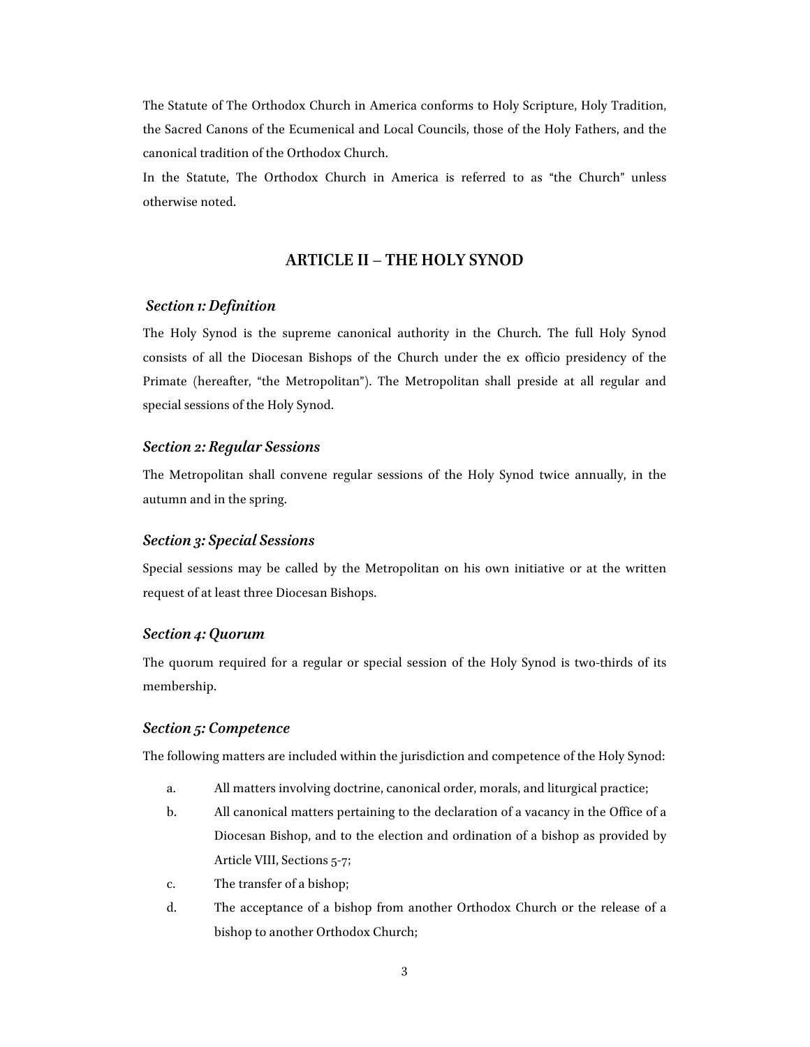The Statute of The Orthodox Church in America conforms to Holy Scripture, Holy Tradition, the Sacred Canons of the Ecumenical and Local Councils, those of the Holy Fathers, and the canonical tradition of the Orthodox Church.

In the Statute, The Orthodox Church in America is referred to as "the Church" unless otherwise noted.

## ARTICLE II – THE HOLY SYNOD

### *Section 1: Definition*

The Holy Synod is the supreme canonical authority in the Church. The full Holy Synod consists of all the Diocesan Bishops of the Church under the ex officio presidency of the Primate (hereafter, "the Metropolitan"). The Metropolitan shall preside at all regular and special sessions of the Holy Synod.

### *Section 2: Regular Sessions*

The Metropolitan shall convene regular sessions of the Holy Synod twice annually, in the autumn and in the spring.

### *Section 3: Special Sessions*

Special sessions may be called by the Metropolitan on his own initiative or at the written request of at least three Diocesan Bishops.

### *Section 4: Quorum*

The quorum required for a regular or special session of the Holy Synod is two-thirds of its membership.

### *Section 5: Competence*

The following matters are included within the jurisdiction and competence of the Holy Synod:

a. All matters involving doctrine, canonical order, morals, and liturgical practice;

b. All canonical matters pertaining to the declaration of a vacancy in the Office of a Diocesan Bishop, and to the election and ordination of a bishop as provided by Article VIII, Sections 5-7;

c. The transfer of a bishop;

d. The acceptance of a bishop from another Orthodox Church or the release of a bishop to another Orthodox Church;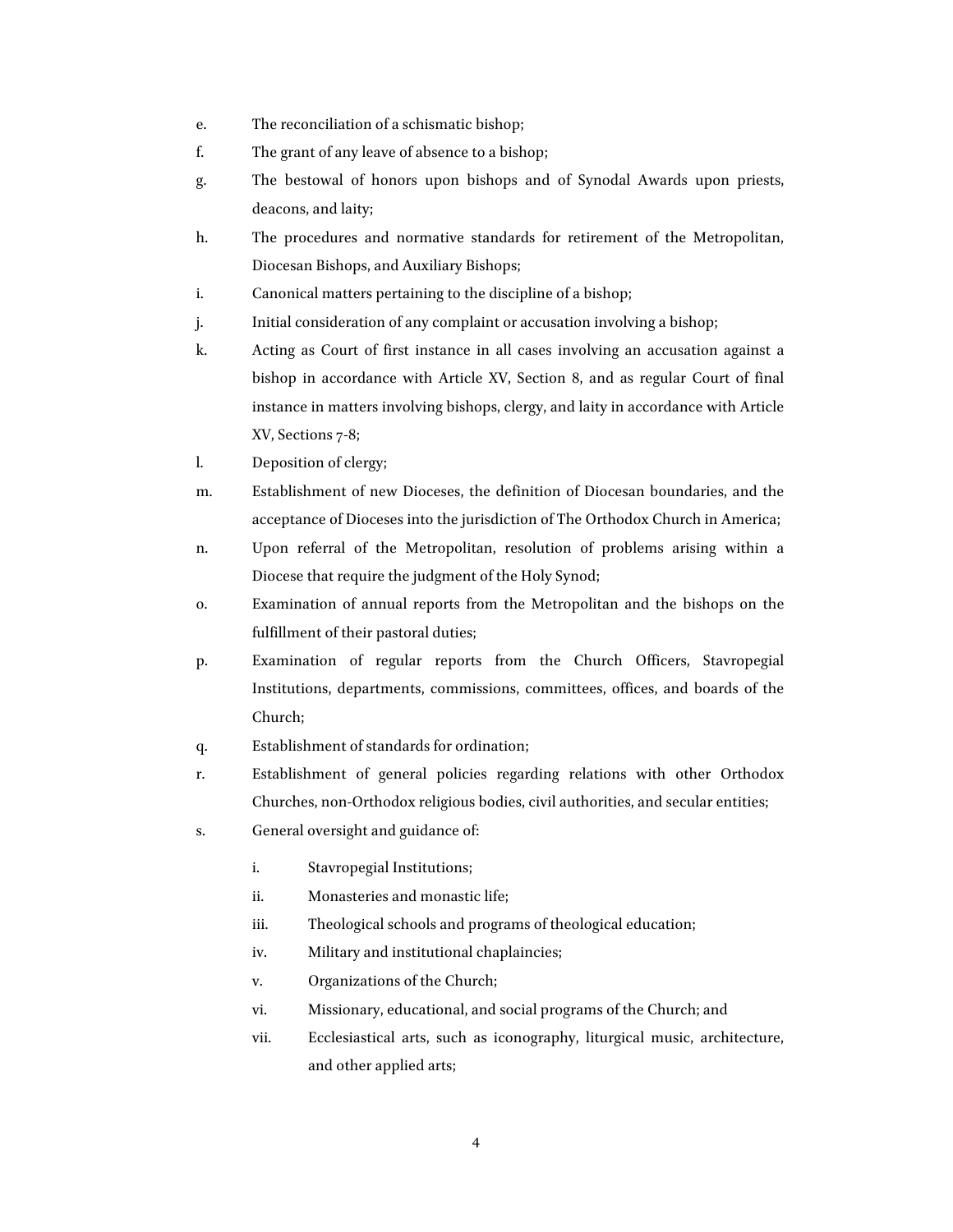e. The reconciliation of a schismatic bishop;

f. The grant of any leave of absence to a bishop;

g. The bestowal of honors upon bishops and of Synodal Awards upon priests, deacons, and laity;

h. The procedures and normative standards for retirement of the Metropolitan, Diocesan Bishops, and Auxiliary Bishops;

i. Canonical matters pertaining to the discipline of a bishop;

j. Initial consideration of any complaint or accusation involving a bishop;

k. Acting as Court of first instance in all cases involving an accusation against a bishop in accordance with Article XV, Section 8, and as regular Court of final instance in matters involving bishops, clergy, and laity in accordance with Article XV, Sections 7-8;

l. Deposition of clergy;

m. Establishment of new Dioceses, the definition of Diocesan boundaries, and the acceptance of Dioceses into the jurisdiction of The Orthodox Church in America;

n. Upon referral of the Metropolitan, resolution of problems arising within a Diocese that require the judgment of the Holy Synod;

o. Examination of annual reports from the Metropolitan and the bishops on the fulfillment of their pastoral duties;

p. Examination of regular reports from the Church Officers, Stavropegial Institutions, departments, commissions, committees, offices, and boards of the Church;

q. Establishment of standards for ordination;

r. Establishment of general policies regarding relations with other Orthodox Churches, non-Orthodox religious bodies, civil authorities, and secular entities;

s. General oversight and guidance of:

    i. Stavropegial Institutions;

    ii. Monasteries and monastic life;

    iii. Theological schools and programs of theological education;

    iv. Military and institutional chaplaincies;

    v. Organizations of the Church;

    vi. Missionary, educational, and social programs of the Church; and

    vii. Ecclesiastical arts, such as iconography, liturgical music, architecture, and other applied arts;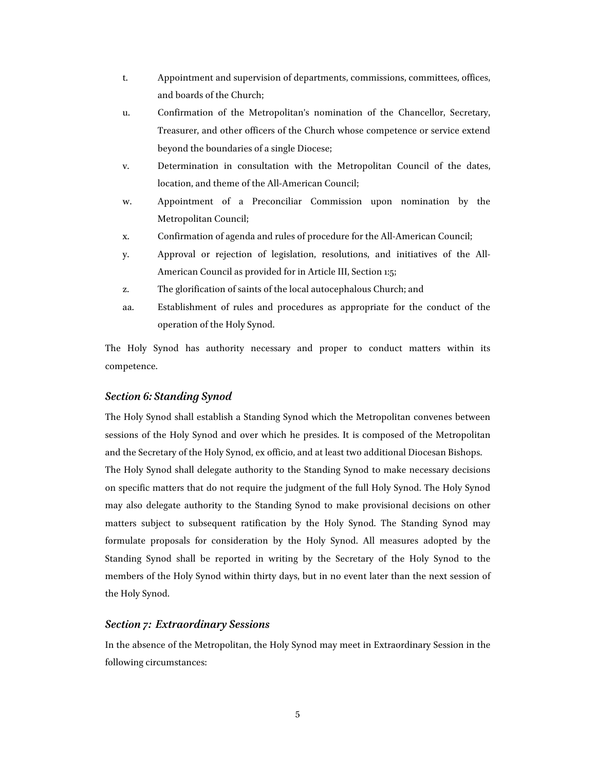t. Appointment and supervision of departments, commissions, committees, offices, and boards of the Church;

u. Confirmation of the Metropolitan's nomination of the Chancellor, Secretary, Treasurer, and other officers of the Church whose competence or service extend beyond the boundaries of a single Diocese;

v. Determination in consultation with the Metropolitan Council of the dates, location, and theme of the All-American Council;

w. Appointment of a Preconciliar Commission upon nomination by the Metropolitan Council;

x. Confirmation of agenda and rules of procedure for the All-American Council;

y. Approval or rejection of legislation, resolutions, and initiatives of the All-American Council as provided for in Article III, Section 1:5;

z. The glorification of saints of the local autocephalous Church; and

aa. Establishment of rules and procedures as appropriate for the conduct of the operation of the Holy Synod.

The Holy Synod has authority necessary and proper to conduct matters within its competence.

### *Section 6: Standing Synod*

The Holy Synod shall establish a Standing Synod which the Metropolitan convenes between sessions of the Holy Synod and over which he presides. It is composed of the Metropolitan and the Secretary of the Holy Synod, ex officio, and at least two additional Diocesan Bishops.

The Holy Synod shall delegate authority to the Standing Synod to make necessary decisions on specific matters that do not require the judgment of the full Holy Synod. The Holy Synod may also delegate authority to the Standing Synod to make provisional decisions on other matters subject to subsequent ratification by the Holy Synod. The Standing Synod may formulate proposals for consideration by the Holy Synod. All measures adopted by the Standing Synod shall be reported in writing by the Secretary of the Holy Synod to the members of the Holy Synod within thirty days, but in no event later than the next session of the Holy Synod.

### *Section 7: Extraordinary Sessions*

In the absence of the Metropolitan, the Holy Synod may meet in Extraordinary Session in the following circumstances: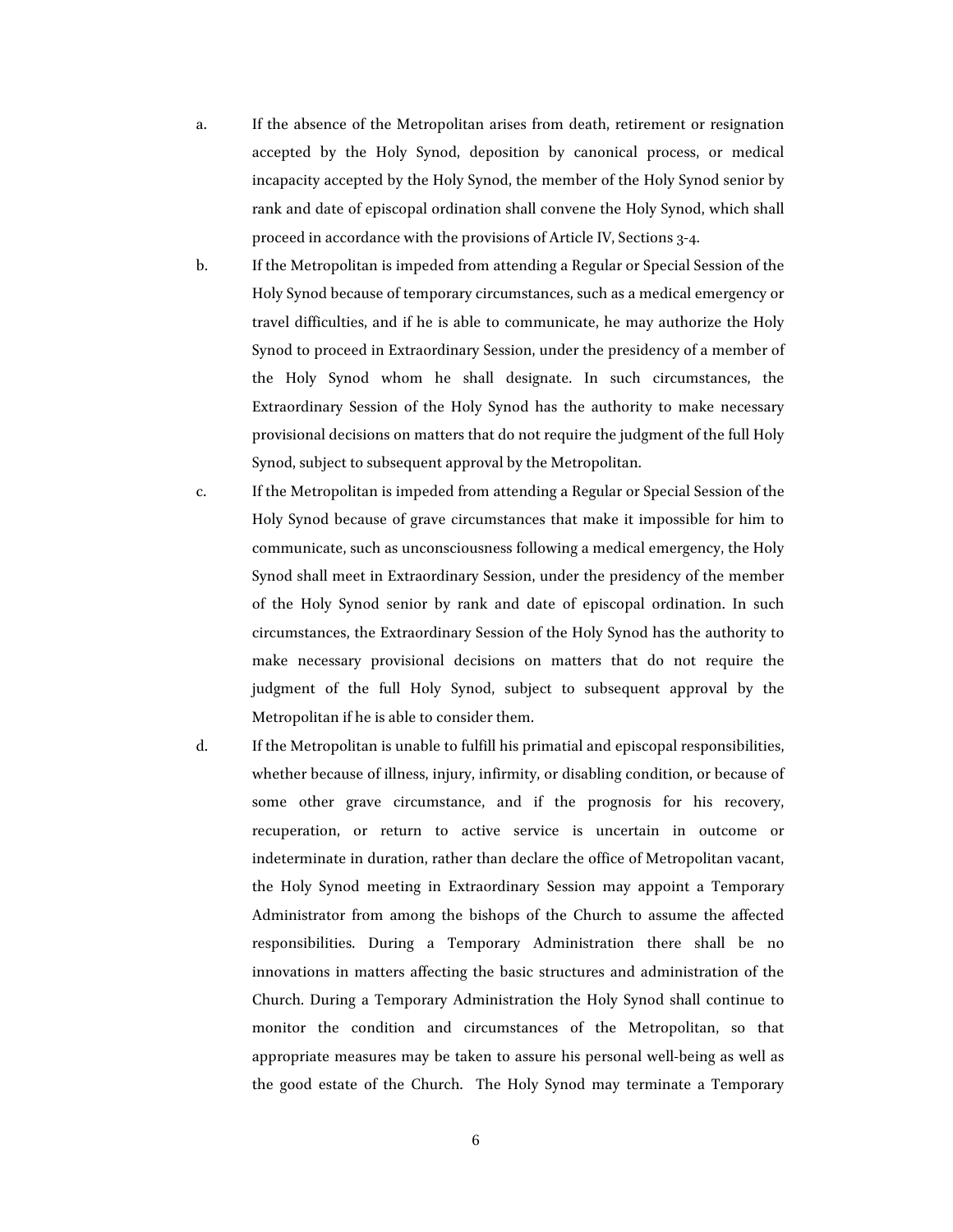a. If the absence of the Metropolitan arises from death, retirement or resignation accepted by the Holy Synod, deposition by canonical process, or medical incapacity accepted by the Holy Synod, the member of the Holy Synod senior by rank and date of episcopal ordination shall convene the Holy Synod, which shall proceed in accordance with the provisions of Article IV, Sections 3-4.

b. If the Metropolitan is impeded from attending a Regular or Special Session of the Holy Synod because of temporary circumstances, such as a medical emergency or travel difficulties, and if he is able to communicate, he may authorize the Holy Synod to proceed in Extraordinary Session, under the presidency of a member of the Holy Synod whom he shall designate. In such circumstances, the Extraordinary Session of the Holy Synod has the authority to make necessary provisional decisions on matters that do not require the judgment of the full Holy Synod, subject to subsequent approval by the Metropolitan.

c. If the Metropolitan is impeded from attending a Regular or Special Session of the Holy Synod because of grave circumstances that make it impossible for him to communicate, such as unconsciousness following a medical emergency, the Holy Synod shall meet in Extraordinary Session, under the presidency of the member of the Holy Synod senior by rank and date of episcopal ordination. In such circumstances, the Extraordinary Session of the Holy Synod has the authority to make necessary provisional decisions on matters that do not require the judgment of the full Holy Synod, subject to subsequent approval by the Metropolitan if he is able to consider them.

d. If the Metropolitan is unable to fulfill his primatial and episcopal responsibilities, whether because of illness, injury, infirmity, or disabling condition, or because of some other grave circumstance, and if the prognosis for his recovery, recuperation, or return to active service is uncertain in outcome or indeterminate in duration, rather than declare the office of Metropolitan vacant, the Holy Synod meeting in Extraordinary Session may appoint a Temporary Administrator from among the bishops of the Church to assume the affected responsibilities. During a Temporary Administration there shall be no innovations in matters affecting the basic structures and administration of the Church. During a Temporary Administration the Holy Synod shall continue to monitor the condition and circumstances of the Metropolitan, so that appropriate measures may be taken to assure his personal well-being as well as the good estate of the Church. The Holy Synod may terminate a Temporary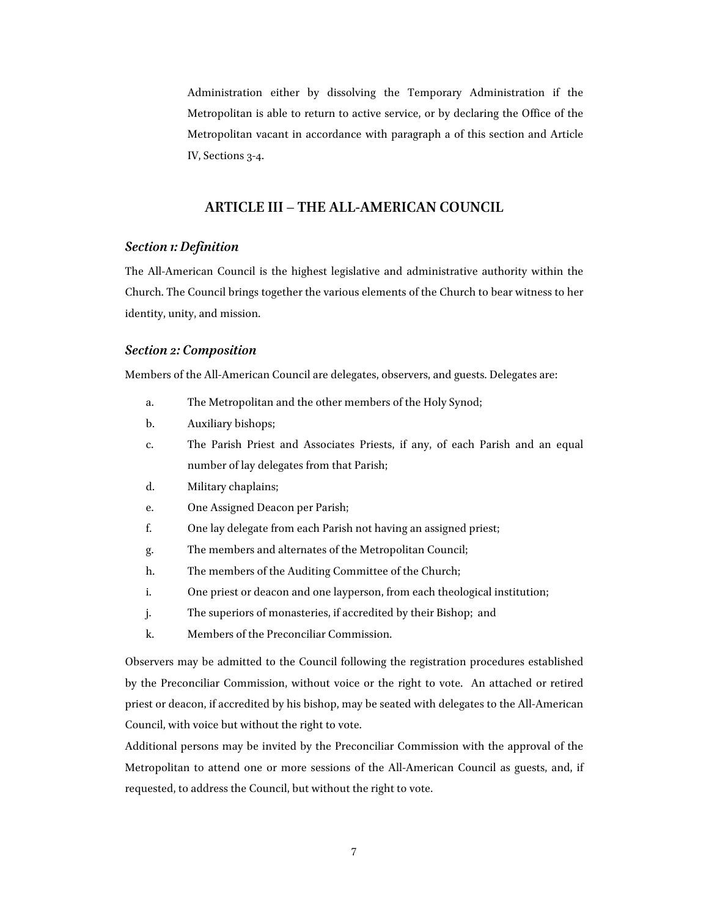Administration either by dissolving the Temporary Administration if the Metropolitan is able to return to active service, or by declaring the Office of the Metropolitan vacant in accordance with paragraph a of this section and Article IV, Sections 3-4.

## ARTICLE III – THE ALL-AMERICAN COUNCIL

### *Section 1: Definition*

The All-American Council is the highest legislative and administrative authority within the Church. The Council brings together the various elements of the Church to bear witness to her identity, unity, and mission.

### *Section 2: Composition*

Members of the All-American Council are delegates, observers, and guests. Delegates are:

a. The Metropolitan and the other members of the Holy Synod;

b. Auxiliary bishops;

c. The Parish Priest and Associates Priests, if any, of each Parish and an equal number of lay delegates from that Parish;

d. Military chaplains;

e. One Assigned Deacon per Parish;

f. One lay delegate from each Parish not having an assigned priest;

g. The members and alternates of the Metropolitan Council;

h. The members of the Auditing Committee of the Church;

i. One priest or deacon and one layperson, from each theological institution;

j. The superiors of monasteries, if accredited by their Bishop; and

k. Members of the Preconciliar Commission.

Observers may be admitted to the Council following the registration procedures established by the Preconciliar Commission, without voice or the right to vote. An attached or retired priest or deacon, if accredited by his bishop, may be seated with delegates to the All-American Council, with voice but without the right to vote.

Additional persons may be invited by the Preconciliar Commission with the approval of the Metropolitan to attend one or more sessions of the All-American Council as guests, and, if requested, to address the Council, but without the right to vote.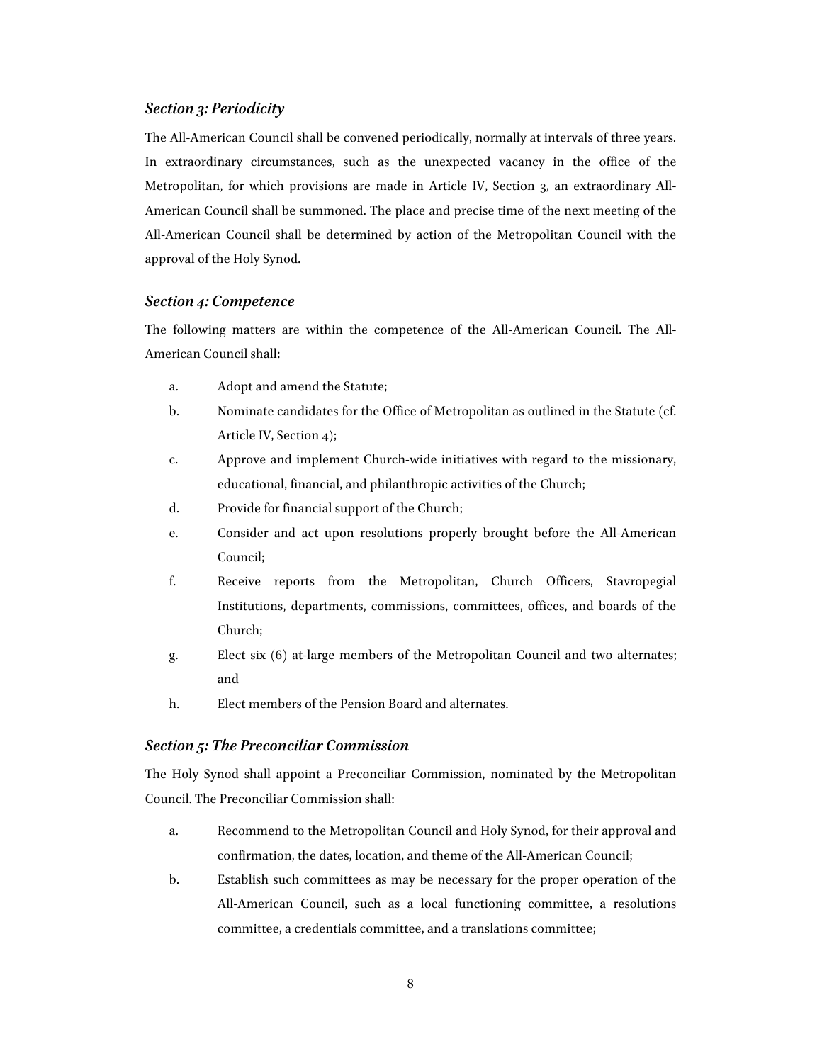### *Section 3: Periodicity*

The All-American Council shall be convened periodically, normally at intervals of three years. In extraordinary circumstances, such as the unexpected vacancy in the office of the Metropolitan, for which provisions are made in Article IV, Section 3, an extraordinary All-American Council shall be summoned. The place and precise time of the next meeting of the All-American Council shall be determined by action of the Metropolitan Council with the approval of the Holy Synod.

### *Section 4: Competence*

The following matters are within the competence of the All-American Council. The All-American Council shall:

- a. Adopt and amend the Statute;
- b. Nominate candidates for the Office of Metropolitan as outlined in the Statute (cf. Article IV, Section 4);
- c. Approve and implement Church-wide initiatives with regard to the missionary, educational, financial, and philanthropic activities of the Church;
- d. Provide for financial support of the Church;
- e. Consider and act upon resolutions properly brought before the All-American Council;
- f. Receive reports from the Metropolitan, Church Officers, Stavropegial Institutions, departments, commissions, committees, offices, and boards of the Church;
- g. Elect six (6) at-large members of the Metropolitan Council and two alternates; and
- h. Elect members of the Pension Board and alternates.

### *Section 5: The Preconciliar Commission*

The Holy Synod shall appoint a Preconciliar Commission, nominated by the Metropolitan Council. The Preconciliar Commission shall:

- a. Recommend to the Metropolitan Council and Holy Synod, for their approval and confirmation, the dates, location, and theme of the All-American Council;
- b. Establish such committees as may be necessary for the proper operation of the All-American Council, such as a local functioning committee, a resolutions committee, a credentials committee, and a translations committee;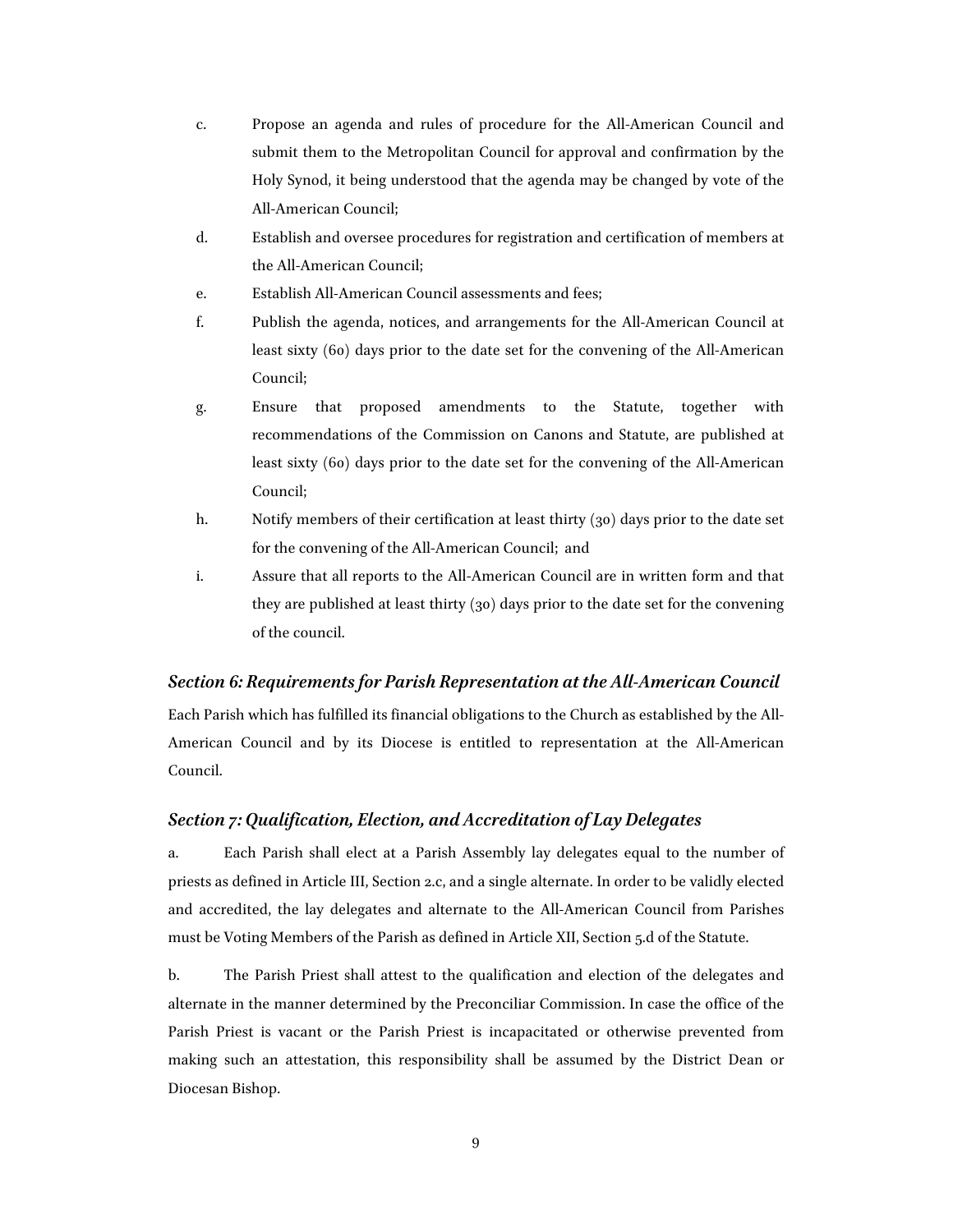c. Propose an agenda and rules of procedure for the All-American Council and submit them to the Metropolitan Council for approval and confirmation by the Holy Synod, it being understood that the agenda may be changed by vote of the All-American Council;

d. Establish and oversee procedures for registration and certification of members at the All-American Council;

e. Establish All-American Council assessments and fees;

f. Publish the agenda, notices, and arrangements for the All-American Council at least sixty (60) days prior to the date set for the convening of the All-American Council;

g. Ensure that proposed amendments to the Statute, together with recommendations of the Commission on Canons and Statute, are published at least sixty (60) days prior to the date set for the convening of the All-American Council;

h. Notify members of their certification at least thirty (30) days prior to the date set for the convening of the All-American Council; and

i. Assure that all reports to the All-American Council are in written form and that they are published at least thirty (30) days prior to the date set for the convening of the council.

### *Section 6: Requirements for Parish Representation at the All-American Council*

Each Parish which has fulfilled its financial obligations to the Church as established by the All-American Council and by its Diocese is entitled to representation at the All-American Council.

### *Section 7: Qualification, Election, and Accreditation of Lay Delegates*

a. Each Parish shall elect at a Parish Assembly lay delegates equal to the number of priests as defined in Article III, Section 2.c, and a single alternate. In order to be validly elected and accredited, the lay delegates and alternate to the All-American Council from Parishes must be Voting Members of the Parish as defined in Article XII, Section 5.d of the Statute.

b. The Parish Priest shall attest to the qualification and election of the delegates and alternate in the manner determined by the Preconciliar Commission. In case the office of the Parish Priest is vacant or the Parish Priest is incapacitated or otherwise prevented from making such an attestation, this responsibility shall be assumed by the District Dean or Diocesan Bishop.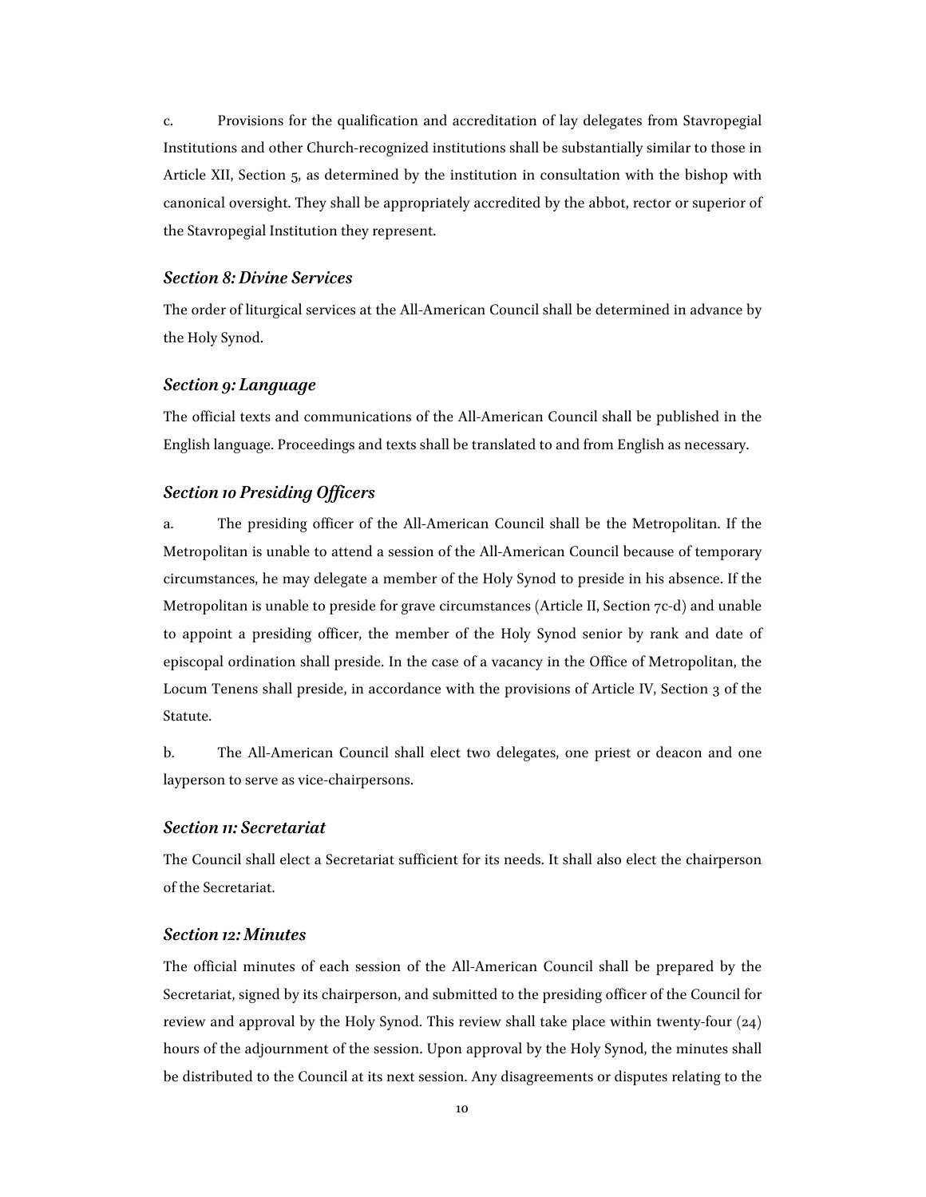c. Provisions for the qualification and accreditation of lay delegates from Stavropegial Institutions and other Church-recognized institutions shall be substantially similar to those in Article XII, Section 5, as determined by the institution in consultation with the bishop with canonical oversight. They shall be appropriately accredited by the abbot, rector or superior of the Stavropegial Institution they represent.

### *Section 8: Divine Services*

The order of liturgical services at the All-American Council shall be determined in advance by the Holy Synod.

### *Section 9: Language*

The official texts and communications of the All-American Council shall be published in the English language. Proceedings and texts shall be translated to and from English as necessary.

### *Section 10 Presiding Officers*

a. The presiding officer of the All-American Council shall be the Metropolitan. If the Metropolitan is unable to attend a session of the All-American Council because of temporary circumstances, he may delegate a member of the Holy Synod to preside in his absence. If the Metropolitan is unable to preside for grave circumstances (Article II, Section 7c-d) and unable to appoint a presiding officer, the member of the Holy Synod senior by rank and date of episcopal ordination shall preside. In the case of a vacancy in the Office of Metropolitan, the Locum Tenens shall preside, in accordance with the provisions of Article IV, Section 3 of the Statute.

b. The All-American Council shall elect two delegates, one priest or deacon and one layperson to serve as vice-chairpersons.

### *Section 11: Secretariat*

The Council shall elect a Secretariat sufficient for its needs. It shall also elect the chairperson of the Secretariat.

### *Section 12: Minutes*

The official minutes of each session of the All-American Council shall be prepared by the Secretariat, signed by its chairperson, and submitted to the presiding officer of the Council for review and approval by the Holy Synod. This review shall take place within twenty-four (24) hours of the adjournment of the session. Upon approval by the Holy Synod, the minutes shall be distributed to the Council at its next session. Any disagreements or disputes relating to the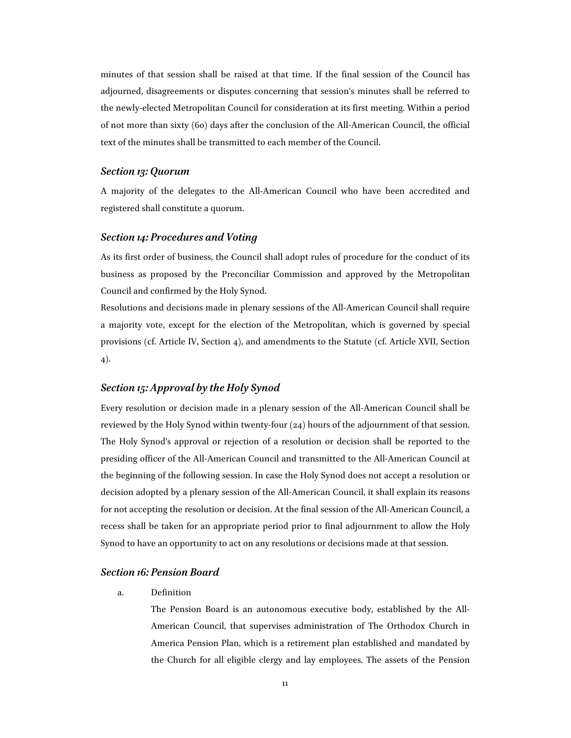minutes of that session shall be raised at that time. If the final session of the Council has adjourned, disagreements or disputes concerning that session's minutes shall be referred to the newly-elected Metropolitan Council for consideration at its first meeting. Within a period of not more than sixty (60) days after the conclusion of the All-American Council, the official text of the minutes shall be transmitted to each member of the Council.

### *Section 13: Quorum*

A majority of the delegates to the All-American Council who have been accredited and registered shall constitute a quorum.

### *Section 14: Procedures and Voting*

As its first order of business, the Council shall adopt rules of procedure for the conduct of its business as proposed by the Preconciliar Commission and approved by the Metropolitan Council and confirmed by the Holy Synod.

Resolutions and decisions made in plenary sessions of the All-American Council shall require a majority vote, except for the election of the Metropolitan, which is governed by special provisions (cf. Article IV, Section 4), and amendments to the Statute (cf. Article XVII, Section 4).

### *Section 15: Approval by the Holy Synod*

Every resolution or decision made in a plenary session of the All-American Council shall be reviewed by the Holy Synod within twenty-four (24) hours of the adjournment of that session. The Holy Synod's approval or rejection of a resolution or decision shall be reported to the presiding officer of the All-American Council and transmitted to the All-American Council at the beginning of the following session. In case the Holy Synod does not accept a resolution or decision adopted by a plenary session of the All-American Council, it shall explain its reasons for not accepting the resolution or decision. At the final session of the All-American Council, a recess shall be taken for an appropriate period prior to final adjournment to allow the Holy Synod to have an opportunity to act on any resolutions or decisions made at that session.

### *Section 16: Pension Board*

a. Definition

The Pension Board is an autonomous executive body, established by the All-American Council, that supervises administration of The Orthodox Church in America Pension Plan, which is a retirement plan established and mandated by the Church for all eligible clergy and lay employees. The assets of the Pension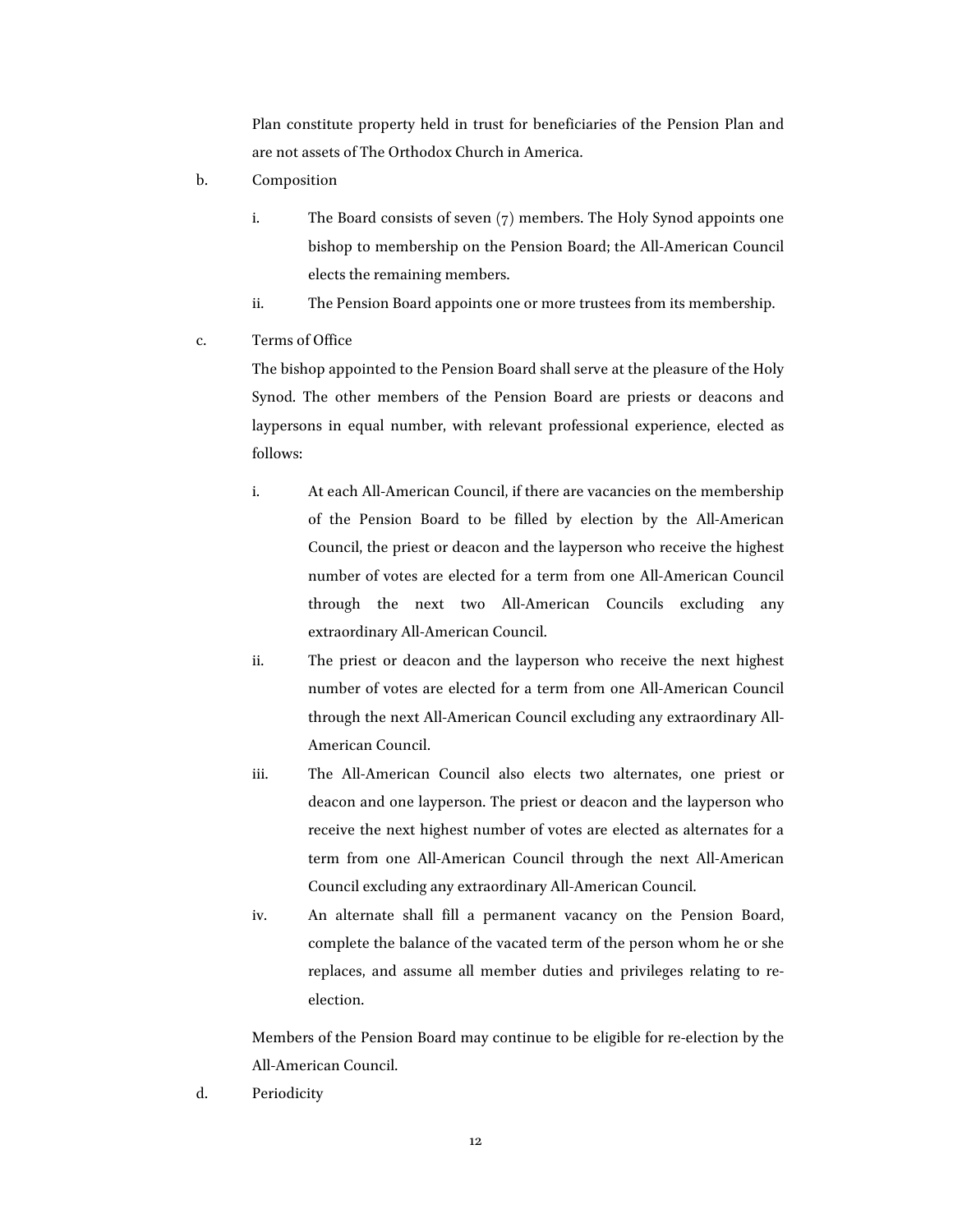Plan constitute property held in trust for beneficiaries of the Pension Plan and are not assets of The Orthodox Church in America.

b. Composition

   i. The Board consists of seven (7) members. The Holy Synod appoints one bishop to membership on the Pension Board; the All-American Council elects the remaining members.

   ii. The Pension Board appoints one or more trustees from its membership.

c. Terms of Office

   The bishop appointed to the Pension Board shall serve at the pleasure of the Holy Synod. The other members of the Pension Board are priests or deacons and laypersons in equal number, with relevant professional experience, elected as follows:

   i. At each All-American Council, if there are vacancies on the membership of the Pension Board to be filled by election by the All-American Council, the priest or deacon and the layperson who receive the highest number of votes are elected for a term from one All-American Council through the next two All-American Councils excluding any extraordinary All-American Council.

   ii. The priest or deacon and the layperson who receive the next highest number of votes are elected for a term from one All-American Council through the next All-American Council excluding any extraordinary All-American Council.

   iii. The All-American Council also elects two alternates, one priest or deacon and one layperson. The priest or deacon and the layperson who receive the next highest number of votes are elected as alternates for a term from one All-American Council through the next All-American Council excluding any extraordinary All-American Council.

   iv. An alternate shall fill a permanent vacancy on the Pension Board, complete the balance of the vacated term of the person whom he or she replaces, and assume all member duties and privileges relating to re-election.

   Members of the Pension Board may continue to be eligible for re-election by the All-American Council.

d. Periodicity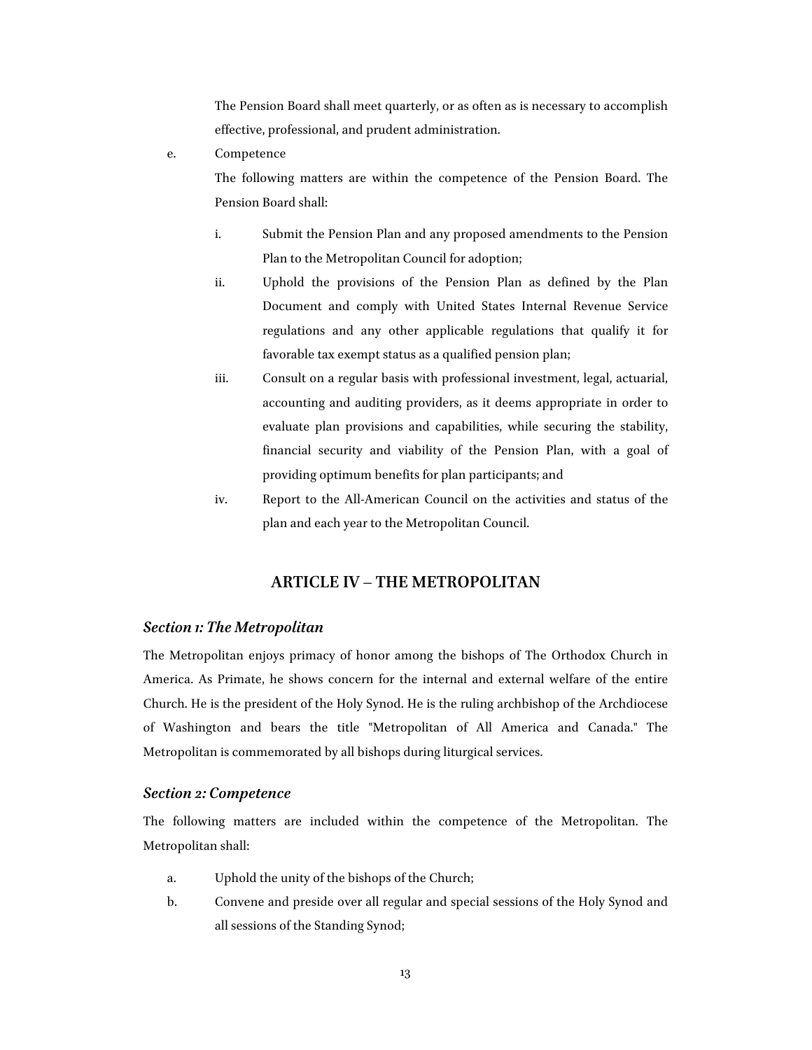The Pension Board shall meet quarterly, or as often as is necessary to accomplish effective, professional, and prudent administration.

e. Competence

The following matters are within the competence of the Pension Board. The Pension Board shall:

i. Submit the Pension Plan and any proposed amendments to the Pension Plan to the Metropolitan Council for adoption;

ii. Uphold the provisions of the Pension Plan as defined by the Plan Document and comply with United States Internal Revenue Service regulations and any other applicable regulations that qualify it for favorable tax exempt status as a qualified pension plan;

iii. Consult on a regular basis with professional investment, legal, actuarial, accounting and auditing providers, as it deems appropriate in order to evaluate plan provisions and capabilities, while securing the stability, financial security and viability of the Pension Plan, with a goal of providing optimum benefits for plan participants; and

iv. Report to the All-American Council on the activities and status of the plan and each year to the Metropolitan Council.

## ARTICLE IV – THE METROPOLITAN

### *Section 1: The Metropolitan*

The Metropolitan enjoys primacy of honor among the bishops of The Orthodox Church in America. As Primate, he shows concern for the internal and external welfare of the entire Church. He is the president of the Holy Synod. He is the ruling archbishop of the Archdiocese of Washington and bears the title "Metropolitan of All America and Canada." The Metropolitan is commemorated by all bishops during liturgical services.

### *Section 2: Competence*

The following matters are included within the competence of the Metropolitan. The Metropolitan shall:

a. Uphold the unity of the bishops of the Church;

b. Convene and preside over all regular and special sessions of the Holy Synod and all sessions of the Standing Synod;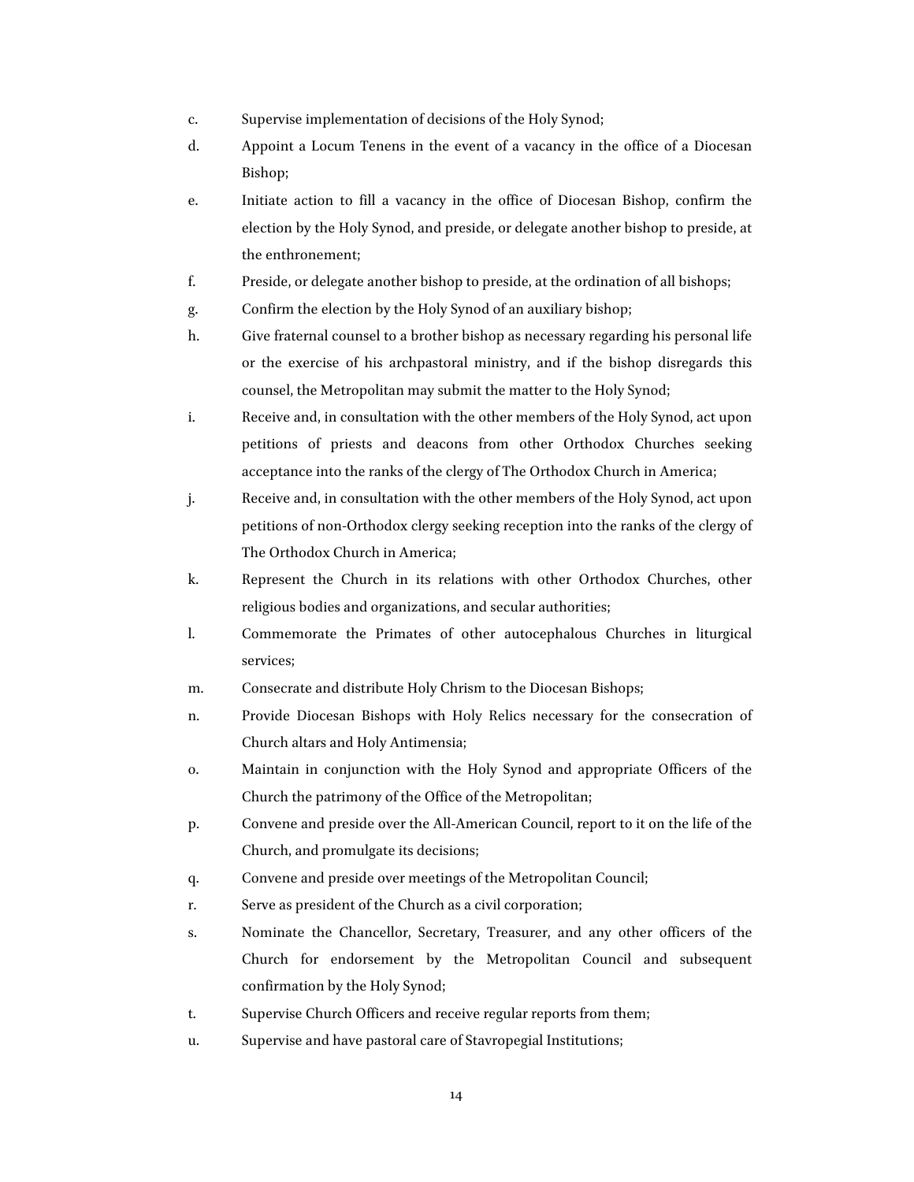c. Supervise implementation of decisions of the Holy Synod;

d. Appoint a Locum Tenens in the event of a vacancy in the office of a Diocesan Bishop;

e. Initiate action to fill a vacancy in the office of Diocesan Bishop, confirm the election by the Holy Synod, and preside, or delegate another bishop to preside, at the enthronement;

f. Preside, or delegate another bishop to preside, at the ordination of all bishops;

g. Confirm the election by the Holy Synod of an auxiliary bishop;

h. Give fraternal counsel to a brother bishop as necessary regarding his personal life or the exercise of his archpastoral ministry, and if the bishop disregards this counsel, the Metropolitan may submit the matter to the Holy Synod;

i. Receive and, in consultation with the other members of the Holy Synod, act upon petitions of priests and deacons from other Orthodox Churches seeking acceptance into the ranks of the clergy of The Orthodox Church in America;

j. Receive and, in consultation with the other members of the Holy Synod, act upon petitions of non-Orthodox clergy seeking reception into the ranks of the clergy of The Orthodox Church in America;

k. Represent the Church in its relations with other Orthodox Churches, other religious bodies and organizations, and secular authorities;

l. Commemorate the Primates of other autocephalous Churches in liturgical services;

m. Consecrate and distribute Holy Chrism to the Diocesan Bishops;

n. Provide Diocesan Bishops with Holy Relics necessary for the consecration of Church altars and Holy Antimensia;

o. Maintain in conjunction with the Holy Synod and appropriate Officers of the Church the patrimony of the Office of the Metropolitan;

p. Convene and preside over the All-American Council, report to it on the life of the Church, and promulgate its decisions;

q. Convene and preside over meetings of the Metropolitan Council;

r. Serve as president of the Church as a civil corporation;

s. Nominate the Chancellor, Secretary, Treasurer, and any other officers of the Church for endorsement by the Metropolitan Council and subsequent confirmation by the Holy Synod;

t. Supervise Church Officers and receive regular reports from them;

u. Supervise and have pastoral care of Stavropegial Institutions;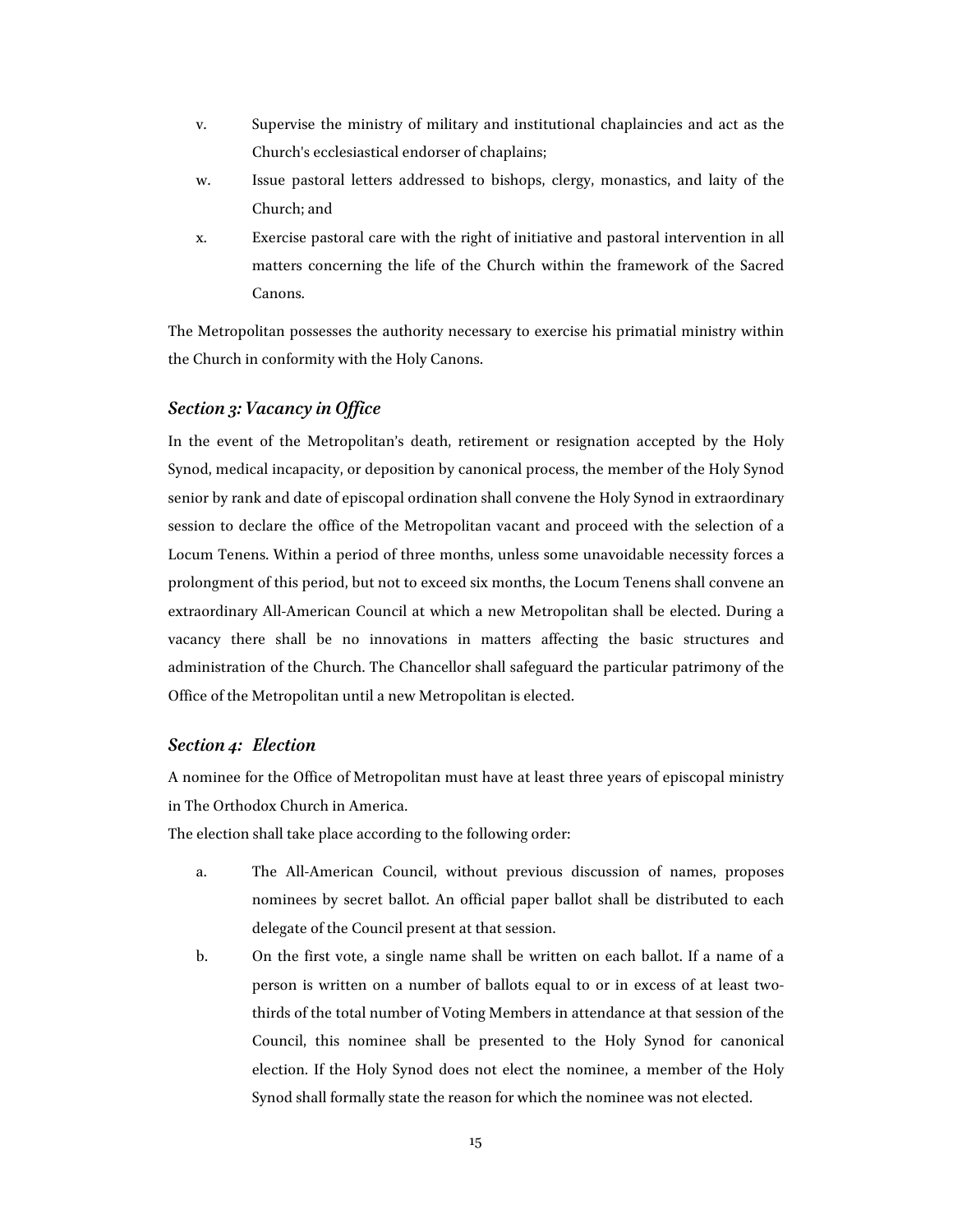v. Supervise the ministry of military and institutional chaplaincies and act as the Church's ecclesiastical endorser of chaplains;

w. Issue pastoral letters addressed to bishops, clergy, monastics, and laity of the Church; and

x. Exercise pastoral care with the right of initiative and pastoral intervention in all matters concerning the life of the Church within the framework of the Sacred Canons.

The Metropolitan possesses the authority necessary to exercise his primatial ministry within the Church in conformity with the Holy Canons.

### *Section 3: Vacancy in Office*

In the event of the Metropolitan's death, retirement or resignation accepted by the Holy Synod, medical incapacity, or deposition by canonical process, the member of the Holy Synod senior by rank and date of episcopal ordination shall convene the Holy Synod in extraordinary session to declare the office of the Metropolitan vacant and proceed with the selection of a Locum Tenens. Within a period of three months, unless some unavoidable necessity forces a prolongment of this period, but not to exceed six months, the Locum Tenens shall convene an extraordinary All-American Council at which a new Metropolitan shall be elected. During a vacancy there shall be no innovations in matters affecting the basic structures and administration of the Church. The Chancellor shall safeguard the particular patrimony of the Office of the Metropolitan until a new Metropolitan is elected.

### *Section 4: Election*

A nominee for the Office of Metropolitan must have at least three years of episcopal ministry in The Orthodox Church in America.

The election shall take place according to the following order:

a. The All-American Council, without previous discussion of names, proposes nominees by secret ballot. An official paper ballot shall be distributed to each delegate of the Council present at that session.

b. On the first vote, a single name shall be written on each ballot. If a name of a person is written on a number of ballots equal to or in excess of at least two-thirds of the total number of Voting Members in attendance at that session of the Council, this nominee shall be presented to the Holy Synod for canonical election. If the Holy Synod does not elect the nominee, a member of the Holy Synod shall formally state the reason for which the nominee was not elected.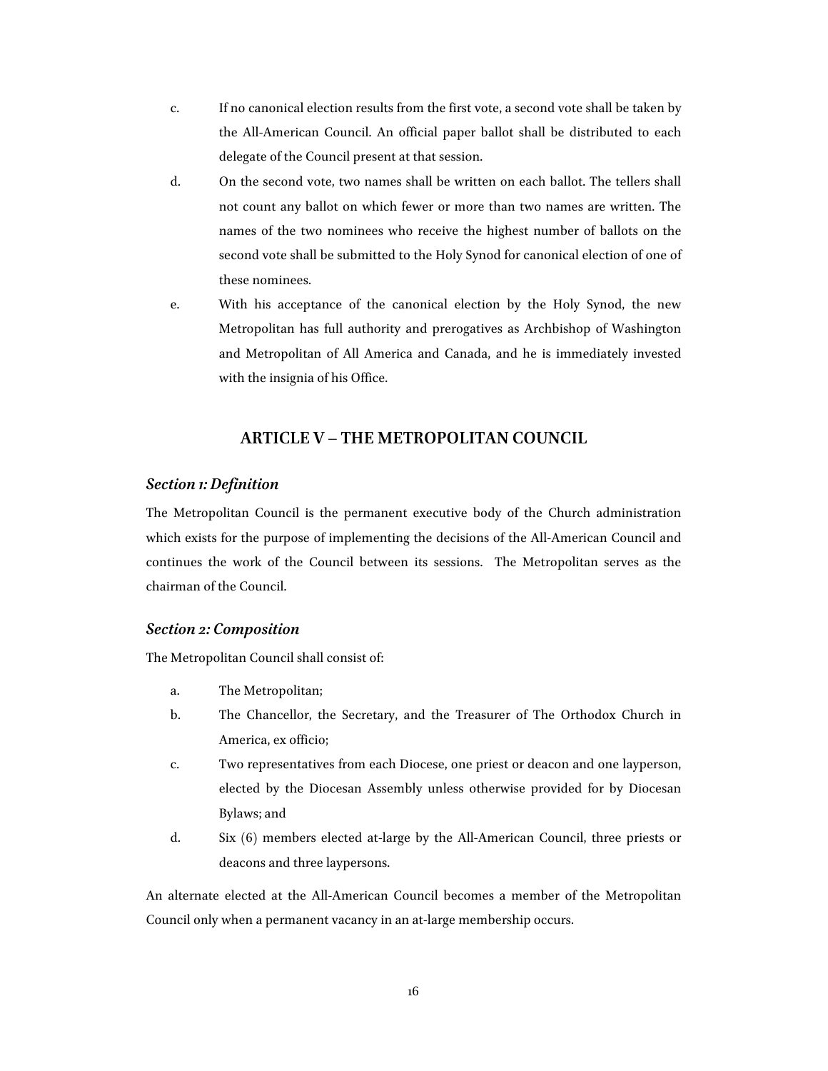c. If no canonical election results from the first vote, a second vote shall be taken by the All-American Council. An official paper ballot shall be distributed to each delegate of the Council present at that session.

d. On the second vote, two names shall be written on each ballot. The tellers shall not count any ballot on which fewer or more than two names are written. The names of the two nominees who receive the highest number of ballots on the second vote shall be submitted to the Holy Synod for canonical election of one of these nominees.

e. With his acceptance of the canonical election by the Holy Synod, the new Metropolitan has full authority and prerogatives as Archbishop of Washington and Metropolitan of All America and Canada, and he is immediately invested with the insignia of his Office.

## ARTICLE V – THE METROPOLITAN COUNCIL

### *Section 1: Definition*

The Metropolitan Council is the permanent executive body of the Church administration which exists for the purpose of implementing the decisions of the All-American Council and continues the work of the Council between its sessions. The Metropolitan serves as the chairman of the Council.

### *Section 2: Composition*

The Metropolitan Council shall consist of:

a. The Metropolitan;

b. The Chancellor, the Secretary, and the Treasurer of The Orthodox Church in America, ex officio;

c. Two representatives from each Diocese, one priest or deacon and one layperson, elected by the Diocesan Assembly unless otherwise provided for by Diocesan Bylaws; and

d. Six (6) members elected at-large by the All-American Council, three priests or deacons and three laypersons.

An alternate elected at the All-American Council becomes a member of the Metropolitan Council only when a permanent vacancy in an at-large membership occurs.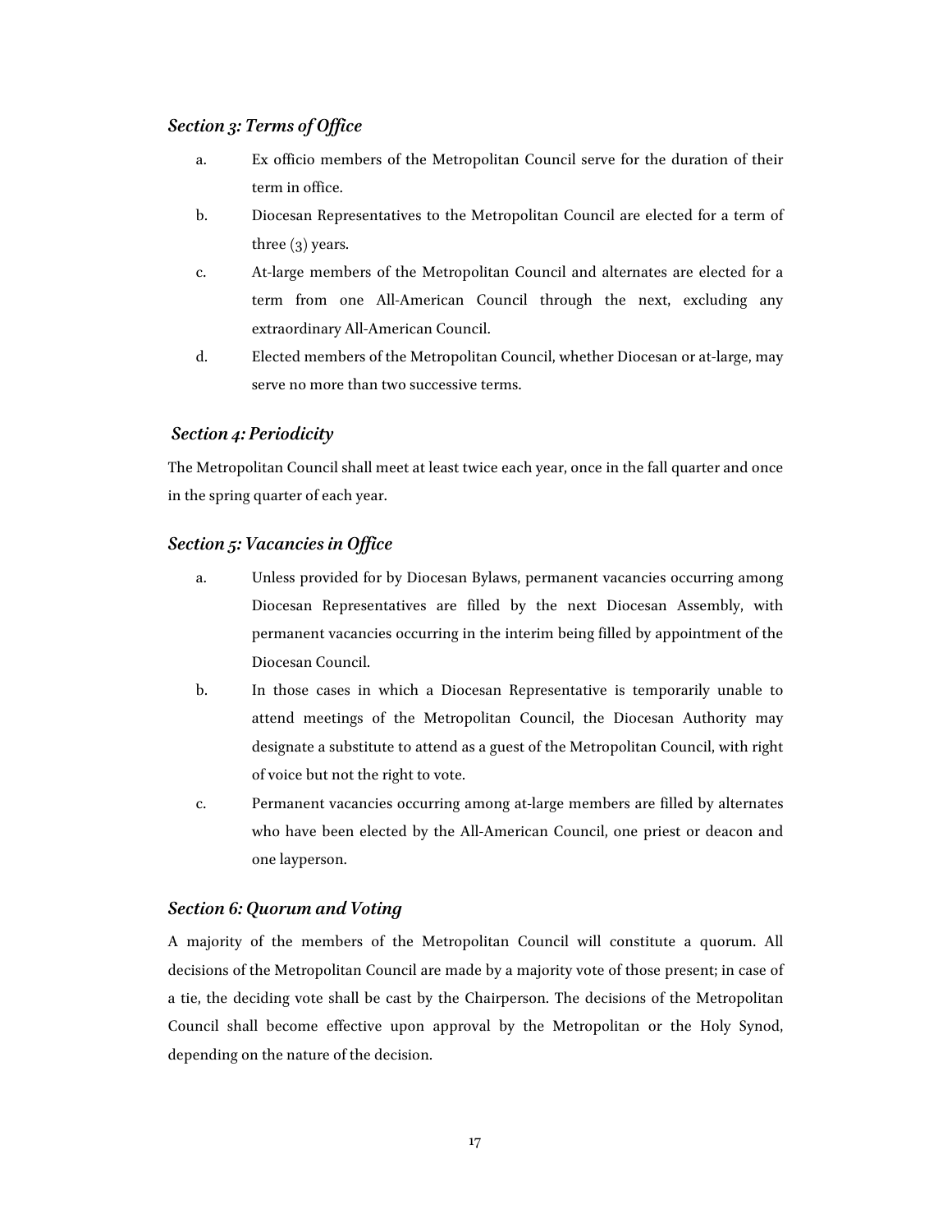### *Section 3: Terms of Office*

a. Ex officio members of the Metropolitan Council serve for the duration of their term in office.

b. Diocesan Representatives to the Metropolitan Council are elected for a term of three (3) years.

c. At-large members of the Metropolitan Council and alternates are elected for a term from one All-American Council through the next, excluding any extraordinary All-American Council.

d. Elected members of the Metropolitan Council, whether Diocesan or at-large, may serve no more than two successive terms.

### *Section 4: Periodicity*

The Metropolitan Council shall meet at least twice each year, once in the fall quarter and once in the spring quarter of each year.

### *Section 5: Vacancies in Office*

a. Unless provided for by Diocesan Bylaws, permanent vacancies occurring among Diocesan Representatives are filled by the next Diocesan Assembly, with permanent vacancies occurring in the interim being filled by appointment of the Diocesan Council.

b. In those cases in which a Diocesan Representative is temporarily unable to attend meetings of the Metropolitan Council, the Diocesan Authority may designate a substitute to attend as a guest of the Metropolitan Council, with right of voice but not the right to vote.

c. Permanent vacancies occurring among at-large members are filled by alternates who have been elected by the All-American Council, one priest or deacon and one layperson.

### *Section 6: Quorum and Voting*

A majority of the members of the Metropolitan Council will constitute a quorum. All decisions of the Metropolitan Council are made by a majority vote of those present; in case of a tie, the deciding vote shall be cast by the Chairperson. The decisions of the Metropolitan Council shall become effective upon approval by the Metropolitan or the Holy Synod, depending on the nature of the decision.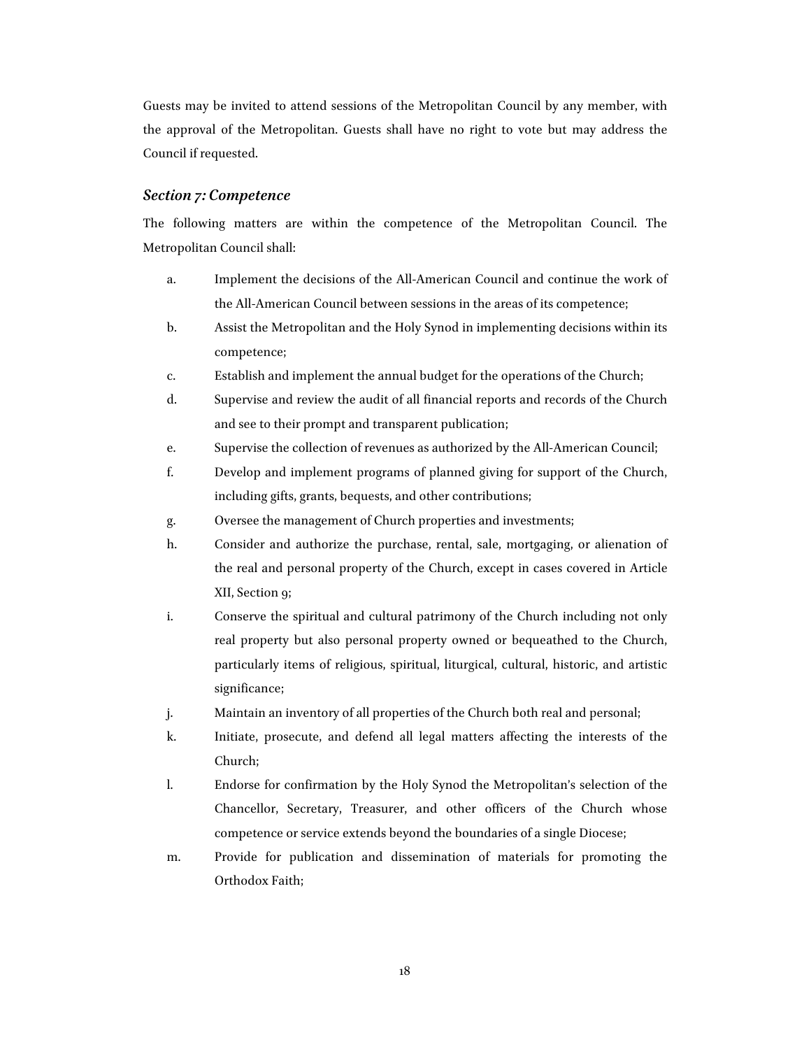Guests may be invited to attend sessions of the Metropolitan Council by any member, with the approval of the Metropolitan. Guests shall have no right to vote but may address the Council if requested.

### *Section 7: Competence*

The following matters are within the competence of the Metropolitan Council. The Metropolitan Council shall:

a. Implement the decisions of the All-American Council and continue the work of the All-American Council between sessions in the areas of its competence;

b. Assist the Metropolitan and the Holy Synod in implementing decisions within its competence;

c. Establish and implement the annual budget for the operations of the Church;

d. Supervise and review the audit of all financial reports and records of the Church and see to their prompt and transparent publication;

e. Supervise the collection of revenues as authorized by the All-American Council;

f. Develop and implement programs of planned giving for support of the Church, including gifts, grants, bequests, and other contributions;

g. Oversee the management of Church properties and investments;

h. Consider and authorize the purchase, rental, sale, mortgaging, or alienation of the real and personal property of the Church, except in cases covered in Article XII, Section 9;

i. Conserve the spiritual and cultural patrimony of the Church including not only real property but also personal property owned or bequeathed to the Church, particularly items of religious, spiritual, liturgical, cultural, historic, and artistic significance;

j. Maintain an inventory of all properties of the Church both real and personal;

k. Initiate, prosecute, and defend all legal matters affecting the interests of the Church;

l. Endorse for confirmation by the Holy Synod the Metropolitan's selection of the Chancellor, Secretary, Treasurer, and other officers of the Church whose competence or service extends beyond the boundaries of a single Diocese;

m. Provide for publication and dissemination of materials for promoting the Orthodox Faith;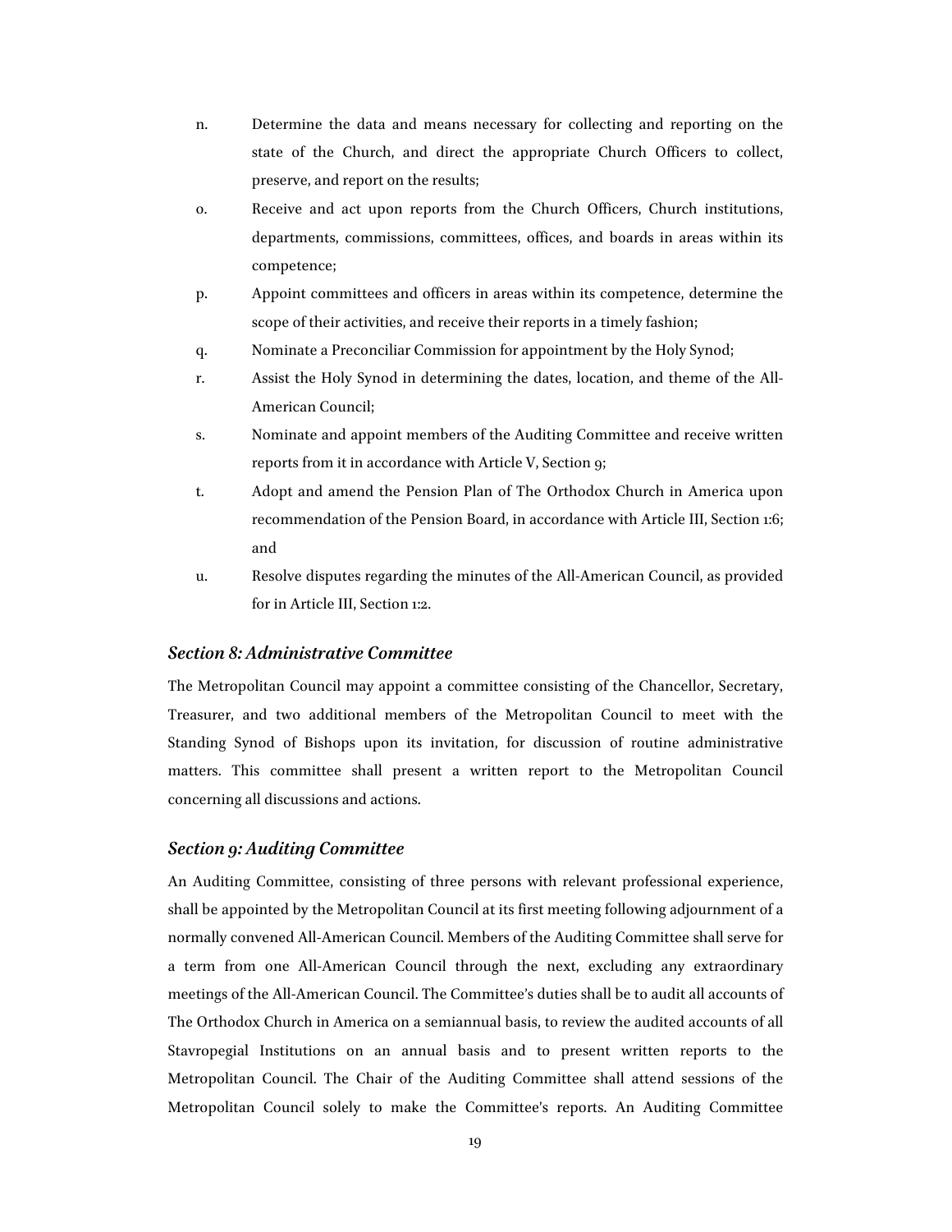n. Determine the data and means necessary for collecting and reporting on the state of the Church, and direct the appropriate Church Officers to collect, preserve, and report on the results;

o. Receive and act upon reports from the Church Officers, Church institutions, departments, commissions, committees, offices, and boards in areas within its competence;

p. Appoint committees and officers in areas within its competence, determine the scope of their activities, and receive their reports in a timely fashion;

q. Nominate a Preconciliar Commission for appointment by the Holy Synod;

r. Assist the Holy Synod in determining the dates, location, and theme of the All-American Council;

s. Nominate and appoint members of the Auditing Committee and receive written reports from it in accordance with Article V, Section 9;

t. Adopt and amend the Pension Plan of The Orthodox Church in America upon recommendation of the Pension Board, in accordance with Article III, Section 1:6; and

u. Resolve disputes regarding the minutes of the All-American Council, as provided for in Article III, Section 1:2.

### *Section 8: Administrative Committee*

The Metropolitan Council may appoint a committee consisting of the Chancellor, Secretary, Treasurer, and two additional members of the Metropolitan Council to meet with the Standing Synod of Bishops upon its invitation, for discussion of routine administrative matters. This committee shall present a written report to the Metropolitan Council concerning all discussions and actions.

### *Section 9: Auditing Committee*

An Auditing Committee, consisting of three persons with relevant professional experience, shall be appointed by the Metropolitan Council at its first meeting following adjournment of a normally convened All-American Council. Members of the Auditing Committee shall serve for a term from one All-American Council through the next, excluding any extraordinary meetings of the All-American Council. The Committee's duties shall be to audit all accounts of The Orthodox Church in America on a semiannual basis, to review the audited accounts of all Stavropegial Institutions on an annual basis and to present written reports to the Metropolitan Council. The Chair of the Auditing Committee shall attend sessions of the Metropolitan Council solely to make the Committee's reports. An Auditing Committee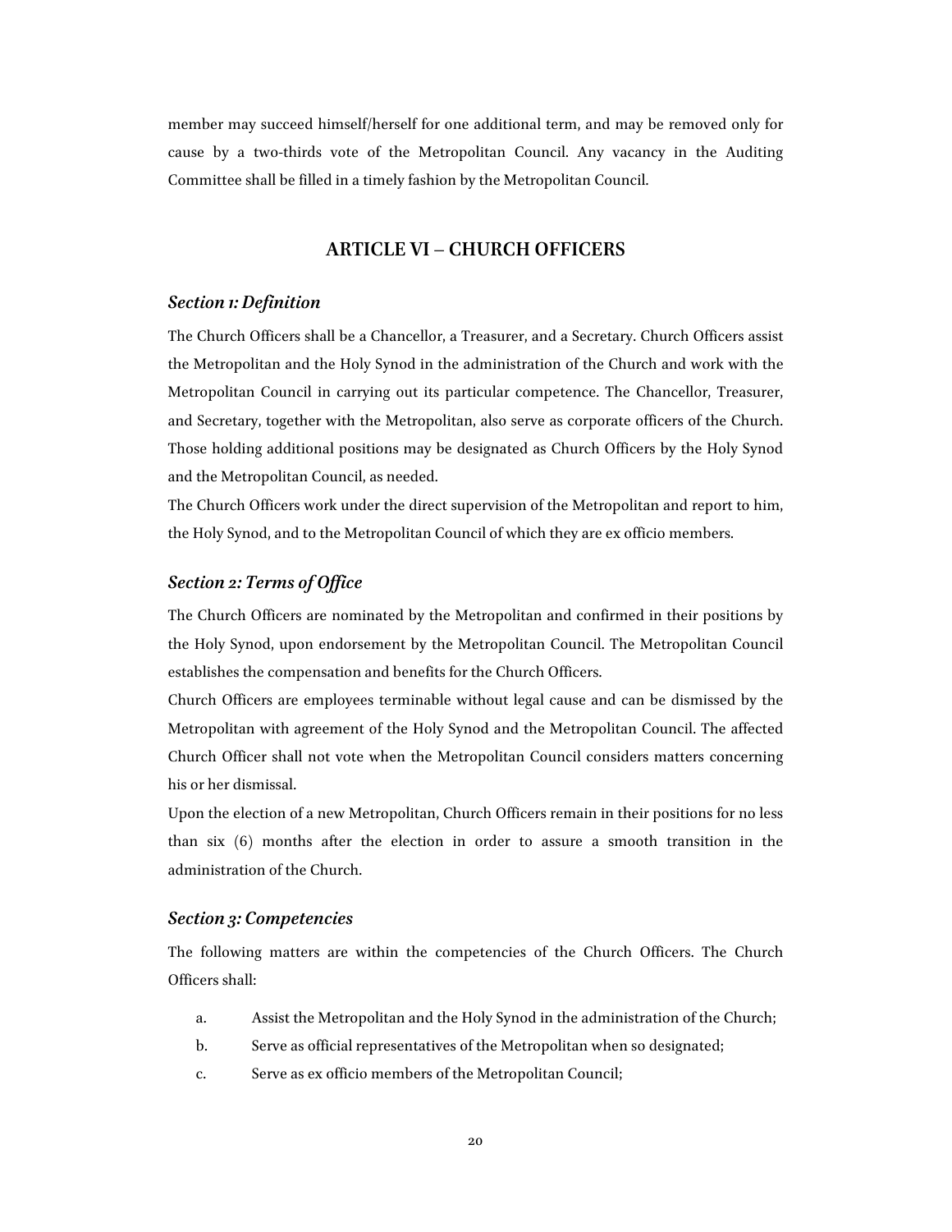member may succeed himself/herself for one additional term, and may be removed only for cause by a two-thirds vote of the Metropolitan Council. Any vacancy in the Auditing Committee shall be filled in a timely fashion by the Metropolitan Council.

## ARTICLE VI – CHURCH OFFICERS

### *Section 1: Definition*

The Church Officers shall be a Chancellor, a Treasurer, and a Secretary. Church Officers assist the Metropolitan and the Holy Synod in the administration of the Church and work with the Metropolitan Council in carrying out its particular competence. The Chancellor, Treasurer, and Secretary, together with the Metropolitan, also serve as corporate officers of the Church. Those holding additional positions may be designated as Church Officers by the Holy Synod and the Metropolitan Council, as needed.

The Church Officers work under the direct supervision of the Metropolitan and report to him, the Holy Synod, and to the Metropolitan Council of which they are ex officio members.

### *Section 2: Terms of Office*

The Church Officers are nominated by the Metropolitan and confirmed in their positions by the Holy Synod, upon endorsement by the Metropolitan Council. The Metropolitan Council establishes the compensation and benefits for the Church Officers.

Church Officers are employees terminable without legal cause and can be dismissed by the Metropolitan with agreement of the Holy Synod and the Metropolitan Council. The affected Church Officer shall not vote when the Metropolitan Council considers matters concerning his or her dismissal.

Upon the election of a new Metropolitan, Church Officers remain in their positions for no less than six (6) months after the election in order to assure a smooth transition in the administration of the Church.

### *Section 3: Competencies*

The following matters are within the competencies of the Church Officers. The Church Officers shall:

a. Assist the Metropolitan and the Holy Synod in the administration of the Church;

b. Serve as official representatives of the Metropolitan when so designated;

c. Serve as ex officio members of the Metropolitan Council;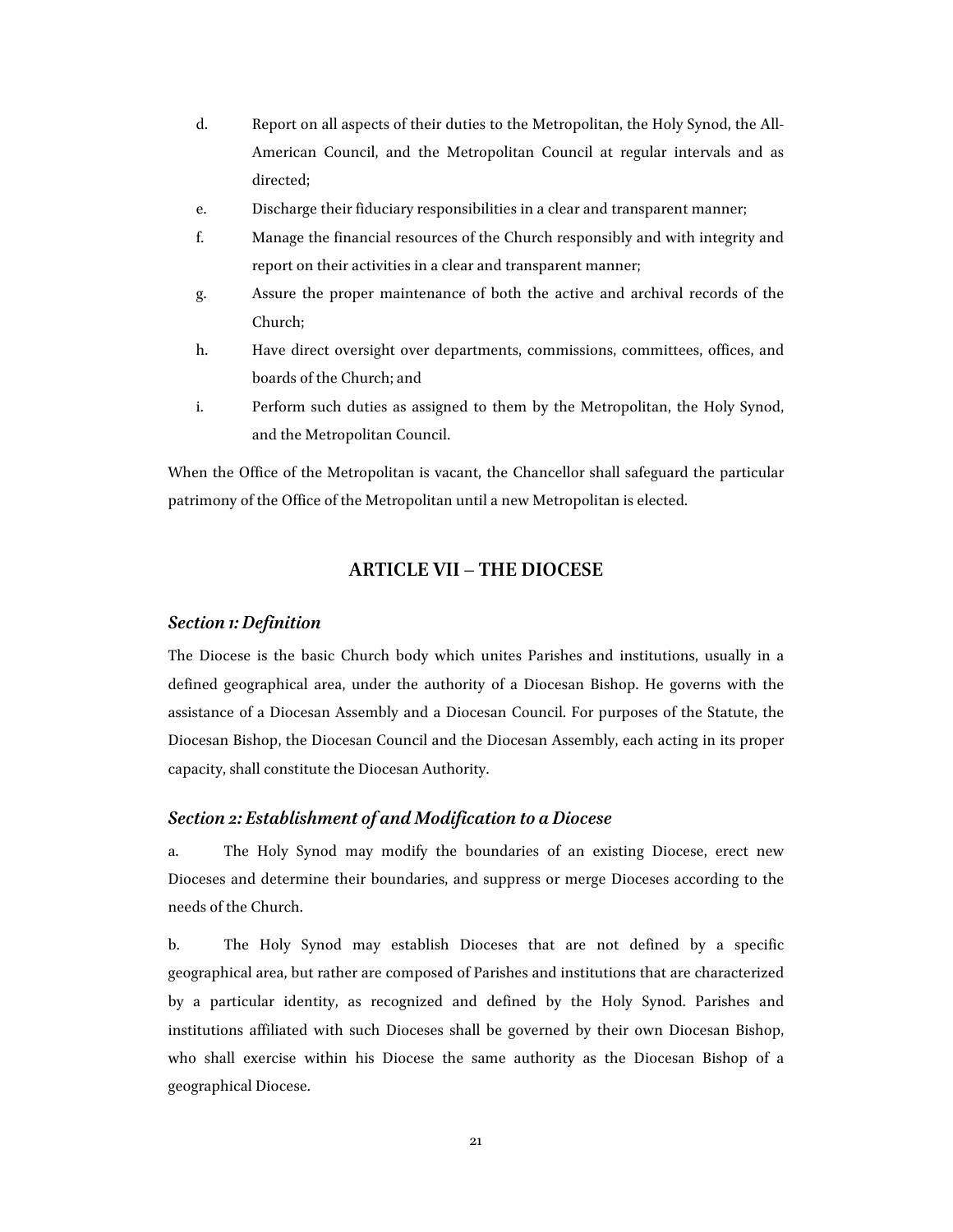d. Report on all aspects of their duties to the Metropolitan, the Holy Synod, the All-American Council, and the Metropolitan Council at regular intervals and as directed;

e. Discharge their fiduciary responsibilities in a clear and transparent manner;

f. Manage the financial resources of the Church responsibly and with integrity and report on their activities in a clear and transparent manner;

g. Assure the proper maintenance of both the active and archival records of the Church;

h. Have direct oversight over departments, commissions, committees, offices, and boards of the Church; and

i. Perform such duties as assigned to them by the Metropolitan, the Holy Synod, and the Metropolitan Council.

When the Office of the Metropolitan is vacant, the Chancellor shall safeguard the particular patrimony of the Office of the Metropolitan until a new Metropolitan is elected.

## ARTICLE VII – THE DIOCESE

### *Section 1: Definition*

The Diocese is the basic Church body which unites Parishes and institutions, usually in a defined geographical area, under the authority of a Diocesan Bishop. He governs with the assistance of a Diocesan Assembly and a Diocesan Council. For purposes of the Statute, the Diocesan Bishop, the Diocesan Council and the Diocesan Assembly, each acting in its proper capacity, shall constitute the Diocesan Authority.

### *Section 2: Establishment of and Modification to a Diocese*

a. The Holy Synod may modify the boundaries of an existing Diocese, erect new Dioceses and determine their boundaries, and suppress or merge Dioceses according to the needs of the Church.

b. The Holy Synod may establish Dioceses that are not defined by a specific geographical area, but rather are composed of Parishes and institutions that are characterized by a particular identity, as recognized and defined by the Holy Synod. Parishes and institutions affiliated with such Dioceses shall be governed by their own Diocesan Bishop, who shall exercise within his Diocese the same authority as the Diocesan Bishop of a geographical Diocese.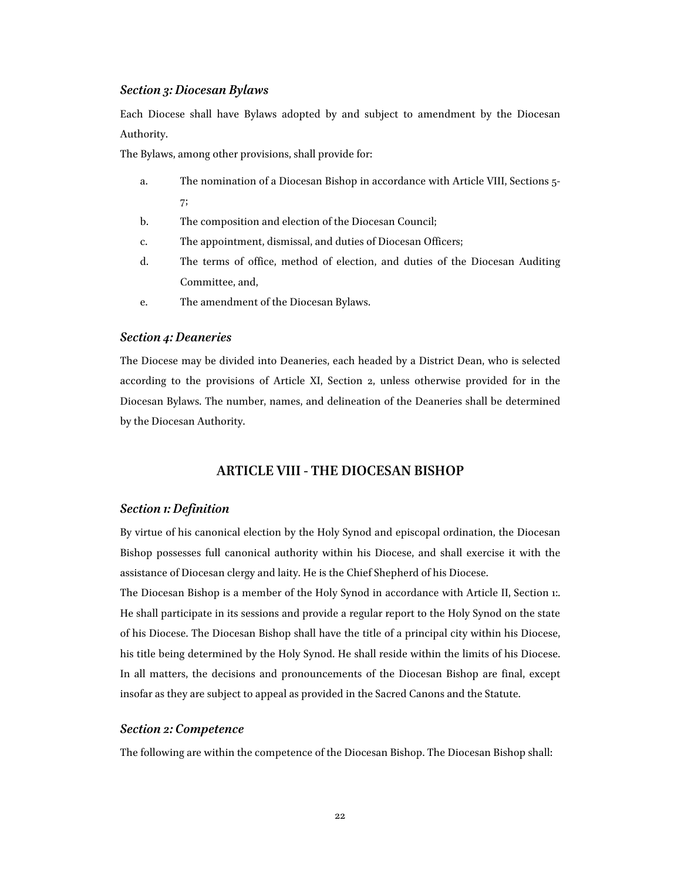### *Section 3: Diocesan Bylaws*

Each Diocese shall have Bylaws adopted by and subject to amendment by the Diocesan Authority.

The Bylaws, among other provisions, shall provide for:

a. The nomination of a Diocesan Bishop in accordance with Article VIII, Sections 5-7;
b. The composition and election of the Diocesan Council;
c. The appointment, dismissal, and duties of Diocesan Officers;
d. The terms of office, method of election, and duties of the Diocesan Auditing Committee, and,
e. The amendment of the Diocesan Bylaws.

### *Section 4: Deaneries*

The Diocese may be divided into Deaneries, each headed by a District Dean, who is selected according to the provisions of Article XI, Section 2, unless otherwise provided for in the Diocesan Bylaws. The number, names, and delineation of the Deaneries shall be determined by the Diocesan Authority.

## ARTICLE VIII - THE DIOCESAN BISHOP

### *Section 1: Definition*

By virtue of his canonical election by the Holy Synod and episcopal ordination, the Diocesan Bishop possesses full canonical authority within his Diocese, and shall exercise it with the assistance of Diocesan clergy and laity. He is the Chief Shepherd of his Diocese.

The Diocesan Bishop is a member of the Holy Synod in accordance with Article II, Section 1:. He shall participate in its sessions and provide a regular report to the Holy Synod on the state of his Diocese. The Diocesan Bishop shall have the title of a principal city within his Diocese, his title being determined by the Holy Synod. He shall reside within the limits of his Diocese. In all matters, the decisions and pronouncements of the Diocesan Bishop are final, except insofar as they are subject to appeal as provided in the Sacred Canons and the Statute.

### *Section 2: Competence*

The following are within the competence of the Diocesan Bishop. The Diocesan Bishop shall: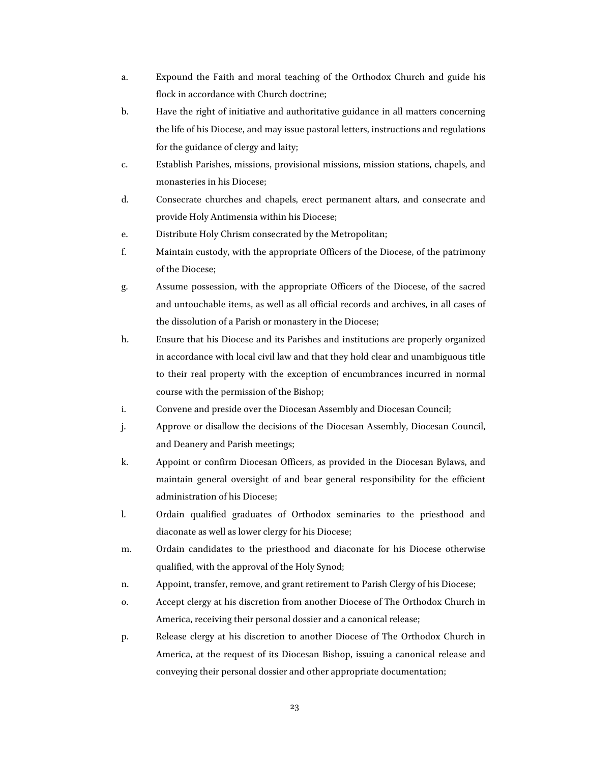a. Expound the Faith and moral teaching of the Orthodox Church and guide his flock in accordance with Church doctrine;

b. Have the right of initiative and authoritative guidance in all matters concerning the life of his Diocese, and may issue pastoral letters, instructions and regulations for the guidance of clergy and laity;

c. Establish Parishes, missions, provisional missions, mission stations, chapels, and monasteries in his Diocese;

d. Consecrate churches and chapels, erect permanent altars, and consecrate and provide Holy Antimensia within his Diocese;

e. Distribute Holy Chrism consecrated by the Metropolitan;

f. Maintain custody, with the appropriate Officers of the Diocese, of the patrimony of the Diocese;

g. Assume possession, with the appropriate Officers of the Diocese, of the sacred and untouchable items, as well as all official records and archives, in all cases of the dissolution of a Parish or monastery in the Diocese;

h. Ensure that his Diocese and its Parishes and institutions are properly organized in accordance with local civil law and that they hold clear and unambiguous title to their real property with the exception of encumbrances incurred in normal course with the permission of the Bishop;

i. Convene and preside over the Diocesan Assembly and Diocesan Council;

j. Approve or disallow the decisions of the Diocesan Assembly, Diocesan Council, and Deanery and Parish meetings;

k. Appoint or confirm Diocesan Officers, as provided in the Diocesan Bylaws, and maintain general oversight of and bear general responsibility for the efficient administration of his Diocese;

l. Ordain qualified graduates of Orthodox seminaries to the priesthood and diaconate as well as lower clergy for his Diocese;

m. Ordain candidates to the priesthood and diaconate for his Diocese otherwise qualified, with the approval of the Holy Synod;

n. Appoint, transfer, remove, and grant retirement to Parish Clergy of his Diocese;

o. Accept clergy at his discretion from another Diocese of The Orthodox Church in America, receiving their personal dossier and a canonical release;

p. Release clergy at his discretion to another Diocese of The Orthodox Church in America, at the request of its Diocesan Bishop, issuing a canonical release and conveying their personal dossier and other appropriate documentation;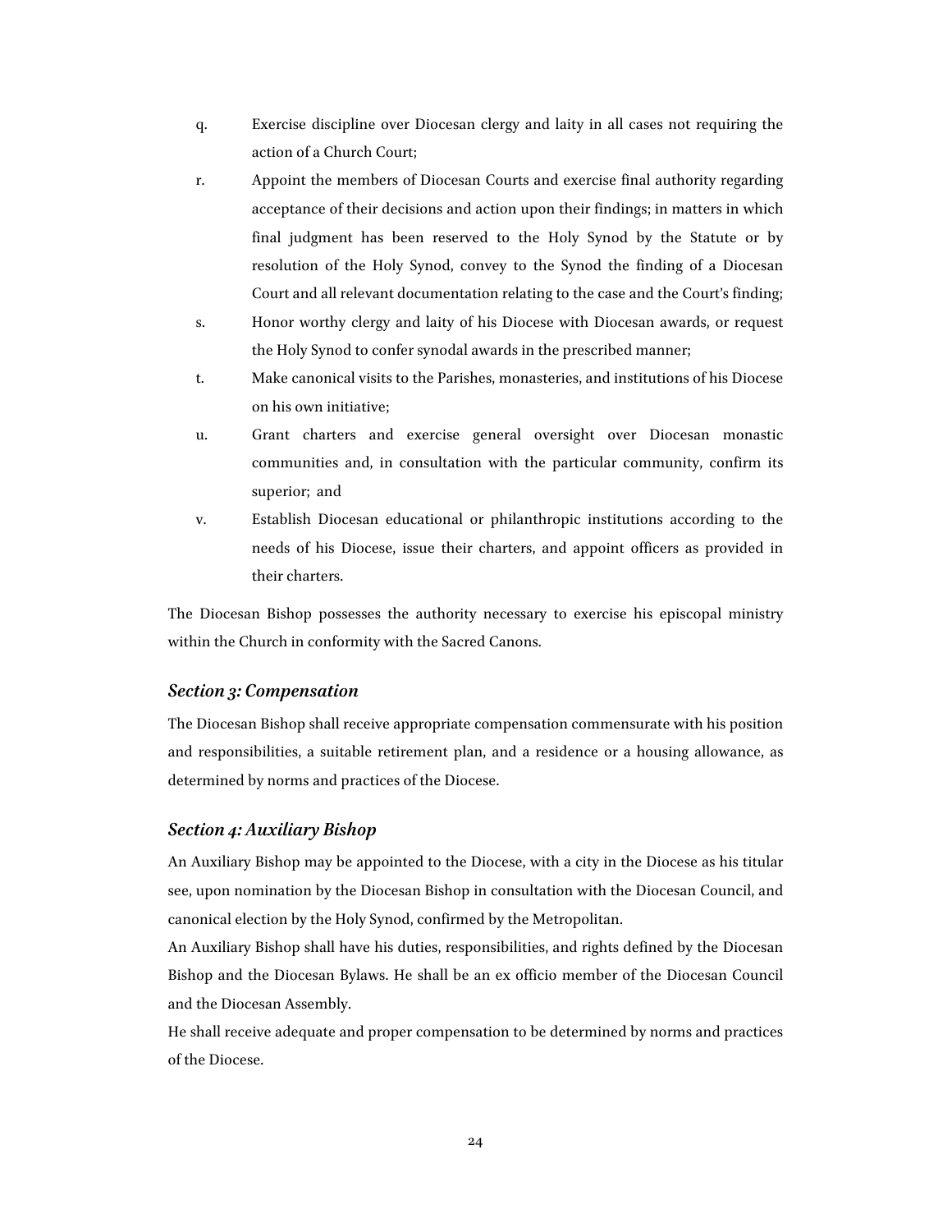q. Exercise discipline over Diocesan clergy and laity in all cases not requiring the action of a Church Court;

r. Appoint the members of Diocesan Courts and exercise final authority regarding acceptance of their decisions and action upon their findings; in matters in which final judgment has been reserved to the Holy Synod by the Statute or by resolution of the Holy Synod, convey to the Synod the finding of a Diocesan Court and all relevant documentation relating to the case and the Court's finding;

s. Honor worthy clergy and laity of his Diocese with Diocesan awards, or request the Holy Synod to confer synodal awards in the prescribed manner;

t. Make canonical visits to the Parishes, monasteries, and institutions of his Diocese on his own initiative;

u. Grant charters and exercise general oversight over Diocesan monastic communities and, in consultation with the particular community, confirm its superior; and

v. Establish Diocesan educational or philanthropic institutions according to the needs of his Diocese, issue their charters, and appoint officers as provided in their charters.

The Diocesan Bishop possesses the authority necessary to exercise his episcopal ministry within the Church in conformity with the Sacred Canons.

### *Section 3: Compensation*

The Diocesan Bishop shall receive appropriate compensation commensurate with his position and responsibilities, a suitable retirement plan, and a residence or a housing allowance, as determined by norms and practices of the Diocese.

### *Section 4: Auxiliary Bishop*

An Auxiliary Bishop may be appointed to the Diocese, with a city in the Diocese as his titular see, upon nomination by the Diocesan Bishop in consultation with the Diocesan Council, and canonical election by the Holy Synod, confirmed by the Metropolitan.

An Auxiliary Bishop shall have his duties, responsibilities, and rights defined by the Diocesan Bishop and the Diocesan Bylaws. He shall be an ex officio member of the Diocesan Council and the Diocesan Assembly.

He shall receive adequate and proper compensation to be determined by norms and practices of the Diocese.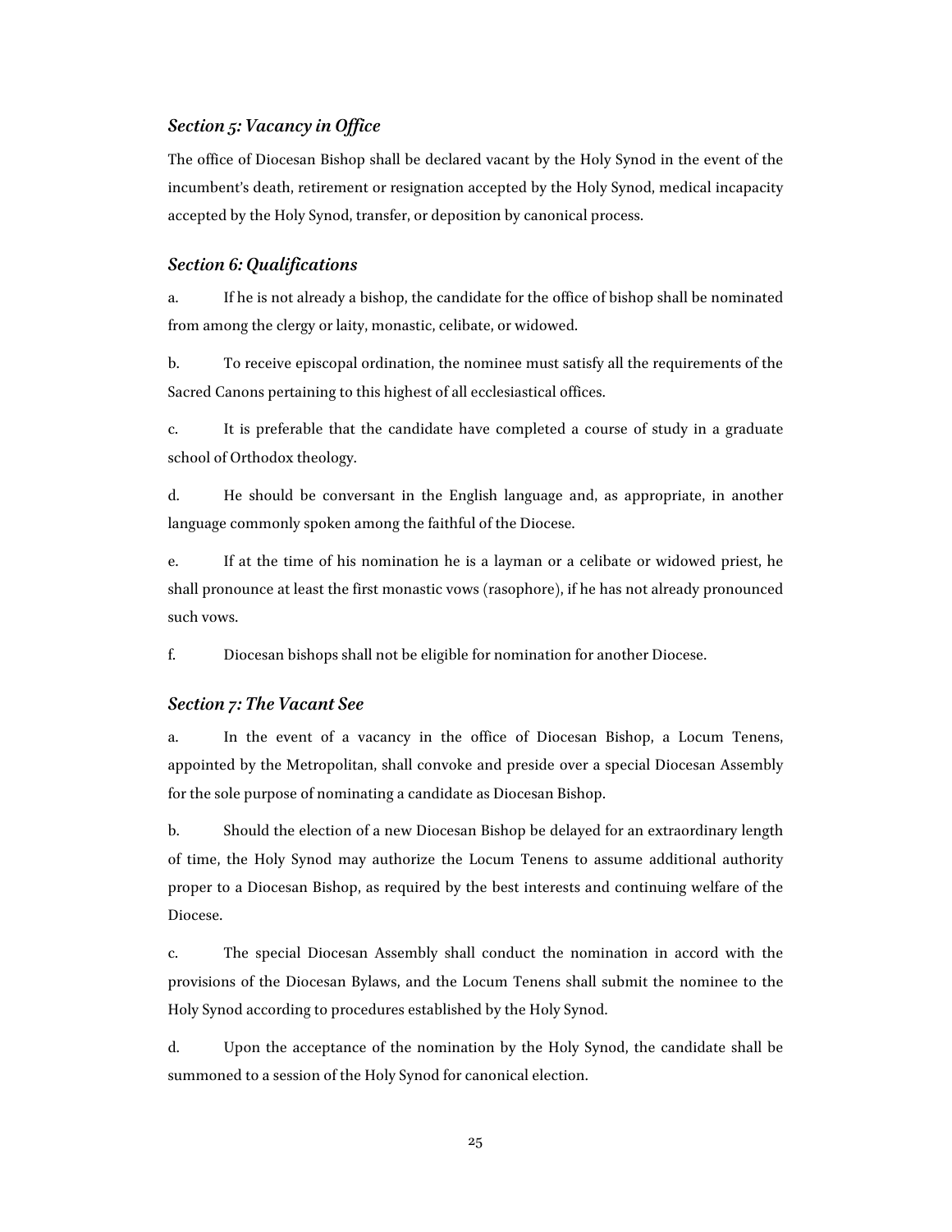### *Section 5: Vacancy in Office*

The office of Diocesan Bishop shall be declared vacant by the Holy Synod in the event of the incumbent's death, retirement or resignation accepted by the Holy Synod, medical incapacity accepted by the Holy Synod, transfer, or deposition by canonical process.

### *Section 6: Qualifications*

a. If he is not already a bishop, the candidate for the office of bishop shall be nominated from among the clergy or laity, monastic, celibate, or widowed.

b. To receive episcopal ordination, the nominee must satisfy all the requirements of the Sacred Canons pertaining to this highest of all ecclesiastical offices.

c. It is preferable that the candidate have completed a course of study in a graduate school of Orthodox theology.

d. He should be conversant in the English language and, as appropriate, in another language commonly spoken among the faithful of the Diocese.

e. If at the time of his nomination he is a layman or a celibate or widowed priest, he shall pronounce at least the first monastic vows (rasophore), if he has not already pronounced such vows.

f. Diocesan bishops shall not be eligible for nomination for another Diocese.

### *Section 7: The Vacant See*

a. In the event of a vacancy in the office of Diocesan Bishop, a Locum Tenens, appointed by the Metropolitan, shall convoke and preside over a special Diocesan Assembly for the sole purpose of nominating a candidate as Diocesan Bishop.

b. Should the election of a new Diocesan Bishop be delayed for an extraordinary length of time, the Holy Synod may authorize the Locum Tenens to assume additional authority proper to a Diocesan Bishop, as required by the best interests and continuing welfare of the Diocese.

c. The special Diocesan Assembly shall conduct the nomination in accord with the provisions of the Diocesan Bylaws, and the Locum Tenens shall submit the nominee to the Holy Synod according to procedures established by the Holy Synod.

d. Upon the acceptance of the nomination by the Holy Synod, the candidate shall be summoned to a session of the Holy Synod for canonical election.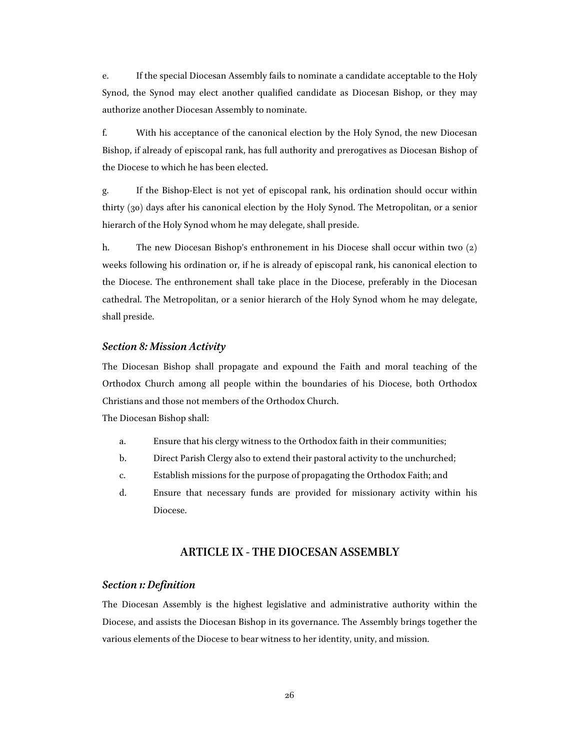e. If the special Diocesan Assembly fails to nominate a candidate acceptable to the Holy Synod, the Synod may elect another qualified candidate as Diocesan Bishop, or they may authorize another Diocesan Assembly to nominate.

f. With his acceptance of the canonical election by the Holy Synod, the new Diocesan Bishop, if already of episcopal rank, has full authority and prerogatives as Diocesan Bishop of the Diocese to which he has been elected.

g. If the Bishop-Elect is not yet of episcopal rank, his ordination should occur within thirty (30) days after his canonical election by the Holy Synod. The Metropolitan, or a senior hierarch of the Holy Synod whom he may delegate, shall preside.

h. The new Diocesan Bishop's enthronement in his Diocese shall occur within two (2) weeks following his ordination or, if he is already of episcopal rank, his canonical election to the Diocese. The enthronement shall take place in the Diocese, preferably in the Diocesan cathedral. The Metropolitan, or a senior hierarch of the Holy Synod whom he may delegate, shall preside.

### *Section 8: Mission Activity*

The Diocesan Bishop shall propagate and expound the Faith and moral teaching of the Orthodox Church among all people within the boundaries of his Diocese, both Orthodox Christians and those not members of the Orthodox Church.
The Diocesan Bishop shall:

a. Ensure that his clergy witness to the Orthodox faith in their communities;
b. Direct Parish Clergy also to extend their pastoral activity to the unchurched;
c. Establish missions for the purpose of propagating the Orthodox Faith; and
d. Ensure that necessary funds are provided for missionary activity within his Diocese.

## ARTICLE IX - THE DIOCESAN ASSEMBLY

### *Section 1: Definition*

The Diocesan Assembly is the highest legislative and administrative authority within the Diocese, and assists the Diocesan Bishop in its governance. The Assembly brings together the various elements of the Diocese to bear witness to her identity, unity, and mission.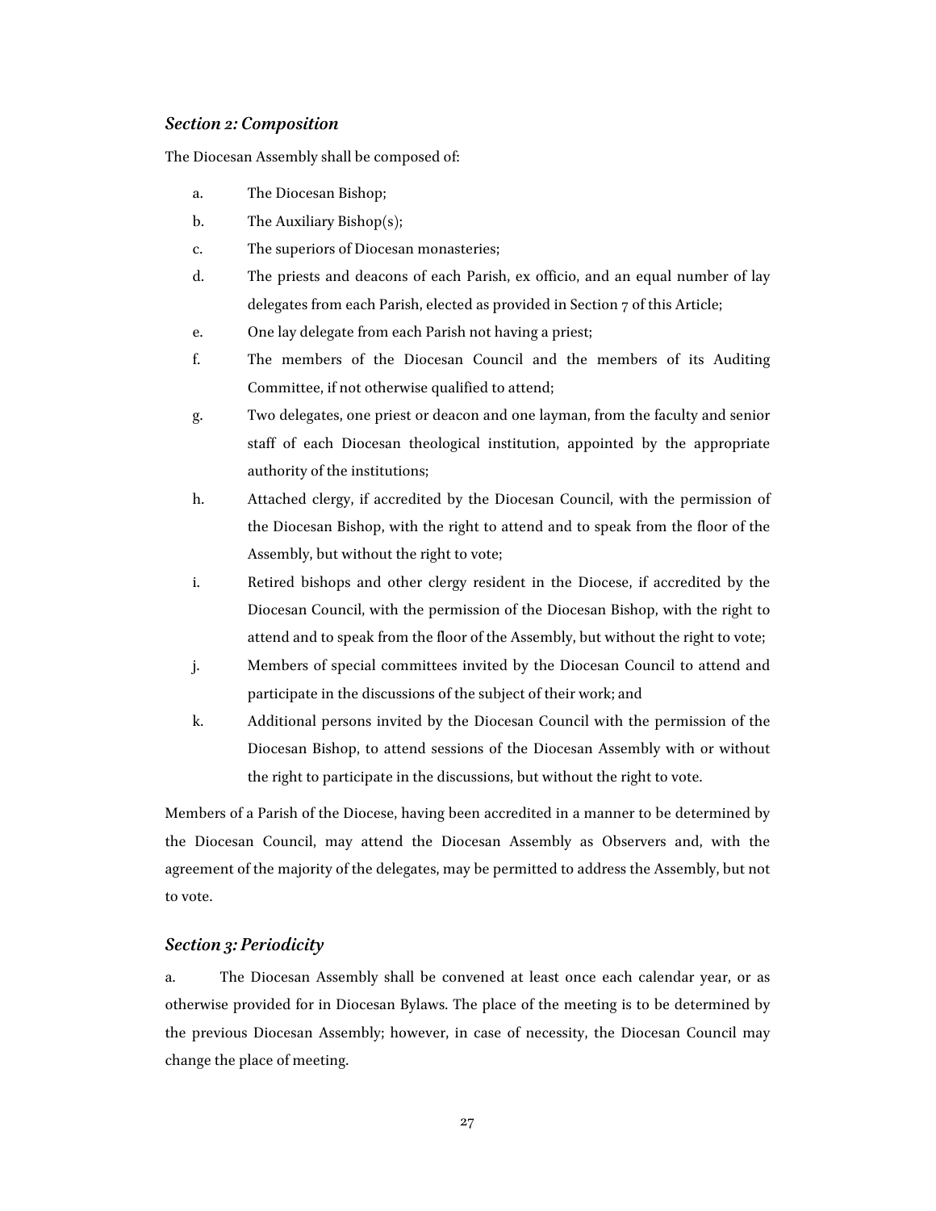### *Section 2: Composition*

The Diocesan Assembly shall be composed of:

a. The Diocesan Bishop;

b. The Auxiliary Bishop(s);

c. The superiors of Diocesan monasteries;

d. The priests and deacons of each Parish, ex officio, and an equal number of lay delegates from each Parish, elected as provided in Section 7 of this Article;

e. One lay delegate from each Parish not having a priest;

f. The members of the Diocesan Council and the members of its Auditing Committee, if not otherwise qualified to attend;

g. Two delegates, one priest or deacon and one layman, from the faculty and senior staff of each Diocesan theological institution, appointed by the appropriate authority of the institutions;

h. Attached clergy, if accredited by the Diocesan Council, with the permission of the Diocesan Bishop, with the right to attend and to speak from the floor of the Assembly, but without the right to vote;

i. Retired bishops and other clergy resident in the Diocese, if accredited by the Diocesan Council, with the permission of the Diocesan Bishop, with the right to attend and to speak from the floor of the Assembly, but without the right to vote;

j. Members of special committees invited by the Diocesan Council to attend and participate in the discussions of the subject of their work; and

k. Additional persons invited by the Diocesan Council with the permission of the Diocesan Bishop, to attend sessions of the Diocesan Assembly with or without the right to participate in the discussions, but without the right to vote.

Members of a Parish of the Diocese, having been accredited in a manner to be determined by the Diocesan Council, may attend the Diocesan Assembly as Observers and, with the agreement of the majority of the delegates, may be permitted to address the Assembly, but not to vote.

### *Section 3: Periodicity*

a. The Diocesan Assembly shall be convened at least once each calendar year, or as otherwise provided for in Diocesan Bylaws. The place of the meeting is to be determined by the previous Diocesan Assembly; however, in case of necessity, the Diocesan Council may change the place of meeting.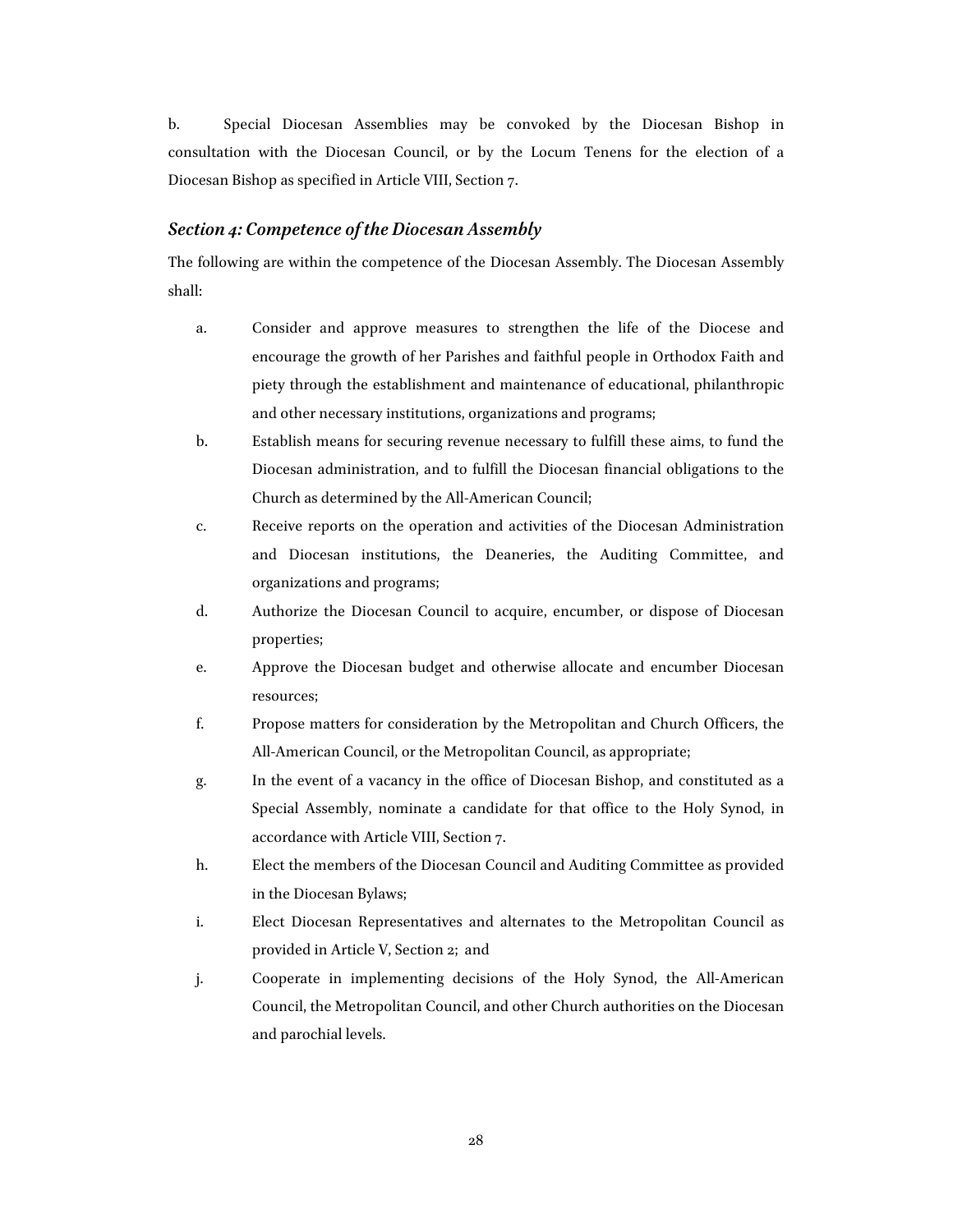b. Special Diocesan Assemblies may be convoked by the Diocesan Bishop in consultation with the Diocesan Council, or by the Locum Tenens for the election of a Diocesan Bishop as specified in Article VIII, Section 7.

### *Section 4: Competence of the Diocesan Assembly*

The following are within the competence of the Diocesan Assembly. The Diocesan Assembly shall:

a. Consider and approve measures to strengthen the life of the Diocese and encourage the growth of her Parishes and faithful people in Orthodox Faith and piety through the establishment and maintenance of educational, philanthropic and other necessary institutions, organizations and programs;

b. Establish means for securing revenue necessary to fulfill these aims, to fund the Diocesan administration, and to fulfill the Diocesan financial obligations to the Church as determined by the All-American Council;

c. Receive reports on the operation and activities of the Diocesan Administration and Diocesan institutions, the Deaneries, the Auditing Committee, and organizations and programs;

d. Authorize the Diocesan Council to acquire, encumber, or dispose of Diocesan properties;

e. Approve the Diocesan budget and otherwise allocate and encumber Diocesan resources;

f. Propose matters for consideration by the Metropolitan and Church Officers, the All-American Council, or the Metropolitan Council, as appropriate;

g. In the event of a vacancy in the office of Diocesan Bishop, and constituted as a Special Assembly, nominate a candidate for that office to the Holy Synod, in accordance with Article VIII, Section 7.

h. Elect the members of the Diocesan Council and Auditing Committee as provided in the Diocesan Bylaws;

i. Elect Diocesan Representatives and alternates to the Metropolitan Council as provided in Article V, Section 2; and

j. Cooperate in implementing decisions of the Holy Synod, the All-American Council, the Metropolitan Council, and other Church authorities on the Diocesan and parochial levels.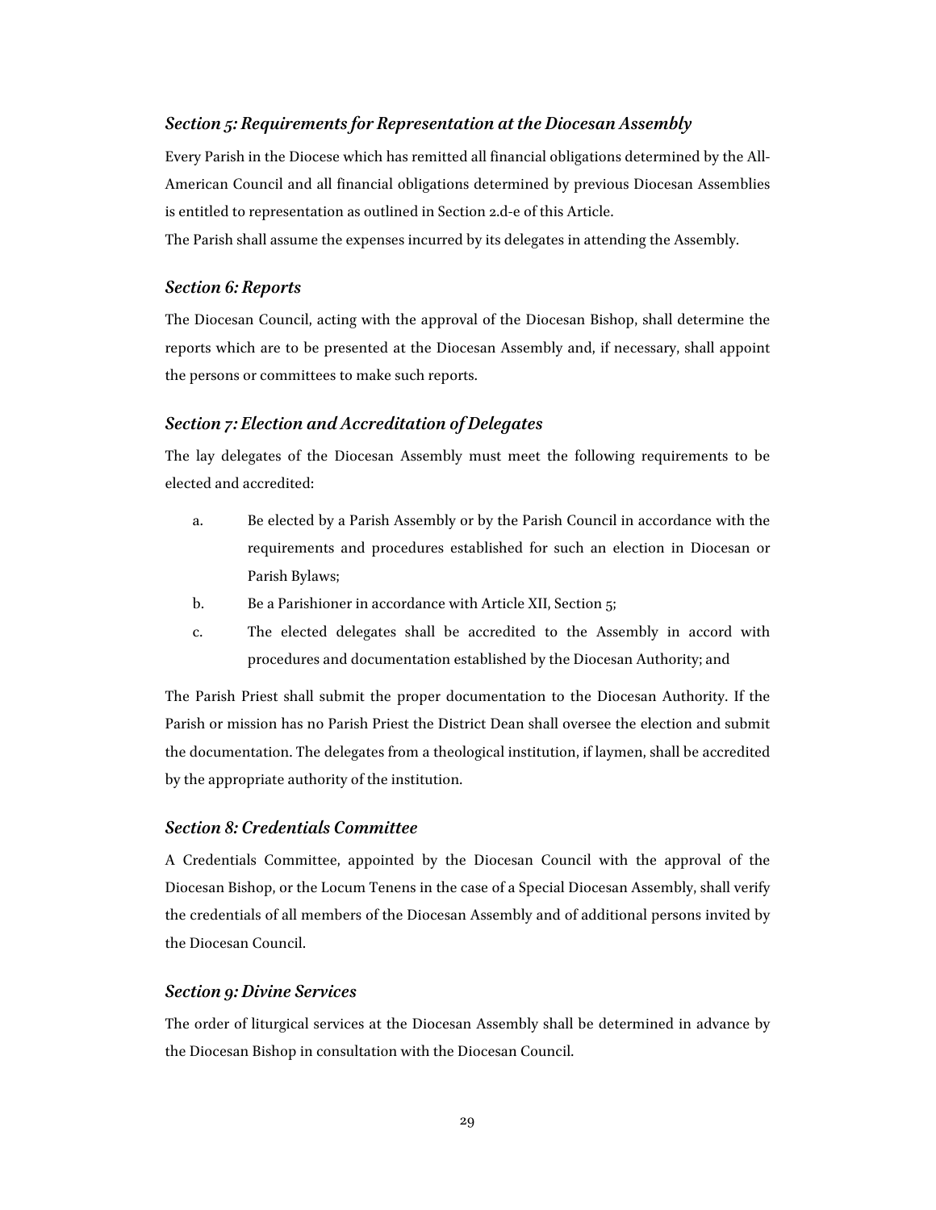### *Section 5: Requirements for Representation at the Diocesan Assembly*

Every Parish in the Diocese which has remitted all financial obligations determined by the All-American Council and all financial obligations determined by previous Diocesan Assemblies is entitled to representation as outlined in Section 2.d-e of this Article.

The Parish shall assume the expenses incurred by its delegates in attending the Assembly.

### *Section 6: Reports*

The Diocesan Council, acting with the approval of the Diocesan Bishop, shall determine the reports which are to be presented at the Diocesan Assembly and, if necessary, shall appoint the persons or committees to make such reports.

### *Section 7: Election and Accreditation of Delegates*

The lay delegates of the Diocesan Assembly must meet the following requirements to be elected and accredited:

a. Be elected by a Parish Assembly or by the Parish Council in accordance with the requirements and procedures established for such an election in Diocesan or Parish Bylaws;

b. Be a Parishioner in accordance with Article XII, Section 5;

c. The elected delegates shall be accredited to the Assembly in accord with procedures and documentation established by the Diocesan Authority; and

The Parish Priest shall submit the proper documentation to the Diocesan Authority. If the Parish or mission has no Parish Priest the District Dean shall oversee the election and submit the documentation. The delegates from a theological institution, if laymen, shall be accredited by the appropriate authority of the institution.

### *Section 8: Credentials Committee*

A Credentials Committee, appointed by the Diocesan Council with the approval of the Diocesan Bishop, or the Locum Tenens in the case of a Special Diocesan Assembly, shall verify the credentials of all members of the Diocesan Assembly and of additional persons invited by the Diocesan Council.

### *Section 9: Divine Services*

The order of liturgical services at the Diocesan Assembly shall be determined in advance by the Diocesan Bishop in consultation with the Diocesan Council.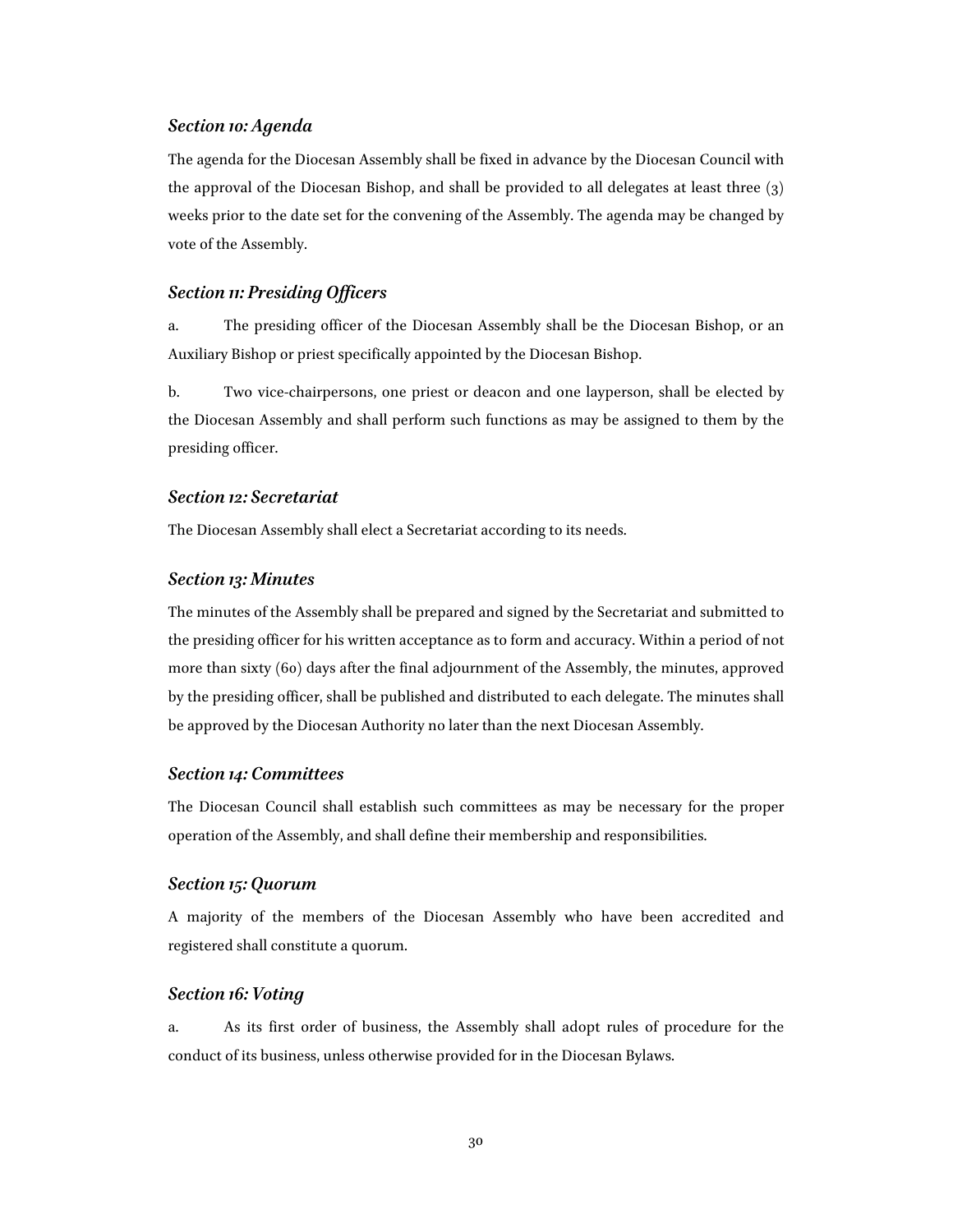### *Section 10: Agenda*

The agenda for the Diocesan Assembly shall be fixed in advance by the Diocesan Council with the approval of the Diocesan Bishop, and shall be provided to all delegates at least three (3) weeks prior to the date set for the convening of the Assembly. The agenda may be changed by vote of the Assembly.

### *Section 11: Presiding Officers*

a. The presiding officer of the Diocesan Assembly shall be the Diocesan Bishop, or an Auxiliary Bishop or priest specifically appointed by the Diocesan Bishop.

b. Two vice-chairpersons, one priest or deacon and one layperson, shall be elected by the Diocesan Assembly and shall perform such functions as may be assigned to them by the presiding officer.

### *Section 12: Secretariat*

The Diocesan Assembly shall elect a Secretariat according to its needs.

### *Section 13: Minutes*

The minutes of the Assembly shall be prepared and signed by the Secretariat and submitted to the presiding officer for his written acceptance as to form and accuracy. Within a period of not more than sixty (60) days after the final adjournment of the Assembly, the minutes, approved by the presiding officer, shall be published and distributed to each delegate. The minutes shall be approved by the Diocesan Authority no later than the next Diocesan Assembly.

### *Section 14: Committees*

The Diocesan Council shall establish such committees as may be necessary for the proper operation of the Assembly, and shall define their membership and responsibilities.

### *Section 15: Quorum*

A majority of the members of the Diocesan Assembly who have been accredited and registered shall constitute a quorum.

### *Section 16: Voting*

a. As its first order of business, the Assembly shall adopt rules of procedure for the conduct of its business, unless otherwise provided for in the Diocesan Bylaws.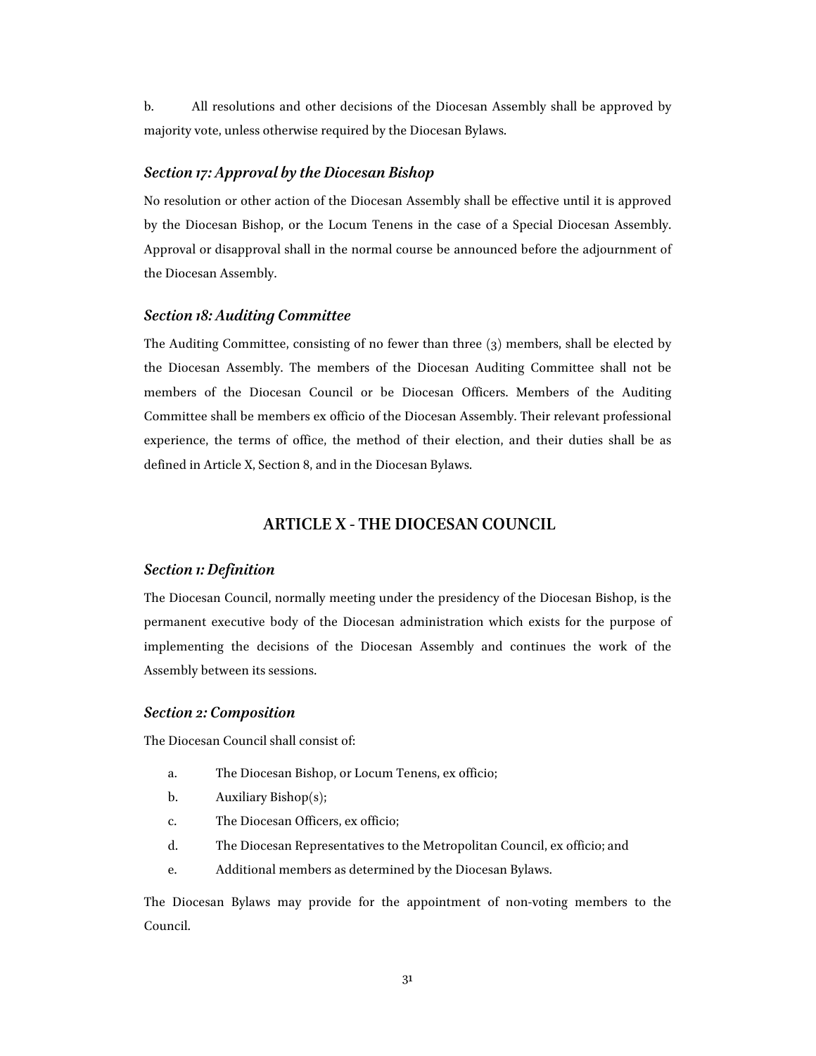b. All resolutions and other decisions of the Diocesan Assembly shall be approved by majority vote, unless otherwise required by the Diocesan Bylaws.

### *Section 17: Approval by the Diocesan Bishop*

No resolution or other action of the Diocesan Assembly shall be effective until it is approved by the Diocesan Bishop, or the Locum Tenens in the case of a Special Diocesan Assembly. Approval or disapproval shall in the normal course be announced before the adjournment of the Diocesan Assembly.

### *Section 18: Auditing Committee*

The Auditing Committee, consisting of no fewer than three (3) members, shall be elected by the Diocesan Assembly. The members of the Diocesan Auditing Committee shall not be members of the Diocesan Council or be Diocesan Officers. Members of the Auditing Committee shall be members ex officio of the Diocesan Assembly. Their relevant professional experience, the terms of office, the method of their election, and their duties shall be as defined in Article X, Section 8, and in the Diocesan Bylaws.

## ARTICLE X - THE DIOCESAN COUNCIL

### *Section 1: Definition*

The Diocesan Council, normally meeting under the presidency of the Diocesan Bishop, is the permanent executive body of the Diocesan administration which exists for the purpose of implementing the decisions of the Diocesan Assembly and continues the work of the Assembly between its sessions.

### *Section 2: Composition*

The Diocesan Council shall consist of:

a. The Diocesan Bishop, or Locum Tenens, ex officio;

b. Auxiliary Bishop(s);

c. The Diocesan Officers, ex officio;

d. The Diocesan Representatives to the Metropolitan Council, ex officio; and

e. Additional members as determined by the Diocesan Bylaws.

The Diocesan Bylaws may provide for the appointment of non-voting members to the Council.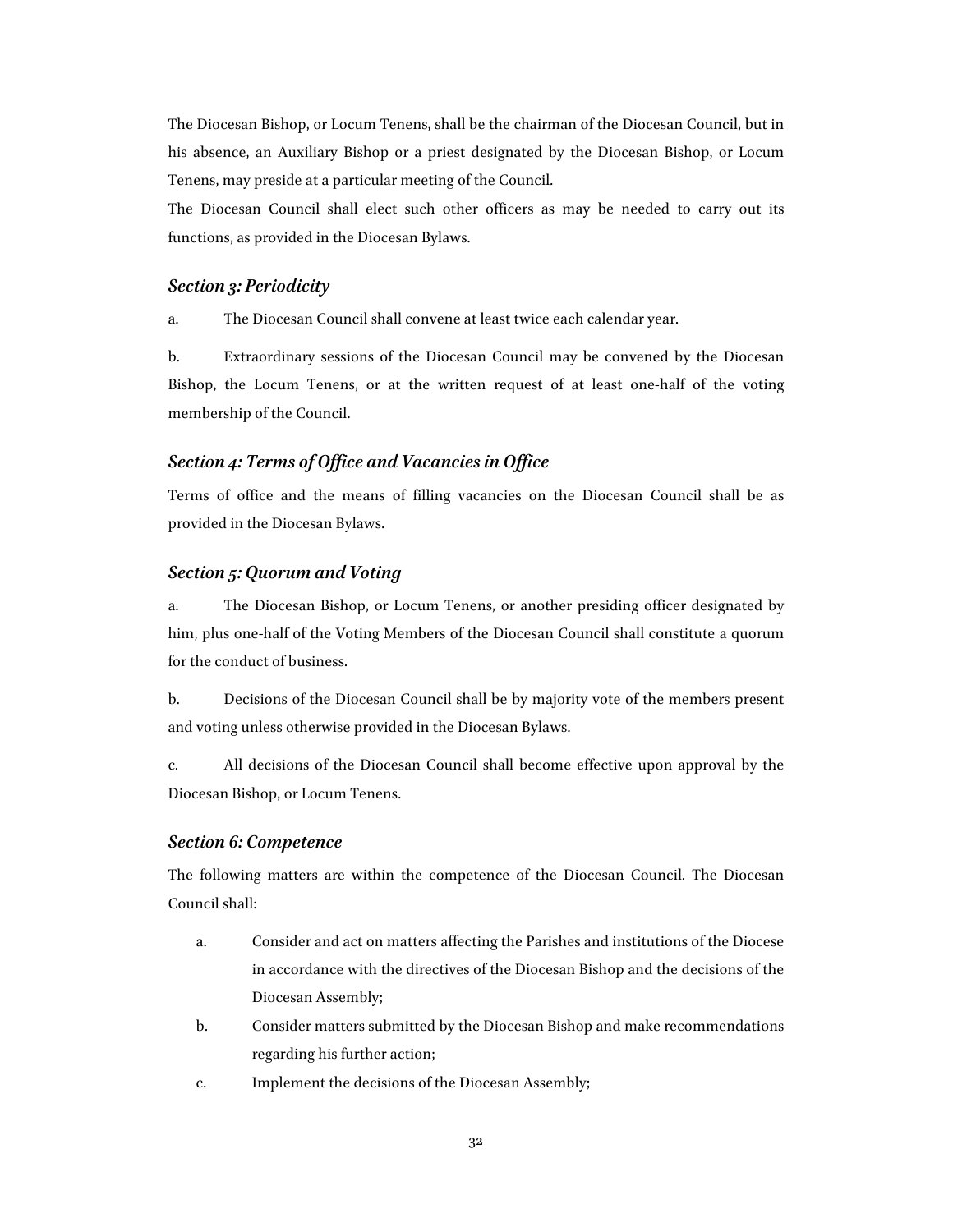The Diocesan Bishop, or Locum Tenens, shall be the chairman of the Diocesan Council, but in his absence, an Auxiliary Bishop or a priest designated by the Diocesan Bishop, or Locum Tenens, may preside at a particular meeting of the Council.

The Diocesan Council shall elect such other officers as may be needed to carry out its functions, as provided in the Diocesan Bylaws.

### *Section 3: Periodicity*

a. The Diocesan Council shall convene at least twice each calendar year.

b. Extraordinary sessions of the Diocesan Council may be convened by the Diocesan Bishop, the Locum Tenens, or at the written request of at least one-half of the voting membership of the Council.

### *Section 4: Terms of Office and Vacancies in Office*

Terms of office and the means of filling vacancies on the Diocesan Council shall be as provided in the Diocesan Bylaws.

### *Section 5: Quorum and Voting*

a. The Diocesan Bishop, or Locum Tenens, or another presiding officer designated by him, plus one-half of the Voting Members of the Diocesan Council shall constitute a quorum for the conduct of business.

b. Decisions of the Diocesan Council shall be by majority vote of the members present and voting unless otherwise provided in the Diocesan Bylaws.

c. All decisions of the Diocesan Council shall become effective upon approval by the Diocesan Bishop, or Locum Tenens.

### *Section 6: Competence*

The following matters are within the competence of the Diocesan Council. The Diocesan Council shall:

a. Consider and act on matters affecting the Parishes and institutions of the Diocese in accordance with the directives of the Diocesan Bishop and the decisions of the Diocesan Assembly;

b. Consider matters submitted by the Diocesan Bishop and make recommendations regarding his further action;

c. Implement the decisions of the Diocesan Assembly;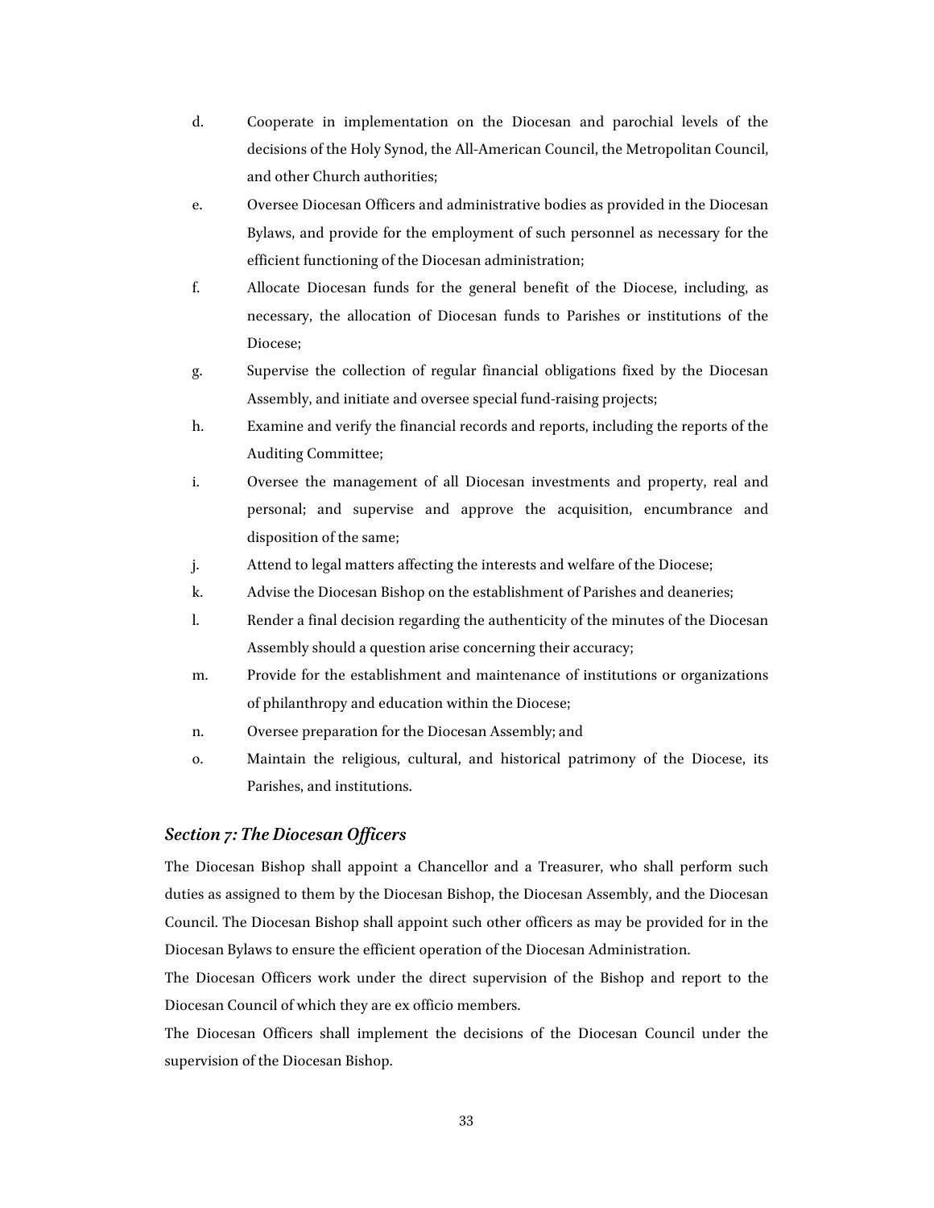d. Cooperate in implementation on the Diocesan and parochial levels of the decisions of the Holy Synod, the All-American Council, the Metropolitan Council, and other Church authorities;

e. Oversee Diocesan Officers and administrative bodies as provided in the Diocesan Bylaws, and provide for the employment of such personnel as necessary for the efficient functioning of the Diocesan administration;

f. Allocate Diocesan funds for the general benefit of the Diocese, including, as necessary, the allocation of Diocesan funds to Parishes or institutions of the Diocese;

g. Supervise the collection of regular financial obligations fixed by the Diocesan Assembly, and initiate and oversee special fund-raising projects;

h. Examine and verify the financial records and reports, including the reports of the Auditing Committee;

i. Oversee the management of all Diocesan investments and property, real and personal; and supervise and approve the acquisition, encumbrance and disposition of the same;

j. Attend to legal matters affecting the interests and welfare of the Diocese;

k. Advise the Diocesan Bishop on the establishment of Parishes and deaneries;

l. Render a final decision regarding the authenticity of the minutes of the Diocesan Assembly should a question arise concerning their accuracy;

m. Provide for the establishment and maintenance of institutions or organizations of philanthropy and education within the Diocese;

n. Oversee preparation for the Diocesan Assembly; and

o. Maintain the religious, cultural, and historical patrimony of the Diocese, its Parishes, and institutions.

### *Section 7: The Diocesan Officers*

The Diocesan Bishop shall appoint a Chancellor and a Treasurer, who shall perform such duties as assigned to them by the Diocesan Bishop, the Diocesan Assembly, and the Diocesan Council. The Diocesan Bishop shall appoint such other officers as may be provided for in the Diocesan Bylaws to ensure the efficient operation of the Diocesan Administration.

The Diocesan Officers work under the direct supervision of the Bishop and report to the Diocesan Council of which they are ex officio members.

The Diocesan Officers shall implement the decisions of the Diocesan Council under the supervision of the Diocesan Bishop.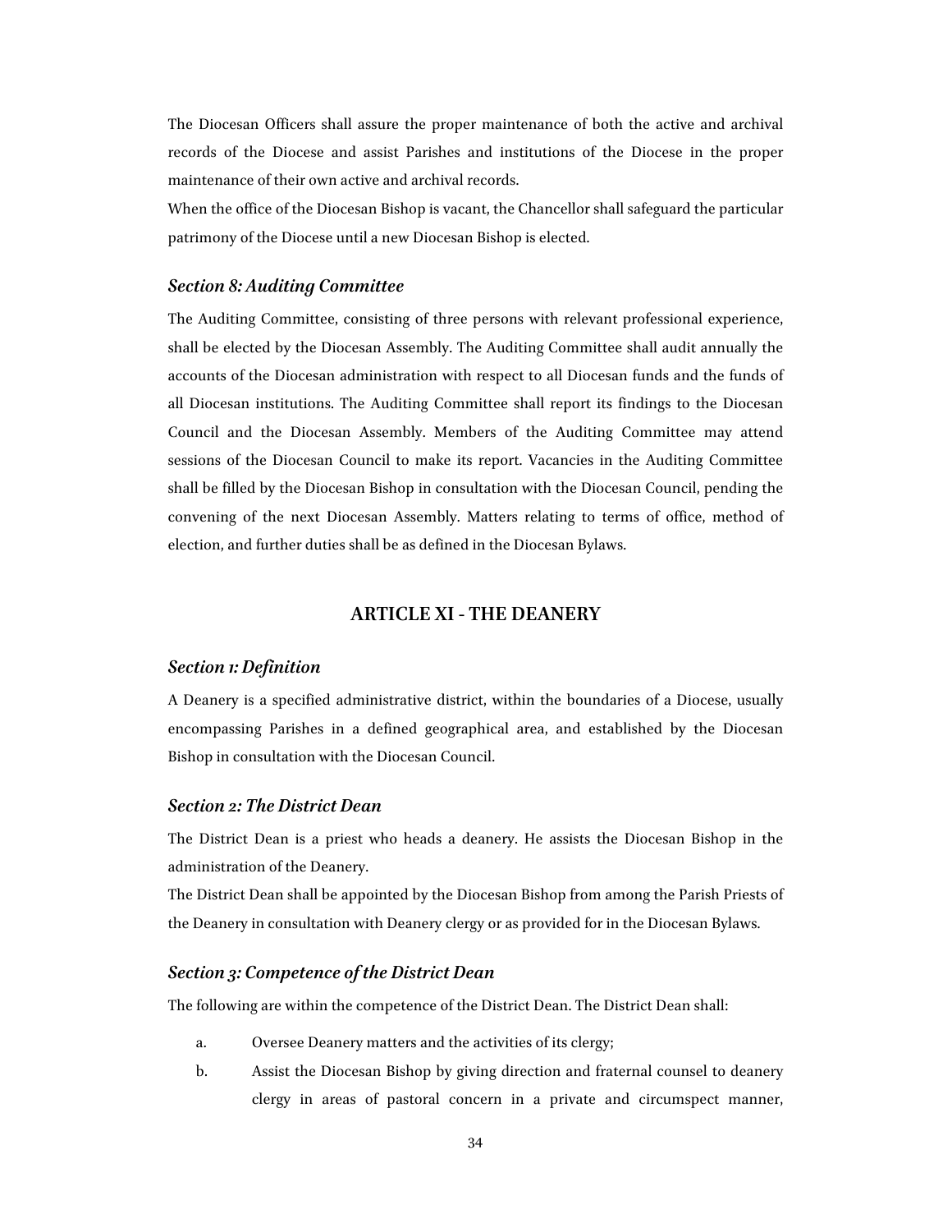The Diocesan Officers shall assure the proper maintenance of both the active and archival records of the Diocese and assist Parishes and institutions of the Diocese in the proper maintenance of their own active and archival records.

When the office of the Diocesan Bishop is vacant, the Chancellor shall safeguard the particular patrimony of the Diocese until a new Diocesan Bishop is elected.

### *Section 8: Auditing Committee*

The Auditing Committee, consisting of three persons with relevant professional experience, shall be elected by the Diocesan Assembly. The Auditing Committee shall audit annually the accounts of the Diocesan administration with respect to all Diocesan funds and the funds of all Diocesan institutions. The Auditing Committee shall report its findings to the Diocesan Council and the Diocesan Assembly. Members of the Auditing Committee may attend sessions of the Diocesan Council to make its report. Vacancies in the Auditing Committee shall be filled by the Diocesan Bishop in consultation with the Diocesan Council, pending the convening of the next Diocesan Assembly. Matters relating to terms of office, method of election, and further duties shall be as defined in the Diocesan Bylaws.

## ARTICLE XI - THE DEANERY

### *Section 1: Definition*

A Deanery is a specified administrative district, within the boundaries of a Diocese, usually encompassing Parishes in a defined geographical area, and established by the Diocesan Bishop in consultation with the Diocesan Council.

### *Section 2: The District Dean*

The District Dean is a priest who heads a deanery. He assists the Diocesan Bishop in the administration of the Deanery.

The District Dean shall be appointed by the Diocesan Bishop from among the Parish Priests of the Deanery in consultation with Deanery clergy or as provided for in the Diocesan Bylaws.

### *Section 3: Competence of the District Dean*

The following are within the competence of the District Dean. The District Dean shall:

a. Oversee Deanery matters and the activities of its clergy;

b. Assist the Diocesan Bishop by giving direction and fraternal counsel to deanery clergy in areas of pastoral concern in a private and circumspect manner,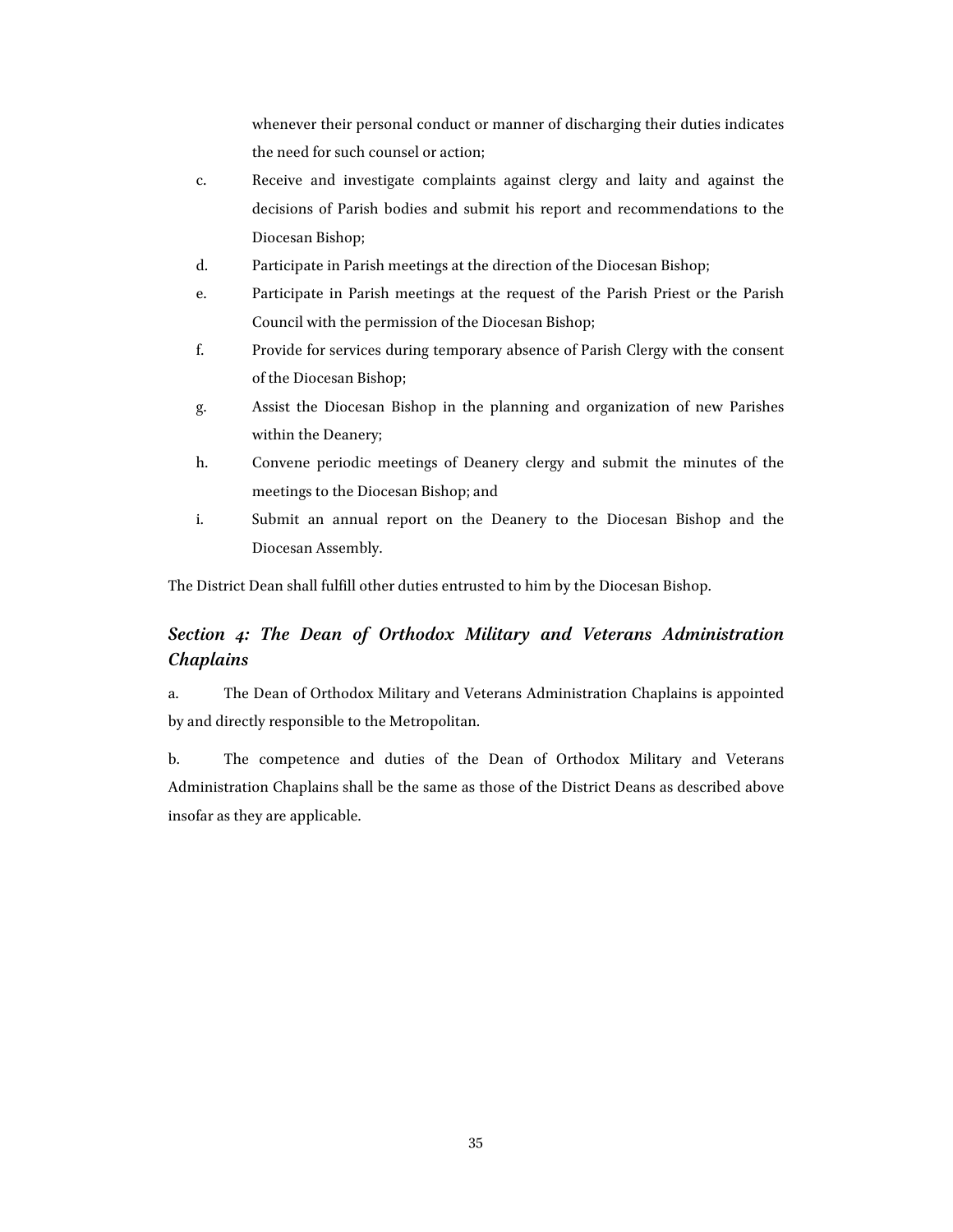whenever their personal conduct or manner of discharging their duties indicates the need for such counsel or action;

c. Receive and investigate complaints against clergy and laity and against the decisions of Parish bodies and submit his report and recommendations to the Diocesan Bishop;

d. Participate in Parish meetings at the direction of the Diocesan Bishop;

e. Participate in Parish meetings at the request of the Parish Priest or the Parish Council with the permission of the Diocesan Bishop;

f. Provide for services during temporary absence of Parish Clergy with the consent of the Diocesan Bishop;

g. Assist the Diocesan Bishop in the planning and organization of new Parishes within the Deanery;

h. Convene periodic meetings of Deanery clergy and submit the minutes of the meetings to the Diocesan Bishop; and

i. Submit an annual report on the Deanery to the Diocesan Bishop and the Diocesan Assembly.

The District Dean shall fulfill other duties entrusted to him by the Diocesan Bishop.

### *Section 4: The Dean of Orthodox Military and Veterans Administration Chaplains*

a. The Dean of Orthodox Military and Veterans Administration Chaplains is appointed by and directly responsible to the Metropolitan.

b. The competence and duties of the Dean of Orthodox Military and Veterans Administration Chaplains shall be the same as those of the District Deans as described above insofar as they are applicable.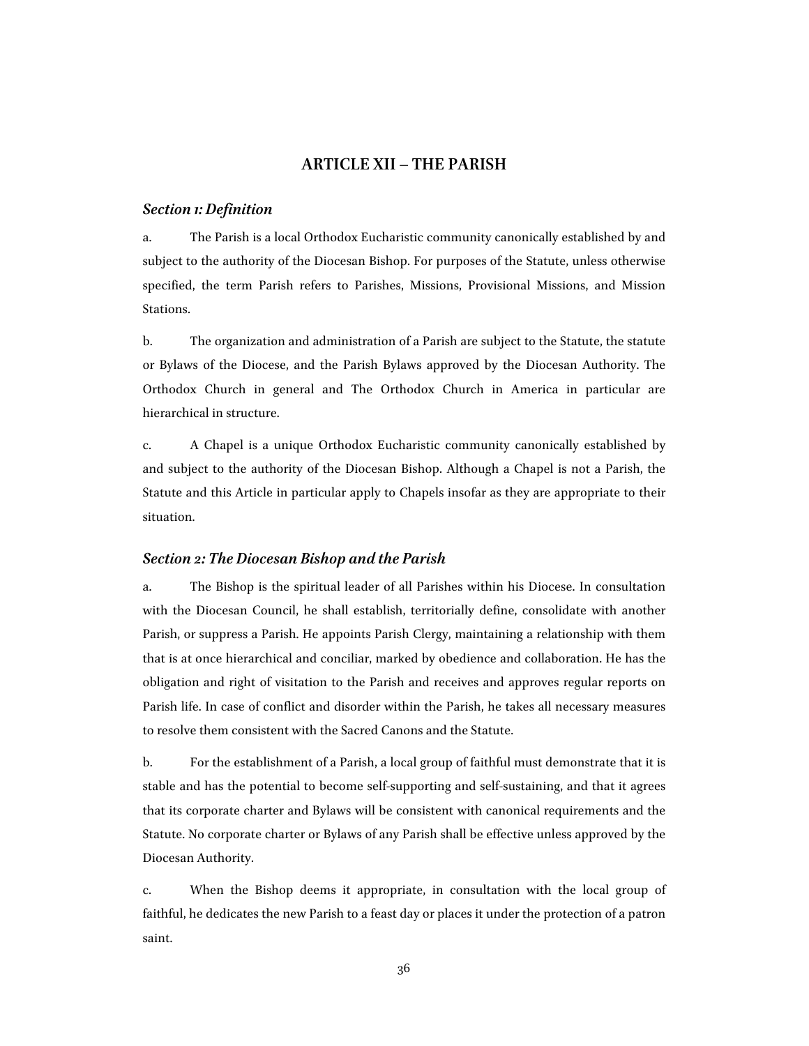## ARTICLE XII – THE PARISH

### *Section 1: Definition*

a. The Parish is a local Orthodox Eucharistic community canonically established by and subject to the authority of the Diocesan Bishop. For purposes of the Statute, unless otherwise specified, the term Parish refers to Parishes, Missions, Provisional Missions, and Mission Stations.

b. The organization and administration of a Parish are subject to the Statute, the statute or Bylaws of the Diocese, and the Parish Bylaws approved by the Diocesan Authority. The Orthodox Church in general and The Orthodox Church in America in particular are hierarchical in structure.

c. A Chapel is a unique Orthodox Eucharistic community canonically established by and subject to the authority of the Diocesan Bishop. Although a Chapel is not a Parish, the Statute and this Article in particular apply to Chapels insofar as they are appropriate to their situation.

### *Section 2: The Diocesan Bishop and the Parish*

a. The Bishop is the spiritual leader of all Parishes within his Diocese. In consultation with the Diocesan Council, he shall establish, territorially define, consolidate with another Parish, or suppress a Parish. He appoints Parish Clergy, maintaining a relationship with them that is at once hierarchical and conciliar, marked by obedience and collaboration. He has the obligation and right of visitation to the Parish and receives and approves regular reports on Parish life. In case of conflict and disorder within the Parish, he takes all necessary measures to resolve them consistent with the Sacred Canons and the Statute.

b. For the establishment of a Parish, a local group of faithful must demonstrate that it is stable and has the potential to become self-supporting and self-sustaining, and that it agrees that its corporate charter and Bylaws will be consistent with canonical requirements and the Statute. No corporate charter or Bylaws of any Parish shall be effective unless approved by the Diocesan Authority.

c. When the Bishop deems it appropriate, in consultation with the local group of faithful, he dedicates the new Parish to a feast day or places it under the protection of a patron saint.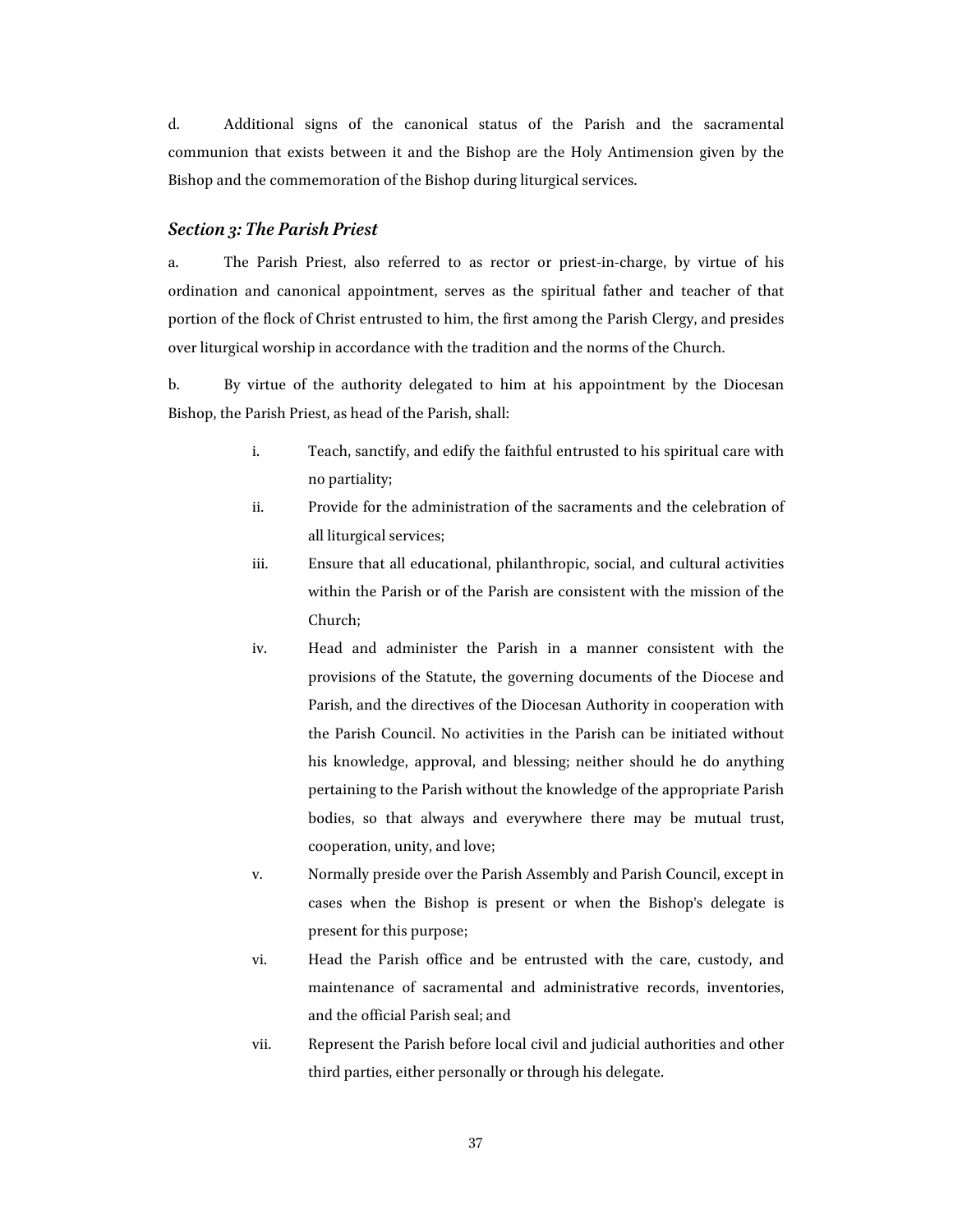d. Additional signs of the canonical status of the Parish and the sacramental communion that exists between it and the Bishop are the Holy Antimension given by the Bishop and the commemoration of the Bishop during liturgical services.

### *Section 3: The Parish Priest*

a. The Parish Priest, also referred to as rector or priest-in-charge, by virtue of his ordination and canonical appointment, serves as the spiritual father and teacher of that portion of the flock of Christ entrusted to him, the first among the Parish Clergy, and presides over liturgical worship in accordance with the tradition and the norms of the Church.

b. By virtue of the authority delegated to him at his appointment by the Diocesan Bishop, the Parish Priest, as head of the Parish, shall:

- i. Teach, sanctify, and edify the faithful entrusted to his spiritual care with no partiality;
- ii. Provide for the administration of the sacraments and the celebration of all liturgical services;
- iii. Ensure that all educational, philanthropic, social, and cultural activities within the Parish or of the Parish are consistent with the mission of the Church;
- iv. Head and administer the Parish in a manner consistent with the provisions of the Statute, the governing documents of the Diocese and Parish, and the directives of the Diocesan Authority in cooperation with the Parish Council. No activities in the Parish can be initiated without his knowledge, approval, and blessing; neither should he do anything pertaining to the Parish without the knowledge of the appropriate Parish bodies, so that always and everywhere there may be mutual trust, cooperation, unity, and love;
- v. Normally preside over the Parish Assembly and Parish Council, except in cases when the Bishop is present or when the Bishop's delegate is present for this purpose;
- vi. Head the Parish office and be entrusted with the care, custody, and maintenance of sacramental and administrative records, inventories, and the official Parish seal; and
- vii. Represent the Parish before local civil and judicial authorities and other third parties, either personally or through his delegate.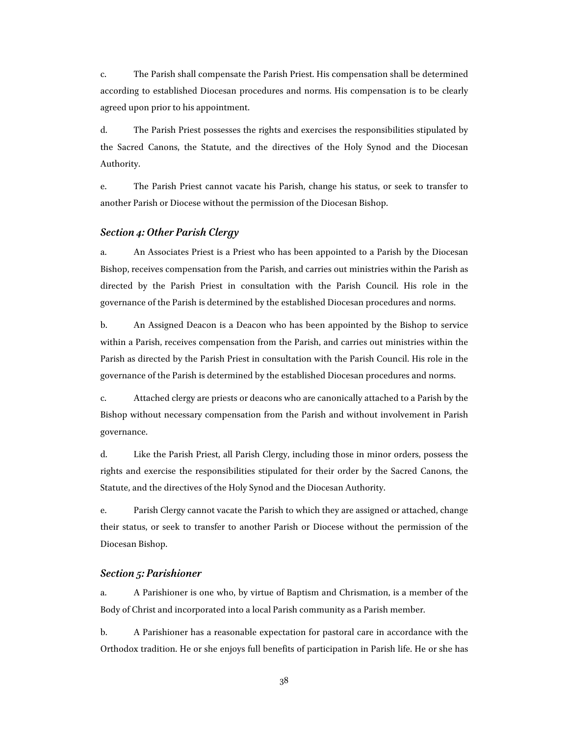c. The Parish shall compensate the Parish Priest. His compensation shall be determined according to established Diocesan procedures and norms. His compensation is to be clearly agreed upon prior to his appointment.

d. The Parish Priest possesses the rights and exercises the responsibilities stipulated by the Sacred Canons, the Statute, and the directives of the Holy Synod and the Diocesan Authority.

e. The Parish Priest cannot vacate his Parish, change his status, or seek to transfer to another Parish or Diocese without the permission of the Diocesan Bishop.

### *Section 4: Other Parish Clergy*

a. An Associates Priest is a Priest who has been appointed to a Parish by the Diocesan Bishop, receives compensation from the Parish, and carries out ministries within the Parish as directed by the Parish Priest in consultation with the Parish Council. His role in the governance of the Parish is determined by the established Diocesan procedures and norms.

b. An Assigned Deacon is a Deacon who has been appointed by the Bishop to service within a Parish, receives compensation from the Parish, and carries out ministries within the Parish as directed by the Parish Priest in consultation with the Parish Council. His role in the governance of the Parish is determined by the established Diocesan procedures and norms.

c. Attached clergy are priests or deacons who are canonically attached to a Parish by the Bishop without necessary compensation from the Parish and without involvement in Parish governance.

d. Like the Parish Priest, all Parish Clergy, including those in minor orders, possess the rights and exercise the responsibilities stipulated for their order by the Sacred Canons, the Statute, and the directives of the Holy Synod and the Diocesan Authority.

e. Parish Clergy cannot vacate the Parish to which they are assigned or attached, change their status, or seek to transfer to another Parish or Diocese without the permission of the Diocesan Bishop.

### *Section 5: Parishioner*

a. A Parishioner is one who, by virtue of Baptism and Chrismation, is a member of the Body of Christ and incorporated into a local Parish community as a Parish member.

b. A Parishioner has a reasonable expectation for pastoral care in accordance with the Orthodox tradition. He or she enjoys full benefits of participation in Parish life. He or she has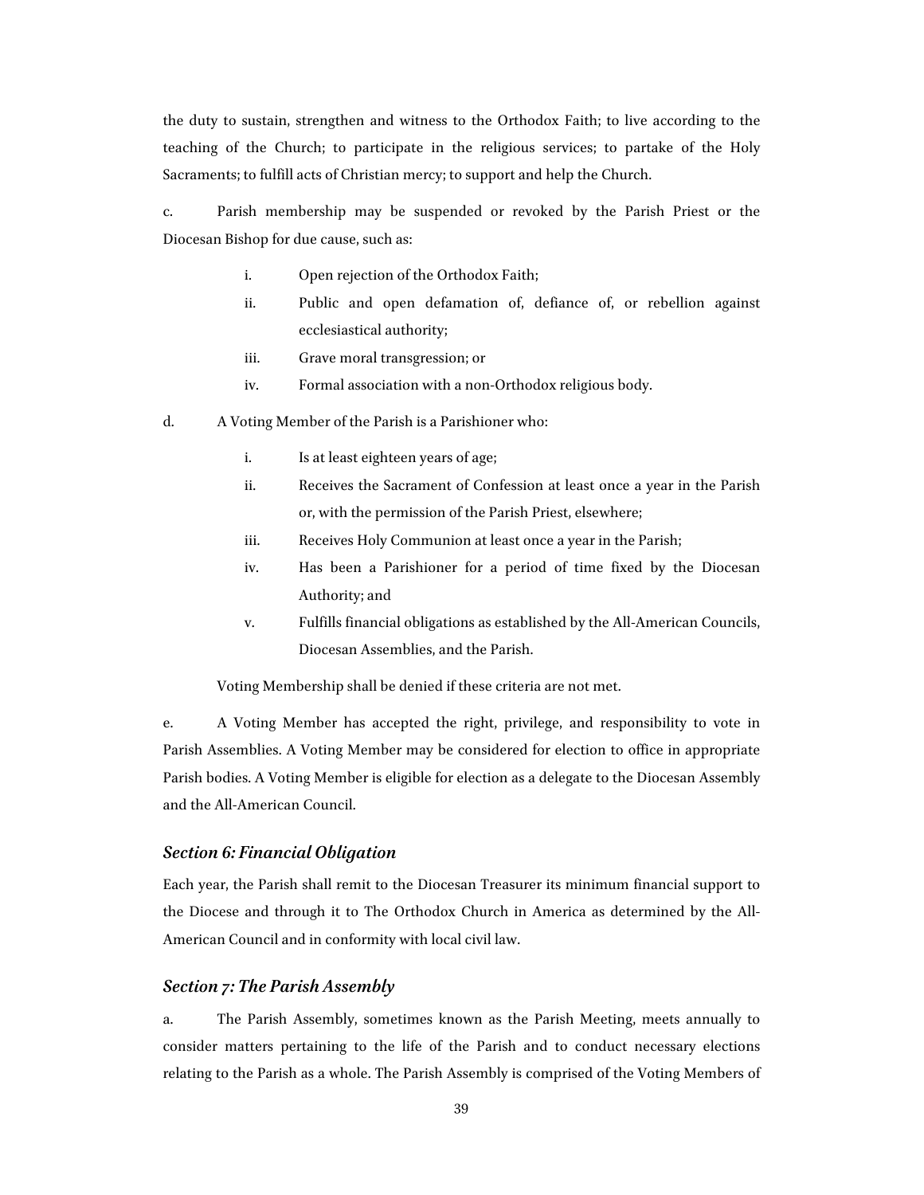the duty to sustain, strengthen and witness to the Orthodox Faith; to live according to the teaching of the Church; to participate in the religious services; to partake of the Holy Sacraments; to fulfill acts of Christian mercy; to support and help the Church.

c. Parish membership may be suspended or revoked by the Parish Priest or the Diocesan Bishop for due cause, such as:

- i. Open rejection of the Orthodox Faith;
- ii. Public and open defamation of, defiance of, or rebellion against ecclesiastical authority;
- iii. Grave moral transgression; or
- iv. Formal association with a non-Orthodox religious body.

d. A Voting Member of the Parish is a Parishioner who:

- i. Is at least eighteen years of age;
- ii. Receives the Sacrament of Confession at least once a year in the Parish or, with the permission of the Parish Priest, elsewhere;
- iii. Receives Holy Communion at least once a year in the Parish;
- iv. Has been a Parishioner for a period of time fixed by the Diocesan Authority; and
- v. Fulfills financial obligations as established by the All-American Councils, Diocesan Assemblies, and the Parish.

Voting Membership shall be denied if these criteria are not met.

e. A Voting Member has accepted the right, privilege, and responsibility to vote in Parish Assemblies. A Voting Member may be considered for election to office in appropriate Parish bodies. A Voting Member is eligible for election as a delegate to the Diocesan Assembly and the All-American Council.

### *Section 6: Financial Obligation*

Each year, the Parish shall remit to the Diocesan Treasurer its minimum financial support to the Diocese and through it to The Orthodox Church in America as determined by the All-American Council and in conformity with local civil law.

### *Section 7: The Parish Assembly*

a. The Parish Assembly, sometimes known as the Parish Meeting, meets annually to consider matters pertaining to the life of the Parish and to conduct necessary elections relating to the Parish as a whole. The Parish Assembly is comprised of the Voting Members of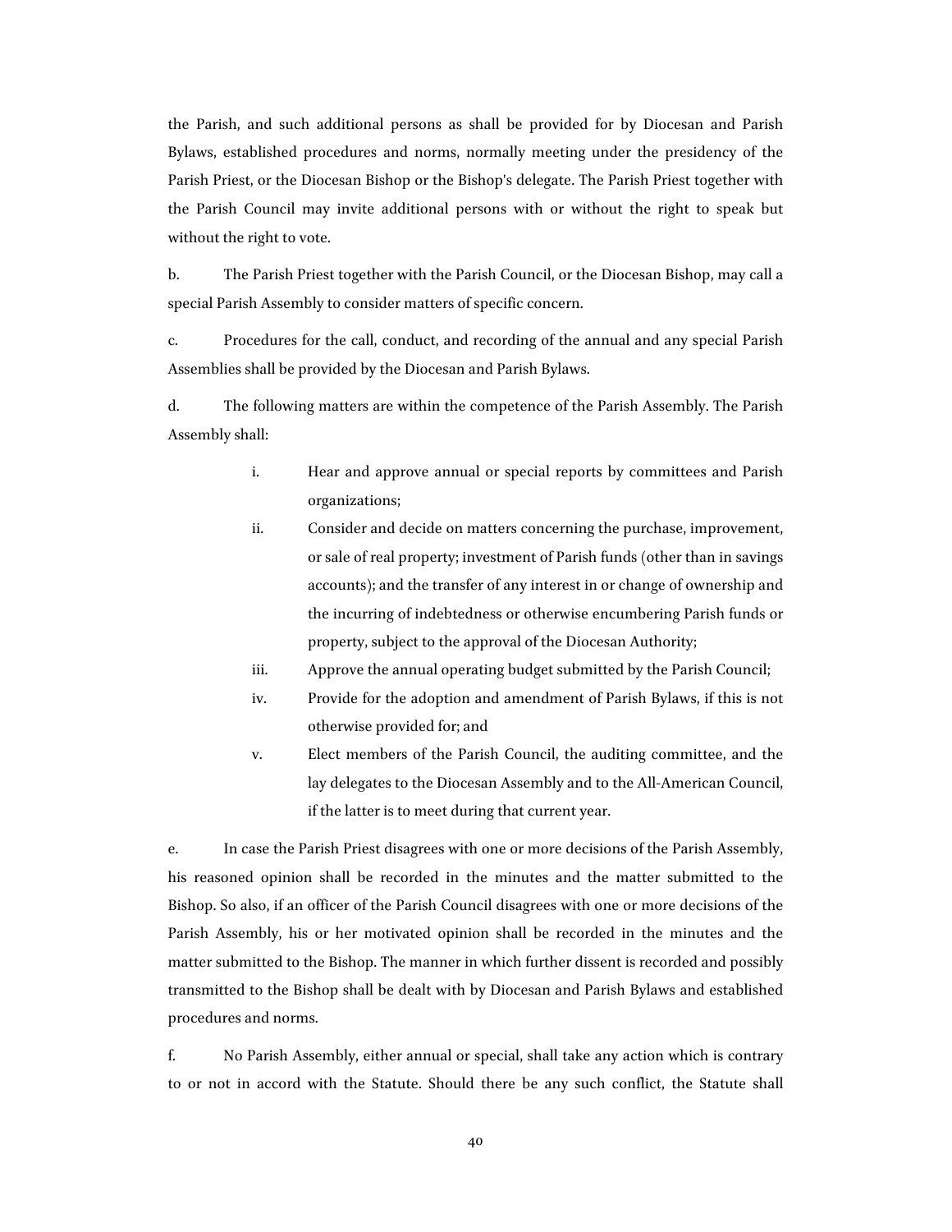the Parish, and such additional persons as shall be provided for by Diocesan and Parish Bylaws, established procedures and norms, normally meeting under the presidency of the Parish Priest, or the Diocesan Bishop or the Bishop's delegate. The Parish Priest together with the Parish Council may invite additional persons with or without the right to speak but without the right to vote.

b. The Parish Priest together with the Parish Council, or the Diocesan Bishop, may call a special Parish Assembly to consider matters of specific concern.

c. Procedures for the call, conduct, and recording of the annual and any special Parish Assemblies shall be provided by the Diocesan and Parish Bylaws.

d. The following matters are within the competence of the Parish Assembly. The Parish Assembly shall:

i. Hear and approve annual or special reports by committees and Parish organizations;

ii. Consider and decide on matters concerning the purchase, improvement, or sale of real property; investment of Parish funds (other than in savings accounts); and the transfer of any interest in or change of ownership and the incurring of indebtedness or otherwise encumbering Parish funds or property, subject to the approval of the Diocesan Authority;

iii. Approve the annual operating budget submitted by the Parish Council;

iv. Provide for the adoption and amendment of Parish Bylaws, if this is not otherwise provided for; and

v. Elect members of the Parish Council, the auditing committee, and the lay delegates to the Diocesan Assembly and to the All-American Council, if the latter is to meet during that current year.

e. In case the Parish Priest disagrees with one or more decisions of the Parish Assembly, his reasoned opinion shall be recorded in the minutes and the matter submitted to the Bishop. So also, if an officer of the Parish Council disagrees with one or more decisions of the Parish Assembly, his or her motivated opinion shall be recorded in the minutes and the matter submitted to the Bishop. The manner in which further dissent is recorded and possibly transmitted to the Bishop shall be dealt with by Diocesan and Parish Bylaws and established procedures and norms.

f. No Parish Assembly, either annual or special, shall take any action which is contrary to or not in accord with the Statute. Should there be any such conflict, the Statute shall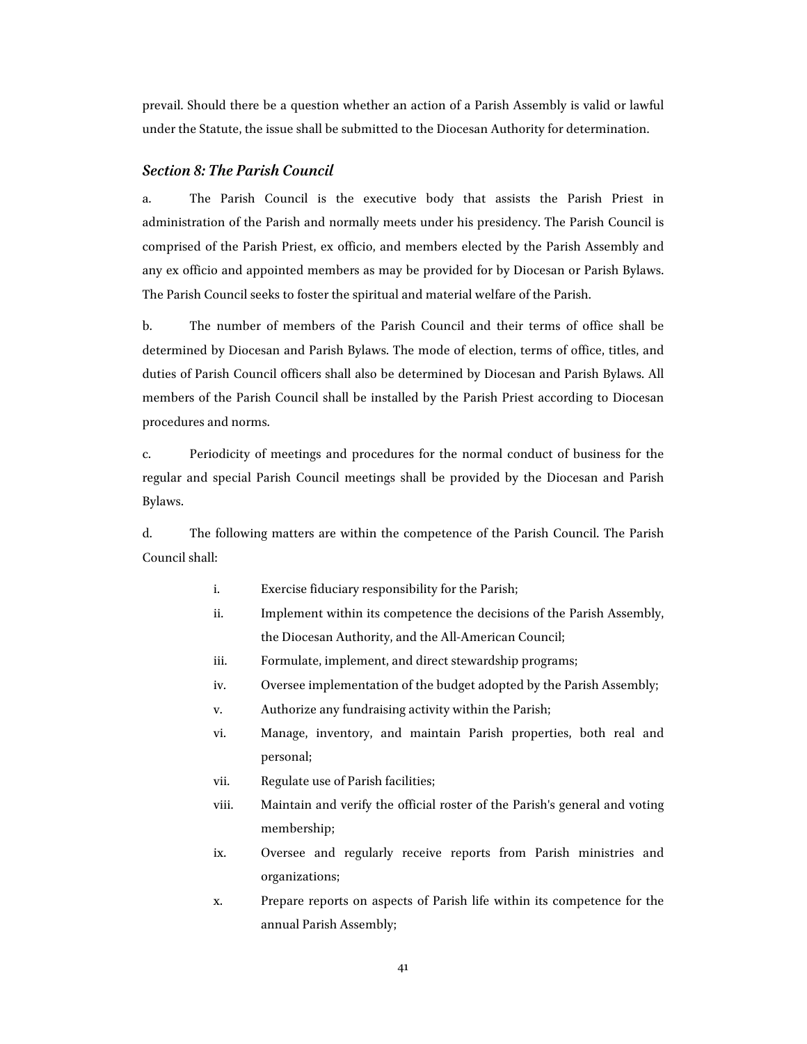prevail. Should there be a question whether an action of a Parish Assembly is valid or lawful under the Statute, the issue shall be submitted to the Diocesan Authority for determination.

### *Section 8: The Parish Council*

a. The Parish Council is the executive body that assists the Parish Priest in administration of the Parish and normally meets under his presidency. The Parish Council is comprised of the Parish Priest, ex officio, and members elected by the Parish Assembly and any ex officio and appointed members as may be provided for by Diocesan or Parish Bylaws. The Parish Council seeks to foster the spiritual and material welfare of the Parish.

b. The number of members of the Parish Council and their terms of office shall be determined by Diocesan and Parish Bylaws. The mode of election, terms of office, titles, and duties of Parish Council officers shall also be determined by Diocesan and Parish Bylaws. All members of the Parish Council shall be installed by the Parish Priest according to Diocesan procedures and norms.

c. Periodicity of meetings and procedures for the normal conduct of business for the regular and special Parish Council meetings shall be provided by the Diocesan and Parish Bylaws.

d. The following matters are within the competence of the Parish Council. The Parish Council shall:

- i. Exercise fiduciary responsibility for the Parish;
- ii. Implement within its competence the decisions of the Parish Assembly, the Diocesan Authority, and the All-American Council;
- iii. Formulate, implement, and direct stewardship programs;
- iv. Oversee implementation of the budget adopted by the Parish Assembly;
- v. Authorize any fundraising activity within the Parish;
- vi. Manage, inventory, and maintain Parish properties, both real and personal;
- vii. Regulate use of Parish facilities;
- viii. Maintain and verify the official roster of the Parish's general and voting membership;
- ix. Oversee and regularly receive reports from Parish ministries and organizations;
- x. Prepare reports on aspects of Parish life within its competence for the annual Parish Assembly;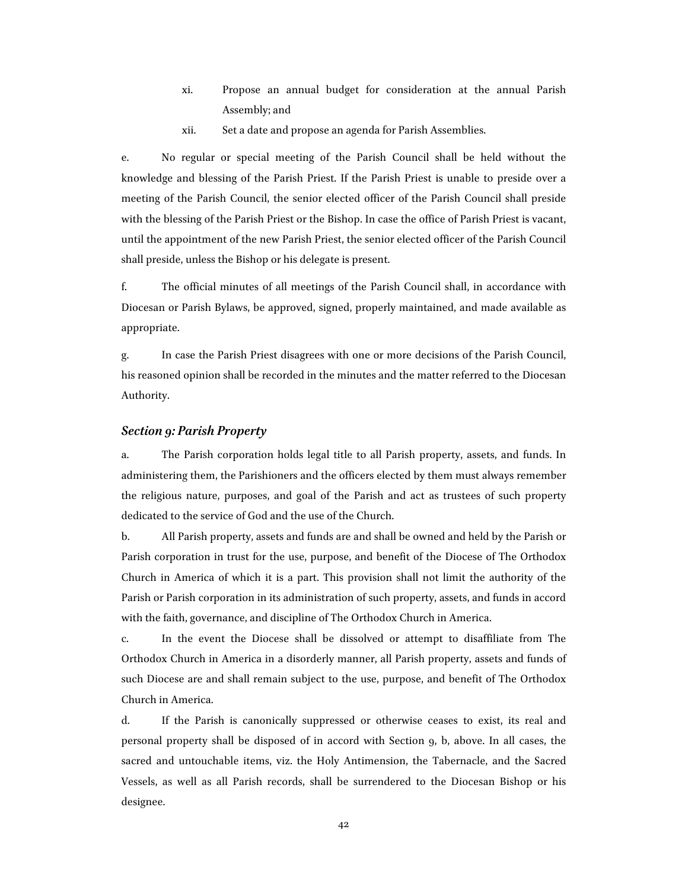xi. Propose an annual budget for consideration at the annual Parish Assembly; and

xii. Set a date and propose an agenda for Parish Assemblies.

e. No regular or special meeting of the Parish Council shall be held without the knowledge and blessing of the Parish Priest. If the Parish Priest is unable to preside over a meeting of the Parish Council, the senior elected officer of the Parish Council shall preside with the blessing of the Parish Priest or the Bishop. In case the office of Parish Priest is vacant, until the appointment of the new Parish Priest, the senior elected officer of the Parish Council shall preside, unless the Bishop or his delegate is present.

f. The official minutes of all meetings of the Parish Council shall, in accordance with Diocesan or Parish Bylaws, be approved, signed, properly maintained, and made available as appropriate.

g. In case the Parish Priest disagrees with one or more decisions of the Parish Council, his reasoned opinion shall be recorded in the minutes and the matter referred to the Diocesan Authority.

### *Section 9: Parish Property*

a. The Parish corporation holds legal title to all Parish property, assets, and funds. In administering them, the Parishioners and the officers elected by them must always remember the religious nature, purposes, and goal of the Parish and act as trustees of such property dedicated to the service of God and the use of the Church.

b. All Parish property, assets and funds are and shall be owned and held by the Parish or Parish corporation in trust for the use, purpose, and benefit of the Diocese of The Orthodox Church in America of which it is a part. This provision shall not limit the authority of the Parish or Parish corporation in its administration of such property, assets, and funds in accord with the faith, governance, and discipline of The Orthodox Church in America.

c. In the event the Diocese shall be dissolved or attempt to disaffiliate from The Orthodox Church in America in a disorderly manner, all Parish property, assets and funds of such Diocese are and shall remain subject to the use, purpose, and benefit of The Orthodox Church in America.

d. If the Parish is canonically suppressed or otherwise ceases to exist, its real and personal property shall be disposed of in accord with Section 9, b, above. In all cases, the sacred and untouchable items, viz. the Holy Antimension, the Tabernacle, and the Sacred Vessels, as well as all Parish records, shall be surrendered to the Diocesan Bishop or his designee.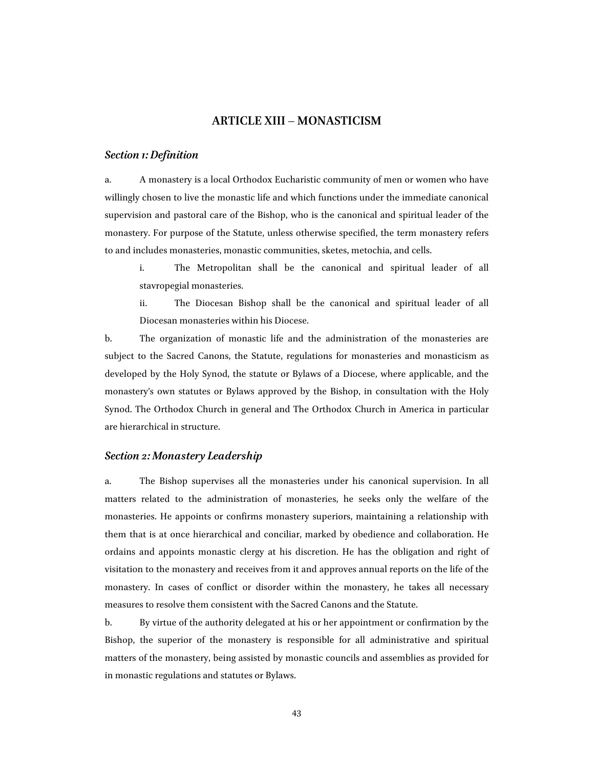## ARTICLE XIII – MONASTICISM

### *Section 1: Definition*

a. A monastery is a local Orthodox Eucharistic community of men or women who have willingly chosen to live the monastic life and which functions under the immediate canonical supervision and pastoral care of the Bishop, who is the canonical and spiritual leader of the monastery. For purpose of the Statute, unless otherwise specified, the term monastery refers to and includes monasteries, monastic communities, sketes, metochia, and cells.

> i. The Metropolitan shall be the canonical and spiritual leader of all stavropegial monasteries.
>
> ii. The Diocesan Bishop shall be the canonical and spiritual leader of all Diocesan monasteries within his Diocese.

b. The organization of monastic life and the administration of the monasteries are subject to the Sacred Canons, the Statute, regulations for monasteries and monasticism as developed by the Holy Synod, the statute or Bylaws of a Diocese, where applicable, and the monastery's own statutes or Bylaws approved by the Bishop, in consultation with the Holy Synod. The Orthodox Church in general and The Orthodox Church in America in particular are hierarchical in structure.

### *Section 2: Monastery Leadership*

a. The Bishop supervises all the monasteries under his canonical supervision. In all matters related to the administration of monasteries, he seeks only the welfare of the monasteries. He appoints or confirms monastery superiors, maintaining a relationship with them that is at once hierarchical and conciliar, marked by obedience and collaboration. He ordains and appoints monastic clergy at his discretion. He has the obligation and right of visitation to the monastery and receives from it and approves annual reports on the life of the monastery. In cases of conflict or disorder within the monastery, he takes all necessary measures to resolve them consistent with the Sacred Canons and the Statute.

b. By virtue of the authority delegated at his or her appointment or confirmation by the Bishop, the superior of the monastery is responsible for all administrative and spiritual matters of the monastery, being assisted by monastic councils and assemblies as provided for in monastic regulations and statutes or Bylaws.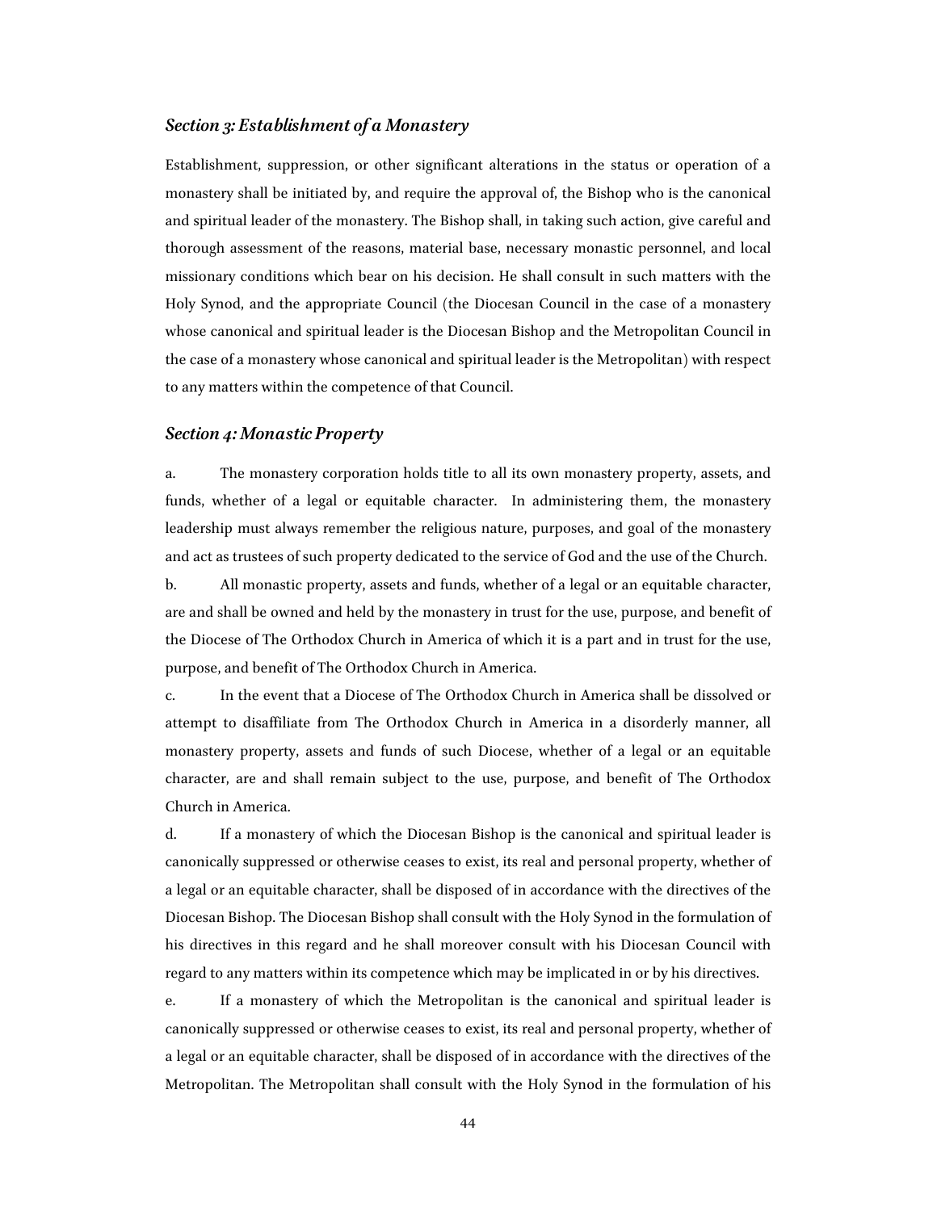### *Section 3: Establishment of a Monastery*

Establishment, suppression, or other significant alterations in the status or operation of a monastery shall be initiated by, and require the approval of, the Bishop who is the canonical and spiritual leader of the monastery. The Bishop shall, in taking such action, give careful and thorough assessment of the reasons, material base, necessary monastic personnel, and local missionary conditions which bear on his decision. He shall consult in such matters with the Holy Synod, and the appropriate Council (the Diocesan Council in the case of a monastery whose canonical and spiritual leader is the Diocesan Bishop and the Metropolitan Council in the case of a monastery whose canonical and spiritual leader is the Metropolitan) with respect to any matters within the competence of that Council.

### *Section 4: Monastic Property*

a. The monastery corporation holds title to all its own monastery property, assets, and funds, whether of a legal or equitable character. In administering them, the monastery leadership must always remember the religious nature, purposes, and goal of the monastery and act as trustees of such property dedicated to the service of God and the use of the Church.

b. All monastic property, assets and funds, whether of a legal or an equitable character, are and shall be owned and held by the monastery in trust for the use, purpose, and benefit of the Diocese of The Orthodox Church in America of which it is a part and in trust for the use, purpose, and benefit of The Orthodox Church in America.

c. In the event that a Diocese of The Orthodox Church in America shall be dissolved or attempt to disaffiliate from The Orthodox Church in America in a disorderly manner, all monastery property, assets and funds of such Diocese, whether of a legal or an equitable character, are and shall remain subject to the use, purpose, and benefit of The Orthodox Church in America.

d. If a monastery of which the Diocesan Bishop is the canonical and spiritual leader is canonically suppressed or otherwise ceases to exist, its real and personal property, whether of a legal or an equitable character, shall be disposed of in accordance with the directives of the Diocesan Bishop. The Diocesan Bishop shall consult with the Holy Synod in the formulation of his directives in this regard and he shall moreover consult with his Diocesan Council with regard to any matters within its competence which may be implicated in or by his directives.

e. If a monastery of which the Metropolitan is the canonical and spiritual leader is canonically suppressed or otherwise ceases to exist, its real and personal property, whether of a legal or an equitable character, shall be disposed of in accordance with the directives of the Metropolitan. The Metropolitan shall consult with the Holy Synod in the formulation of his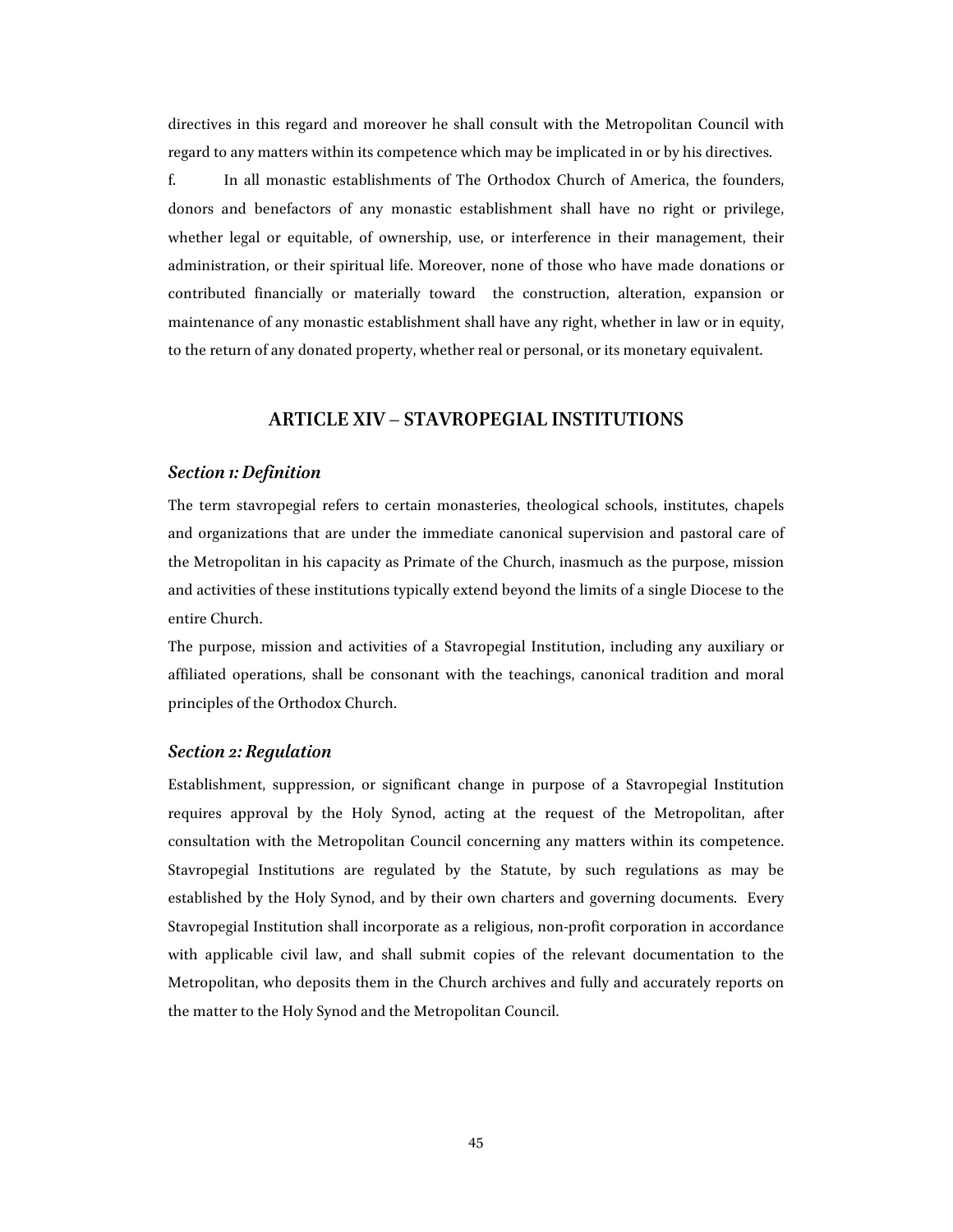directives in this regard and moreover he shall consult with the Metropolitan Council with regard to any matters within its competence which may be implicated in or by his directives.

f. In all monastic establishments of The Orthodox Church of America, the founders, donors and benefactors of any monastic establishment shall have no right or privilege, whether legal or equitable, of ownership, use, or interference in their management, their administration, or their spiritual life. Moreover, none of those who have made donations or contributed financially or materially toward the construction, alteration, expansion or maintenance of any monastic establishment shall have any right, whether in law or in equity, to the return of any donated property, whether real or personal, or its monetary equivalent.

## ARTICLE XIV – STAVROPEGIAL INSTITUTIONS

### *Section 1: Definition*

The term stavropegial refers to certain monasteries, theological schools, institutes, chapels and organizations that are under the immediate canonical supervision and pastoral care of the Metropolitan in his capacity as Primate of the Church, inasmuch as the purpose, mission and activities of these institutions typically extend beyond the limits of a single Diocese to the entire Church.

The purpose, mission and activities of a Stavropegial Institution, including any auxiliary or affiliated operations, shall be consonant with the teachings, canonical tradition and moral principles of the Orthodox Church.

### *Section 2: Regulation*

Establishment, suppression, or significant change in purpose of a Stavropegial Institution requires approval by the Holy Synod, acting at the request of the Metropolitan, after consultation with the Metropolitan Council concerning any matters within its competence. Stavropegial Institutions are regulated by the Statute, by such regulations as may be established by the Holy Synod, and by their own charters and governing documents. Every Stavropegial Institution shall incorporate as a religious, non-profit corporation in accordance with applicable civil law, and shall submit copies of the relevant documentation to the Metropolitan, who deposits them in the Church archives and fully and accurately reports on the matter to the Holy Synod and the Metropolitan Council.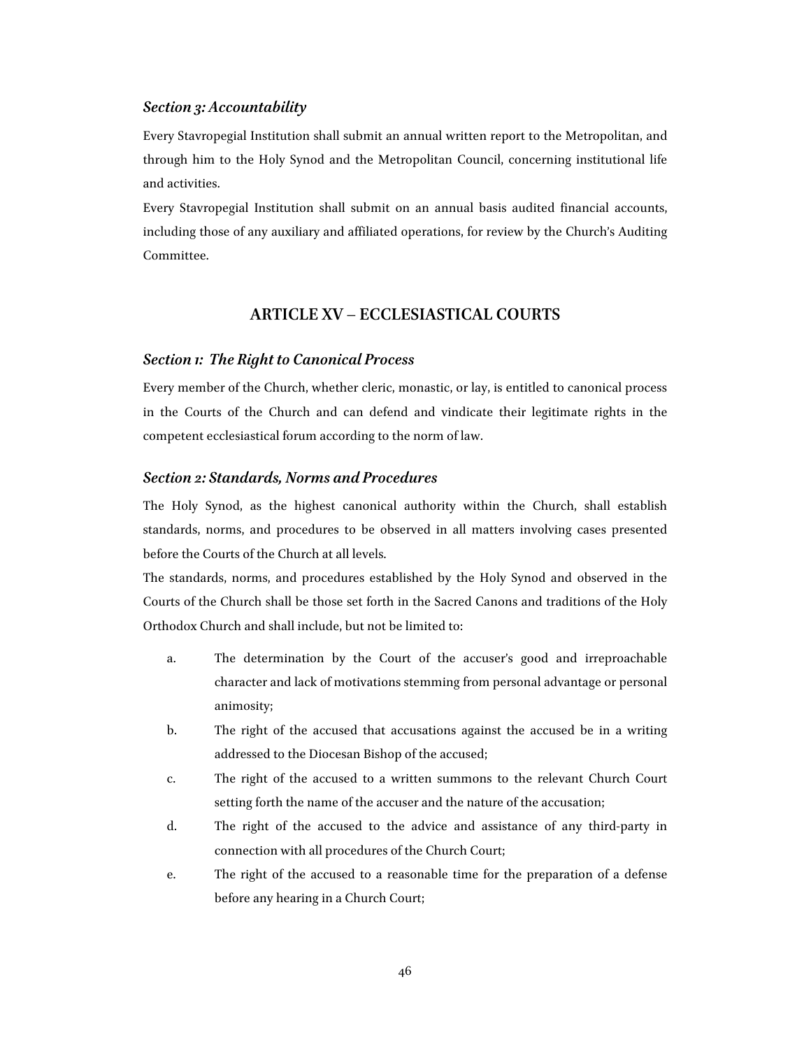### *Section 3: Accountability*

Every Stavropegial Institution shall submit an annual written report to the Metropolitan, and through him to the Holy Synod and the Metropolitan Council, concerning institutional life and activities.

Every Stavropegial Institution shall submit on an annual basis audited financial accounts, including those of any auxiliary and affiliated operations, for review by the Church's Auditing Committee.

## ARTICLE XV – ECCLESIASTICAL COURTS

### *Section 1: The Right to Canonical Process*

Every member of the Church, whether cleric, monastic, or lay, is entitled to canonical process in the Courts of the Church and can defend and vindicate their legitimate rights in the competent ecclesiastical forum according to the norm of law.

### *Section 2: Standards, Norms and Procedures*

The Holy Synod, as the highest canonical authority within the Church, shall establish standards, norms, and procedures to be observed in all matters involving cases presented before the Courts of the Church at all levels.

The standards, norms, and procedures established by the Holy Synod and observed in the Courts of the Church shall be those set forth in the Sacred Canons and traditions of the Holy Orthodox Church and shall include, but not be limited to:

a. The determination by the Court of the accuser's good and irreproachable character and lack of motivations stemming from personal advantage or personal animosity;

b. The right of the accused that accusations against the accused be in a writing addressed to the Diocesan Bishop of the accused;

c. The right of the accused to a written summons to the relevant Church Court setting forth the name of the accuser and the nature of the accusation;

d. The right of the accused to the advice and assistance of any third-party in connection with all procedures of the Church Court;

e. The right of the accused to a reasonable time for the preparation of a defense before any hearing in a Church Court;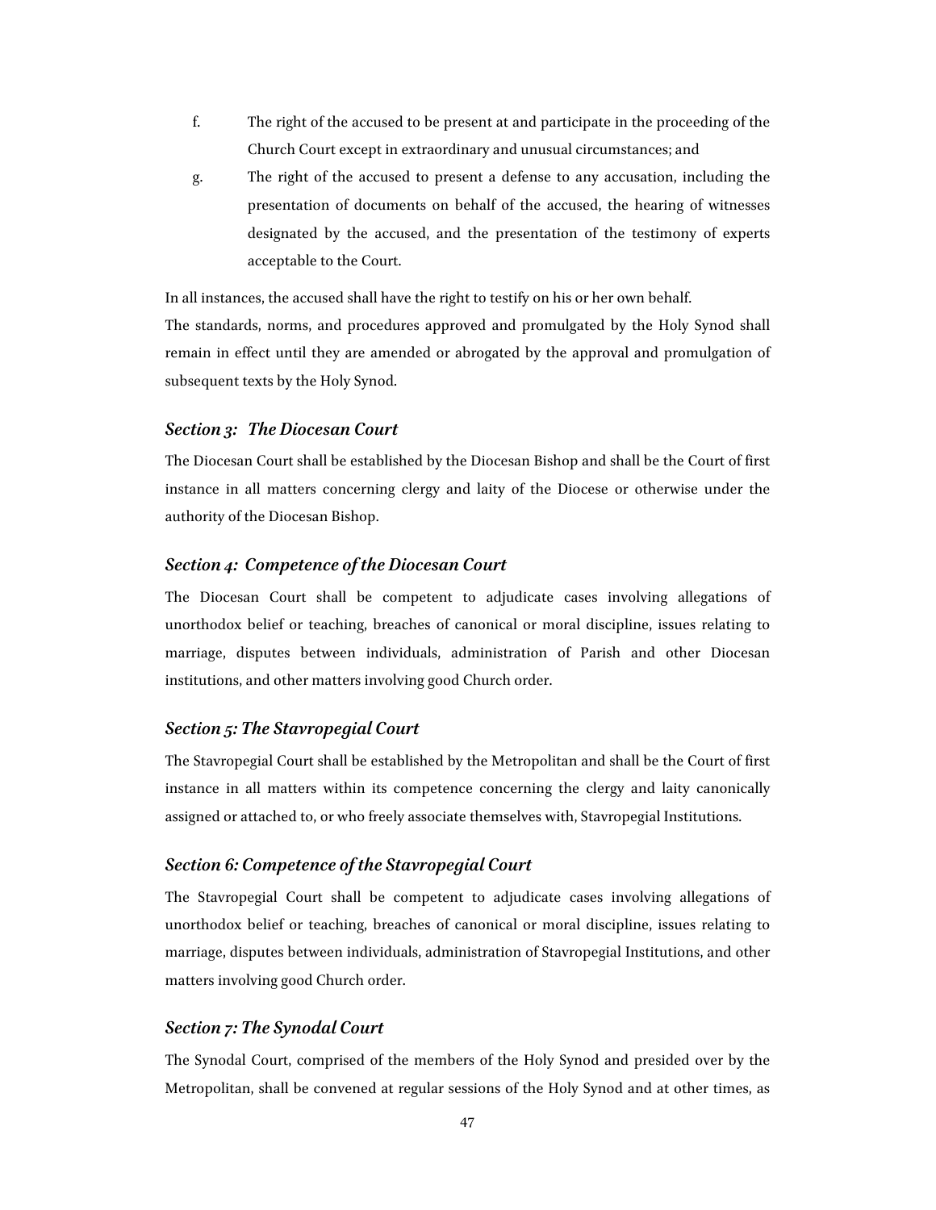f. The right of the accused to be present at and participate in the proceeding of the Church Court except in extraordinary and unusual circumstances; and

g. The right of the accused to present a defense to any accusation, including the presentation of documents on behalf of the accused, the hearing of witnesses designated by the accused, and the presentation of the testimony of experts acceptable to the Court.

In all instances, the accused shall have the right to testify on his or her own behalf.

The standards, norms, and procedures approved and promulgated by the Holy Synod shall remain in effect until they are amended or abrogated by the approval and promulgation of subsequent texts by the Holy Synod.

### *Section 3: The Diocesan Court*

The Diocesan Court shall be established by the Diocesan Bishop and shall be the Court of first instance in all matters concerning clergy and laity of the Diocese or otherwise under the authority of the Diocesan Bishop.

### *Section 4: Competence of the Diocesan Court*

The Diocesan Court shall be competent to adjudicate cases involving allegations of unorthodox belief or teaching, breaches of canonical or moral discipline, issues relating to marriage, disputes between individuals, administration of Parish and other Diocesan institutions, and other matters involving good Church order.

### *Section 5: The Stavropegial Court*

The Stavropegial Court shall be established by the Metropolitan and shall be the Court of first instance in all matters within its competence concerning the clergy and laity canonically assigned or attached to, or who freely associate themselves with, Stavropegial Institutions.

### *Section 6: Competence of the Stavropegial Court*

The Stavropegial Court shall be competent to adjudicate cases involving allegations of unorthodox belief or teaching, breaches of canonical or moral discipline, issues relating to marriage, disputes between individuals, administration of Stavropegial Institutions, and other matters involving good Church order.

### *Section 7: The Synodal Court*

The Synodal Court, comprised of the members of the Holy Synod and presided over by the Metropolitan, shall be convened at regular sessions of the Holy Synod and at other times, as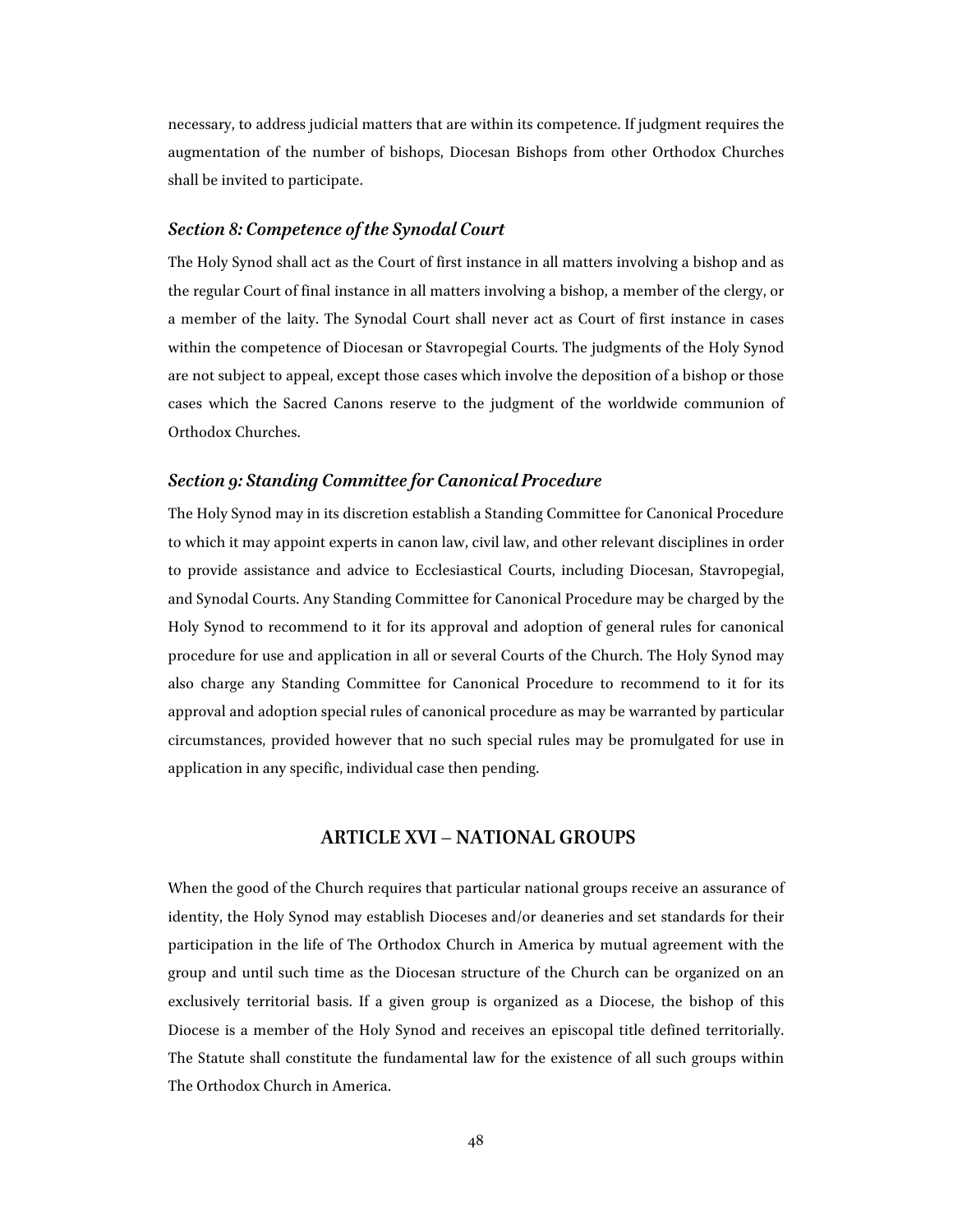necessary, to address judicial matters that are within its competence. If judgment requires the augmentation of the number of bishops, Diocesan Bishops from other Orthodox Churches shall be invited to participate.

### *Section 8: Competence of the Synodal Court*

The Holy Synod shall act as the Court of first instance in all matters involving a bishop and as the regular Court of final instance in all matters involving a bishop, a member of the clergy, or a member of the laity. The Synodal Court shall never act as Court of first instance in cases within the competence of Diocesan or Stavropegial Courts. The judgments of the Holy Synod are not subject to appeal, except those cases which involve the deposition of a bishop or those cases which the Sacred Canons reserve to the judgment of the worldwide communion of Orthodox Churches.

### *Section 9: Standing Committee for Canonical Procedure*

The Holy Synod may in its discretion establish a Standing Committee for Canonical Procedure to which it may appoint experts in canon law, civil law, and other relevant disciplines in order to provide assistance and advice to Ecclesiastical Courts, including Diocesan, Stavropegial, and Synodal Courts. Any Standing Committee for Canonical Procedure may be charged by the Holy Synod to recommend to it for its approval and adoption of general rules for canonical procedure for use and application in all or several Courts of the Church. The Holy Synod may also charge any Standing Committee for Canonical Procedure to recommend to it for its approval and adoption special rules of canonical procedure as may be warranted by particular circumstances, provided however that no such special rules may be promulgated for use in application in any specific, individual case then pending.

## ARTICLE XVI – NATIONAL GROUPS

When the good of the Church requires that particular national groups receive an assurance of identity, the Holy Synod may establish Dioceses and/or deaneries and set standards for their participation in the life of The Orthodox Church in America by mutual agreement with the group and until such time as the Diocesan structure of the Church can be organized on an exclusively territorial basis. If a given group is organized as a Diocese, the bishop of this Diocese is a member of the Holy Synod and receives an episcopal title defined territorially. The Statute shall constitute the fundamental law for the existence of all such groups within The Orthodox Church in America.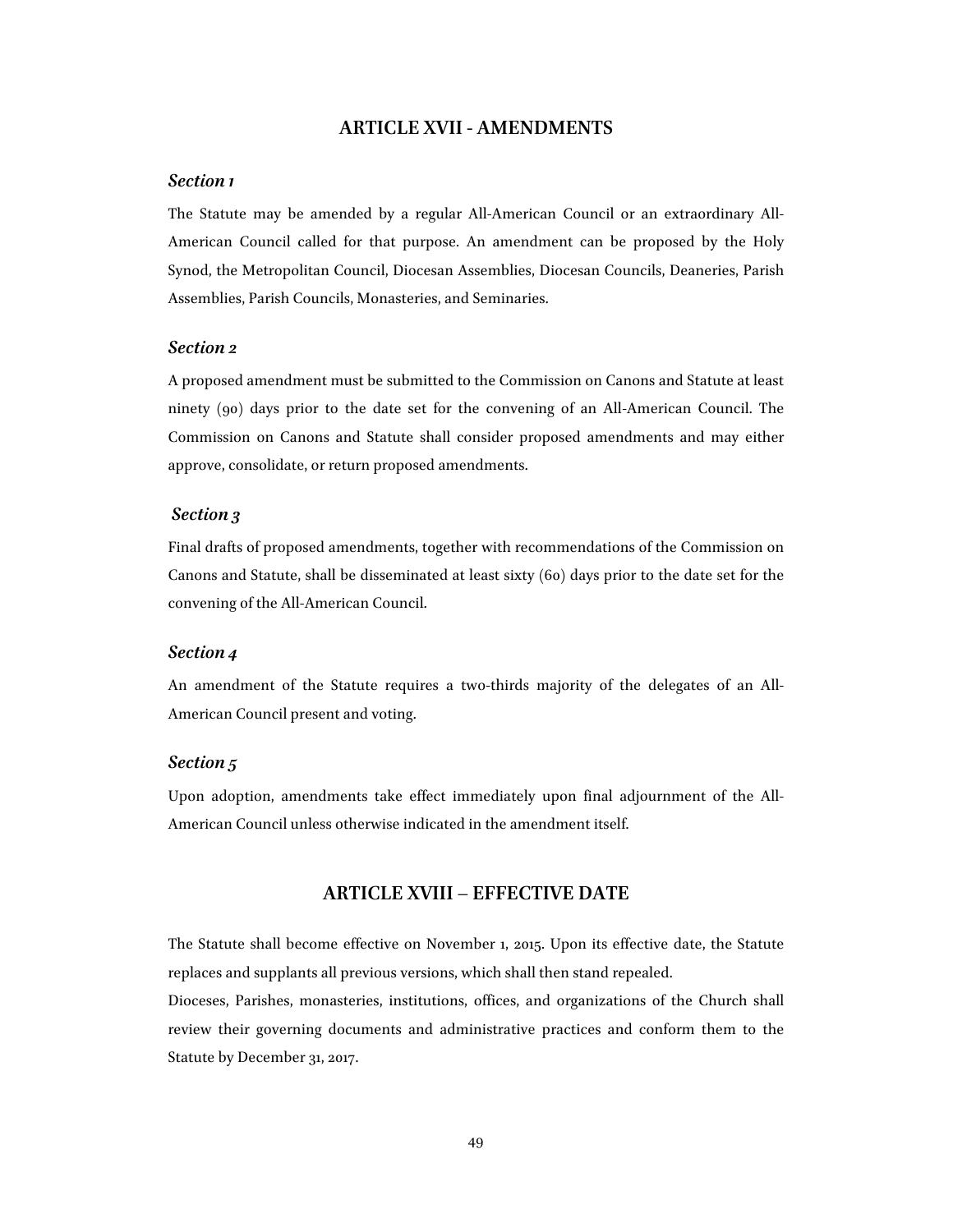## ARTICLE XVII - AMENDMENTS

### *Section 1*

The Statute may be amended by a regular All-American Council or an extraordinary All-American Council called for that purpose. An amendment can be proposed by the Holy Synod, the Metropolitan Council, Diocesan Assemblies, Diocesan Councils, Deaneries, Parish Assemblies, Parish Councils, Monasteries, and Seminaries.

### *Section 2*

A proposed amendment must be submitted to the Commission on Canons and Statute at least ninety (90) days prior to the date set for the convening of an All-American Council. The Commission on Canons and Statute shall consider proposed amendments and may either approve, consolidate, or return proposed amendments.

### *Section 3*

Final drafts of proposed amendments, together with recommendations of the Commission on Canons and Statute, shall be disseminated at least sixty (60) days prior to the date set for the convening of the All-American Council.

### *Section 4*

An amendment of the Statute requires a two-thirds majority of the delegates of an All-American Council present and voting.

### *Section 5*

Upon adoption, amendments take effect immediately upon final adjournment of the All-American Council unless otherwise indicated in the amendment itself.

## ARTICLE XVIII – EFFECTIVE DATE

The Statute shall become effective on November 1, 2015. Upon its effective date, the Statute replaces and supplants all previous versions, which shall then stand repealed.

Dioceses, Parishes, monasteries, institutions, offices, and organizations of the Church shall review their governing documents and administrative practices and conform them to the Statute by December 31, 2017.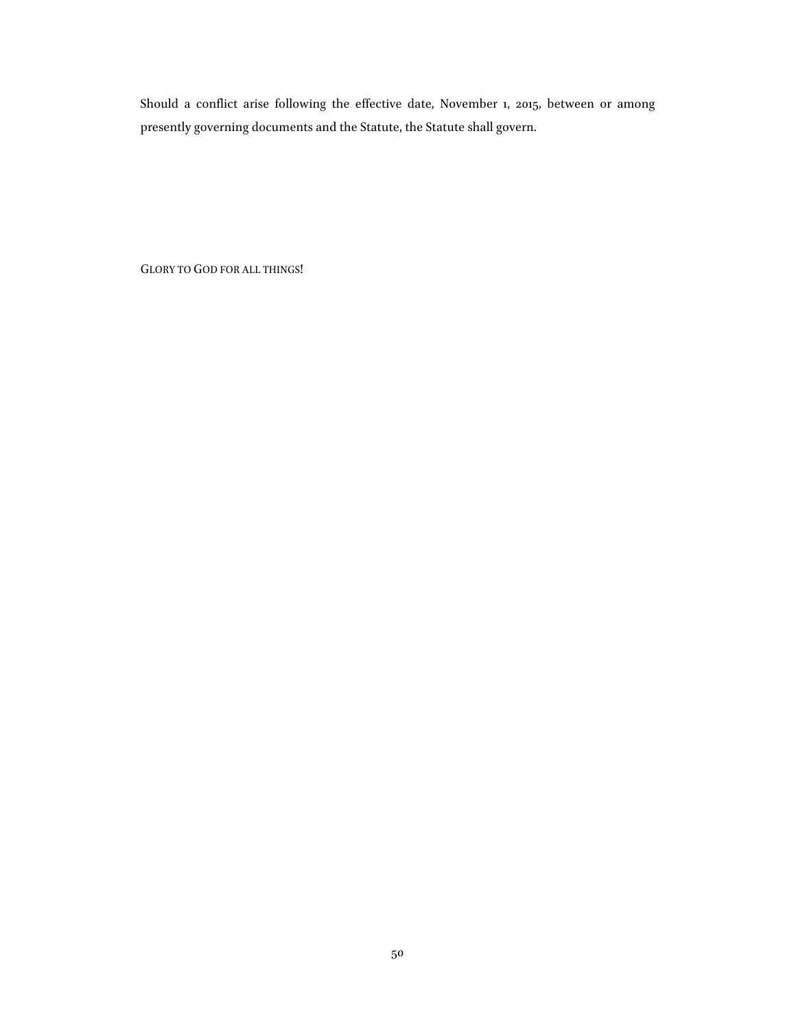Should a conflict arise following the effective date, November 1, 2015, between or among presently governing documents and the Statute, the Statute shall govern.

GLORY TO GOD FOR ALL THINGS!